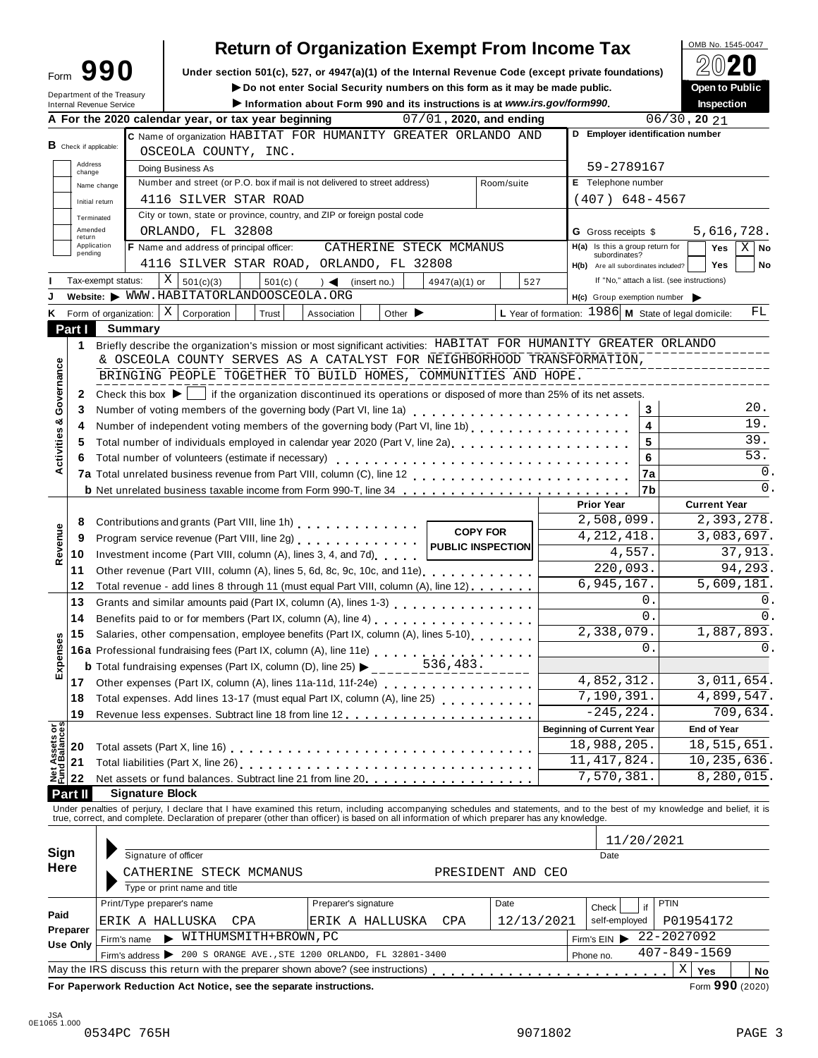Form **990**

Department of the Treasury
Internal Revenue Service

# Return of Organization Exempt From Income Tax

**Under section 501(c), 527, or 4947(a)(1) of the Internal Revenue Code (except private foundations)**

▶ Do not enter Social Security numbers on this form as it may be made public.

▶ Information about Form 990 and its instructions is at *www.irs.gov/form990*.

OMB No. 1545-0047

**2020**

**Open to Public Inspection**

**A** For the 2020 calendar year, or tax year beginning 07/01, 2020, and ending 06/30, 20 21

**B** Check if applicable: Address change / Name change / Initial return / Terminated / Amended return / Application pending

**C** Name of organization HABITAT FOR HUMANITY GREATER ORLANDO AND OSCEOLA COUNTY, INC.

Doing Business As

Number and street (or P.O. box if mail is not delivered to street address) 4116 SILVER STAR ROAD Room/suite

City or town, state or province, country, and ZIP or foreign postal code ORLANDO, FL 32808

**D** Employer identification number 59-2789167

**E** Telephone number (407) 648-4567

**G** Gross receipts $ 5,616,728.

**F** Name and address of principal officer: CATHERINE STECK MCMANUS 4116 SILVER STAR ROAD, ORLANDO, FL 32808

**H(a)** Is this a group return for subordinates? Yes [ ] No [X]

**H(b)** Are all subordinates included? Yes [ ] No [ ]
If "No," attach a list. (see instructions)

**I** Tax-exempt status: [X] 501(c)(3) [ ] 501(c) ( ) ◀ (insert no.) [ ] 4947(a)(1) or [ ] 527

**J** Website: ▶ WWW.HABITATORLANDOOSCEOLA.ORG

**H(c)** Group exemption number ▶

**K** Form of organization: [X] Corporation [ ] Trust [ ] Association [ ] Other ▶

**L** Year of formation: 1986 **M** State of legal domicile: FL

## Part I Summary

**Activities & Governance**

1 Briefly describe the organization's mission or most significant activities: HABITAT FOR HUMANITY GREATER ORLANDO & OSCEOLA COUNTY SERVES AS A CATALYST FOR NEIGHBORHOOD TRANSFORMATION, BRINGING PEOPLE TOGETHER TO BUILD HOMES, COMMUNITIES AND HOPE.

2 Check this box ▶ [ ] if the organization discontinued its operations or disposed of more than 25% of its net assets.

| | | | |
|---|---|---|---|
| 3 | Number of voting members of the governing body (Part VI, line 1a) | 3 | 20. |
| 4 | Number of independent voting members of the governing body (Part VI, line 1b) | 4 | 19. |
| 5 | Total number of individuals employed in calendar year 2020 (Part V, line 2a) | 5 | 39. |
| 6 | Total number of volunteers (estimate if necessary) | 6 | 53. |
| 7a | Total unrelated business revenue from Part VIII, column (C), line 12 | 7a | 0. |
| b | Net unrelated business taxable income from Form 990-T, line 34 | 7b | 0. |

**COPY FOR PUBLIC INSPECTION**

| | | | Prior Year | Current Year |
|---|---|---|---|---|
| **Revenue** | 8 | Contributions and grants (Part VIII, line 1h) | 2,508,099. | 2,393,278. |
| | 9 | Program service revenue (Part VIII, line 2g) | 4,212,418. | 3,083,697. |
| | 10 | Investment income (Part VIII, column (A), lines 3, 4, and 7d) | 4,557. | 37,913. |
| | 11 | Other revenue (Part VIII, column (A), lines 5, 6d, 8c, 9c, 10c, and 11e) | 220,093. | 94,293. |
| | 12 | Total revenue - add lines 8 through 11 (must equal Part VIII, column (A), line 12) | 6,945,167. | 5,609,181. |
| **Expenses** | 13 | Grants and similar amounts paid (Part IX, column (A), lines 1-3) | 0. | 0. |
| | 14 | Benefits paid to or for members (Part IX, column (A), line 4) | 0. | 0. |
| | 15 | Salaries, other compensation, employee benefits (Part IX, column (A), lines 5-10) | 2,338,079. | 1,887,893. |
| | 16a | Professional fundraising fees (Part IX, column (A), line 11e) | 0. | 0. |
| | b | Total fundraising expenses (Part IX, column (D), line 25) ▶ 536,483. | | |
| | 17 | Other expenses (Part IX, column (A), lines 11a-11d, 11f-24e) | 4,852,312. | 3,011,654. |
| | 18 | Total expenses. Add lines 13-17 (must equal Part IX, column (A), line 25) | 7,190,391. | 4,899,547. |
| | 19 | Revenue less expenses. Subtract line 18 from line 12 | -245,224. | 709,634. |
| | | | **Beginning of Current Year** | **End of Year** |
| **Net Assets or Fund Balances** | 20 | Total assets (Part X, line 16) | 18,988,205. | 18,515,651. |
| | 21 | Total liabilities (Part X, line 26) | 11,417,824. | 10,235,636. |
| | 22 | Net assets or fund balances. Subtract line 21 from line 20 | 7,570,381. | 8,280,015. |

## Part II Signature Block

Under penalties of perjury, I declare that I have examined this return, including accompanying schedules and statements, and to the best of my knowledge and belief, it is true, correct, and complete. Declaration of preparer (other than officer) is based on all information of which preparer has any knowledge.

**Sign Here**

Signature of officer — Date: 11/20/2021

CATHERINE STECK MCMANUS — PRESIDENT AND CEO
Type or print name and title

**Paid Preparer Use Only**

| Print/Type preparer's name | Preparer's signature | Date | Check [ ] if self-employed | PTIN |
|---|---|---|---|---|
| ERIK A HALLUSKA CPA | ERIK A HALLUSKA CPA | 12/13/2021 | | P01954172 |

Firm's name ▶ WITHUMSMITH+BROWN,PC — Firm's EIN ▶ 22-2027092

Firm's address ▶ 200 S ORANGE AVE.,STE 1200 ORLANDO, FL 32801-3400 — Phone no. 407-849-1569

May the IRS discuss this return with the preparer shown above? (see instructions) [X] Yes [ ] No

**For Paperwork Reduction Act Notice, see the separate instructions.** Form **990** (2020)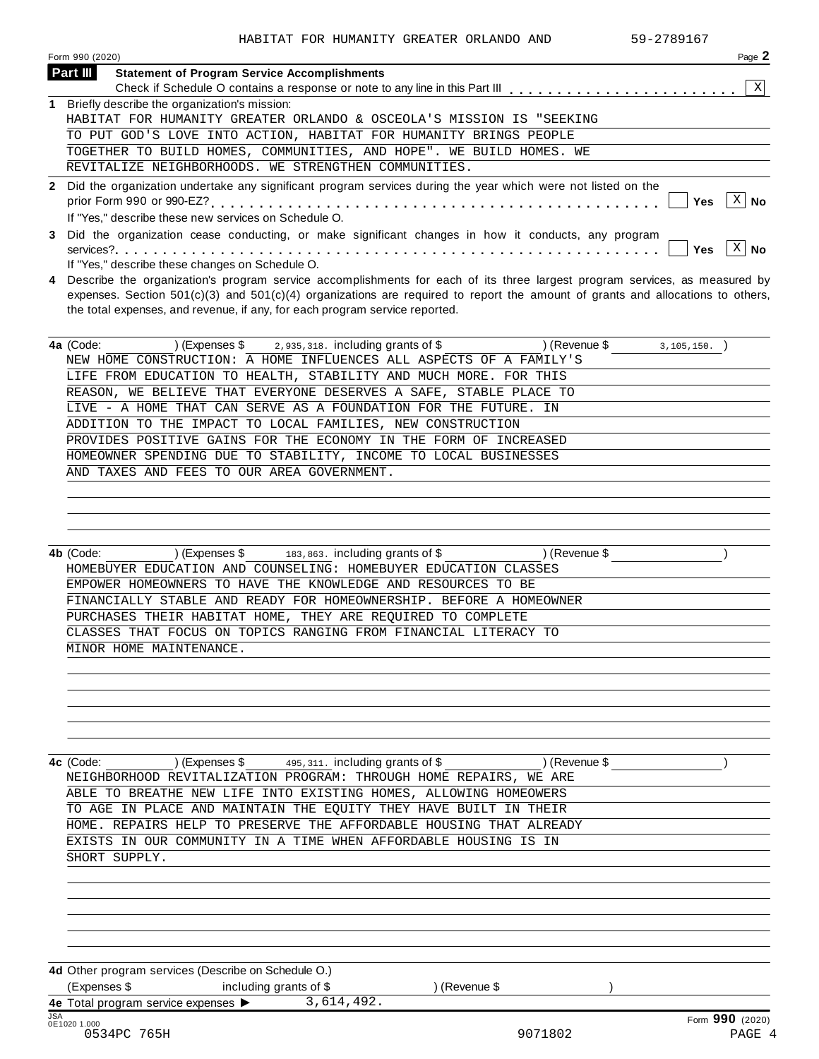HABITAT FOR HUMANITY GREATER ORLANDO AND 59-2789167

Form 990 (2020) Page 2

## Part III Statement of Program Service Accomplishments

Check if Schedule O contains a response or note to any line in this Part III . . . . . . . . . . . . . . . . . . . . . . . [X]

**1** Briefly describe the organization's mission:

HABITAT FOR HUMANITY GREATER ORLANDO & OSCEOLA'S MISSION IS "SEEKING TO PUT GOD'S LOVE INTO ACTION, HABITAT FOR HUMANITY BRINGS PEOPLE TOGETHER TO BUILD HOMES, COMMUNITIES, AND HOPE". WE BUILD HOMES. WE REVITALIZE NEIGHBORHOODS. WE STRENGTHEN COMMUNITIES.

**2** Did the organization undertake any significant program services during the year which were not listed on the prior Form 990 or 990-EZ? . . . . . . . . . . . . . . . . . . . . . . . . . . . . . . . . . . . . . . . . . . [ ] Yes [X] No

If "Yes," describe these new services on Schedule O.

**3** Did the organization cease conducting, or make significant changes in how it conducts, any program services? . . . . . . . . . . . . . . . . . . . . . . . . . . . . . . . . . . . . . . . . . . . . . . . . . . . . . [ ] Yes [X] No

If "Yes," describe these changes on Schedule O.

**4** Describe the organization's program service accomplishments for each of its three largest program services, as measured by expenses. Section 501(c)(3) and 501(c)(4) organizations are required to report the amount of grants and allocations to others, the total expenses, and revenue, if any, for each program service reported.

**4a** (Code: ) (Expenses $ 2,935,318. including grants of $ ) (Revenue $ 3,105,150. )

NEW HOME CONSTRUCTION: A HOME INFLUENCES ALL ASPECTS OF A FAMILY'S LIFE FROM EDUCATION TO HEALTH, STABILITY AND MUCH MORE. FOR THIS REASON, WE BELIEVE THAT EVERYONE DESERVES A SAFE, STABLE PLACE TO LIVE - A HOME THAT CAN SERVE AS A FOUNDATION FOR THE FUTURE. IN ADDITION TO THE IMPACT TO LOCAL FAMILIES, NEW CONSTRUCTION PROVIDES POSITIVE GAINS FOR THE ECONOMY IN THE FORM OF INCREASED HOMEOWNER SPENDING DUE TO STABILITY, INCOME TO LOCAL BUSINESSES AND TAXES AND FEES TO OUR AREA GOVERNMENT.

**4b** (Code: ) (Expenses $ 183,863. including grants of $ ) (Revenue $ )

HOMEBUYER EDUCATION AND COUNSELING: HOMEBUYER EDUCATION CLASSES EMPOWER HOMEOWNERS TO HAVE THE KNOWLEDGE AND RESOURCES TO BE FINANCIALLY STABLE AND READY FOR HOMEOWNERSHIP. BEFORE A HOMEOWNER PURCHASES THEIR HABITAT HOME, THEY ARE REQUIRED TO COMPLETE CLASSES THAT FOCUS ON TOPICS RANGING FROM FINANCIAL LITERACY TO MINOR HOME MAINTENANCE.

**4c** (Code: ) (Expenses $ 495,311. including grants of $ ) (Revenue $ )

NEIGHBORHOOD REVITALIZATION PROGRAM: THROUGH HOME REPAIRS, WE ARE ABLE TO BREATHE NEW LIFE INTO EXISTING HOMES, ALLOWING HOMEOWERS TO AGE IN PLACE AND MAINTAIN THE EQUITY THEY HAVE BUILT IN THEIR HOME. REPAIRS HELP TO PRESERVE THE AFFORDABLE HOUSING THAT ALREADY EXISTS IN OUR COMMUNITY IN A TIME WHEN AFFORDABLE HOUSING IS IN SHORT SUPPLY.

**4d** Other program services (Describe on Schedule O.)

(Expenses $ including grants of $ ) (Revenue $ )

**4e** Total program service expenses ▶ 3,614,492.

Form **990** (2020)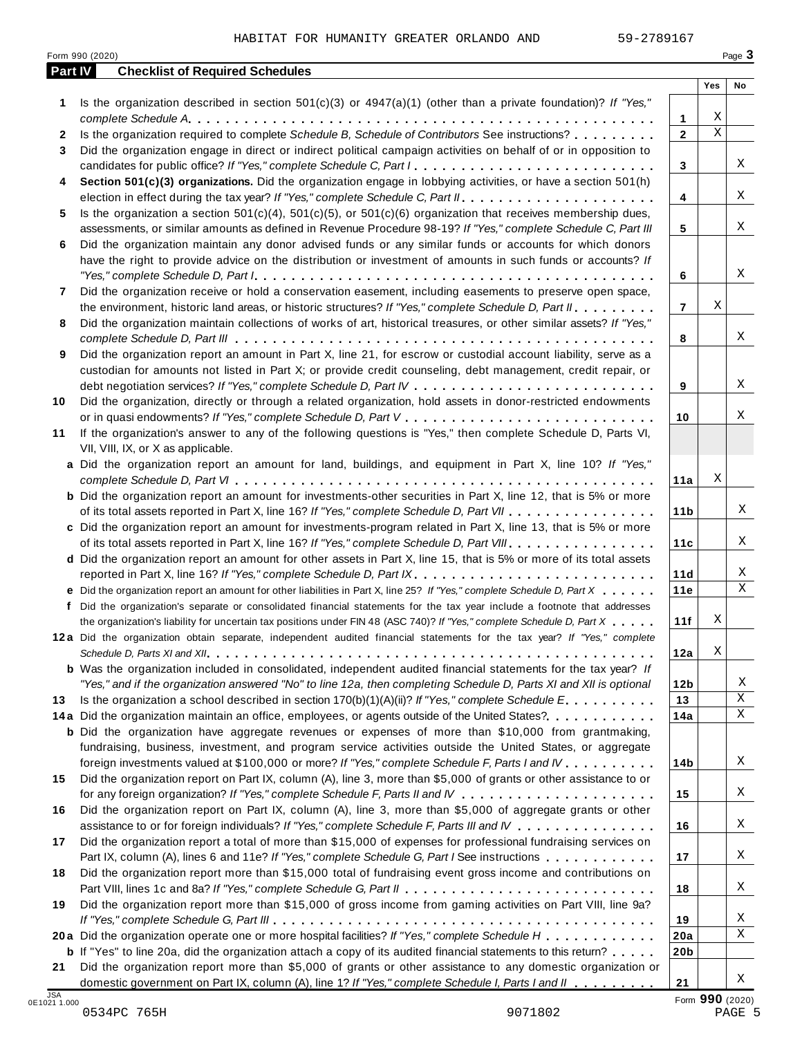HABITAT FOR HUMANITY GREATER ORLANDO AND 59-2789167

Form 990 (2020) Page **3**

## Part IV Checklist of Required Schedules

| | | | Yes | No |
|---|---|---|---|---|
| **1** | Is the organization described in section 501(c)(3) or 4947(a)(1) (other than a private foundation)? *If "Yes," complete Schedule A* | **1** | X | |
| **2** | Is the organization required to complete *Schedule B, Schedule of Contributors* See instructions? | **2** | X | |
| **3** | Did the organization engage in direct or indirect political campaign activities on behalf of or in opposition to candidates for public office? *If "Yes," complete Schedule C, Part I* | **3** | | X |
| **4** | **Section 501(c)(3) organizations.** Did the organization engage in lobbying activities, or have a section 501(h) election in effect during the tax year? *If "Yes," complete Schedule C, Part II* | **4** | | X |
| **5** | Is the organization a section 501(c)(4), 501(c)(5), or 501(c)(6) organization that receives membership dues, assessments, or similar amounts as defined in Revenue Procedure 98-19? *If "Yes," complete Schedule C, Part III* | **5** | | X |
| **6** | Did the organization maintain any donor advised funds or any similar funds or accounts for which donors have the right to provide advice on the distribution or investment of amounts in such funds or accounts? *If "Yes," complete Schedule D, Part I* | **6** | | X |
| **7** | Did the organization receive or hold a conservation easement, including easements to preserve open space, the environment, historic land areas, or historic structures? *If "Yes," complete Schedule D, Part II* | **7** | X | |
| **8** | Did the organization maintain collections of works of art, historical treasures, or other similar assets? *If "Yes," complete Schedule D, Part III* | **8** | | X |
| **9** | Did the organization report an amount in Part X, line 21, for escrow or custodial account liability, serve as a custodian for amounts not listed in Part X; or provide credit counseling, debt management, credit repair, or debt negotiation services? *If "Yes," complete Schedule D, Part IV* | **9** | | X |
| **10** | Did the organization, directly or through a related organization, hold assets in donor-restricted endowments or in quasi endowments? *If "Yes," complete Schedule D, Part V* | **10** | | X |
| **11** | If the organization's answer to any of the following questions is "Yes," then complete Schedule D, Parts VI, VII, VIII, IX, or X as applicable. | | | |
| **a** | Did the organization report an amount for land, buildings, and equipment in Part X, line 10? *If "Yes," complete Schedule D, Part VI* | **11a** | X | |
| **b** | Did the organization report an amount for investments-other securities in Part X, line 12, that is 5% or more of its total assets reported in Part X, line 16? *If "Yes," complete Schedule D, Part VII* | **11b** | | X |
| **c** | Did the organization report an amount for investments-program related in Part X, line 13, that is 5% or more of its total assets reported in Part X, line 16? *If "Yes," complete Schedule D, Part VIII* | **11c** | | X |
| **d** | Did the organization report an amount for other assets in Part X, line 15, that is 5% or more of its total assets reported in Part X, line 16? *If "Yes," complete Schedule D, Part IX* | **11d** | | X |
| **e** | Did the organization report an amount for other liabilities in Part X, line 25? *If "Yes," complete Schedule D, Part X* | **11e** | | X |
| **f** | Did the organization's separate or consolidated financial statements for the tax year include a footnote that addresses the organization's liability for uncertain tax positions under FIN 48 (ASC 740)? *If "Yes," complete Schedule D, Part X* | **11f** | X | |
| **12a** | Did the organization obtain separate, independent audited financial statements for the tax year? *If "Yes," complete Schedule D, Parts XI and XII* | **12a** | X | |
| **b** | Was the organization included in consolidated, independent audited financial statements for the tax year? *If "Yes," and if the organization answered "No" to line 12a, then completing Schedule D, Parts XI and XII is optional* | **12b** | | X |
| **13** | Is the organization a school described in section 170(b)(1)(A)(ii)? *If "Yes," complete Schedule E* | **13** | | X |
| **14a** | Did the organization maintain an office, employees, or agents outside of the United States? | **14a** | | X |
| **b** | Did the organization have aggregate revenues or expenses of more than $10,000 from grantmaking, fundraising, business, investment, and program service activities outside the United States, or aggregate foreign investments valued at $100,000 or more? *If "Yes," complete Schedule F, Parts I and IV* | **14b** | | X |
| **15** | Did the organization report on Part IX, column (A), line 3, more than $5,000 of grants or other assistance to or for any foreign organization? *If "Yes," complete Schedule F, Parts II and IV* | **15** | | X |
| **16** | Did the organization report on Part IX, column (A), line 3, more than $5,000 of aggregate grants or other assistance to or for foreign individuals? *If "Yes," complete Schedule F, Parts III and IV* | **16** | | X |
| **17** | Did the organization report a total of more than $15,000 of expenses for professional fundraising services on Part IX, column (A), lines 6 and 11e? *If "Yes," complete Schedule G, Part I* See instructions | **17** | | X |
| **18** | Did the organization report more than $15,000 total of fundraising event gross income and contributions on Part VIII, lines 1c and 8a? *If "Yes," complete Schedule G, Part II* | **18** | | X |
| **19** | Did the organization report more than $15,000 of gross income from gaming activities on Part VIII, line 9a? *If "Yes," complete Schedule G, Part III* | **19** | | X |
| **20a** | Did the organization operate one or more hospital facilities? *If "Yes," complete Schedule H* | **20a** | | X |
| **b** | If "Yes" to line 20a, did the organization attach a copy of its audited financial statements to this return? | **20b** | | |
| **21** | Did the organization report more than $5,000 of grants or other assistance to any domestic organization or domestic government on Part IX, column (A), line 1? *If "Yes," complete Schedule I, Parts I and II* | **21** | | X |

JSA 0E1021 1.000

Form **990** (2020)

0534PC 765H 9071802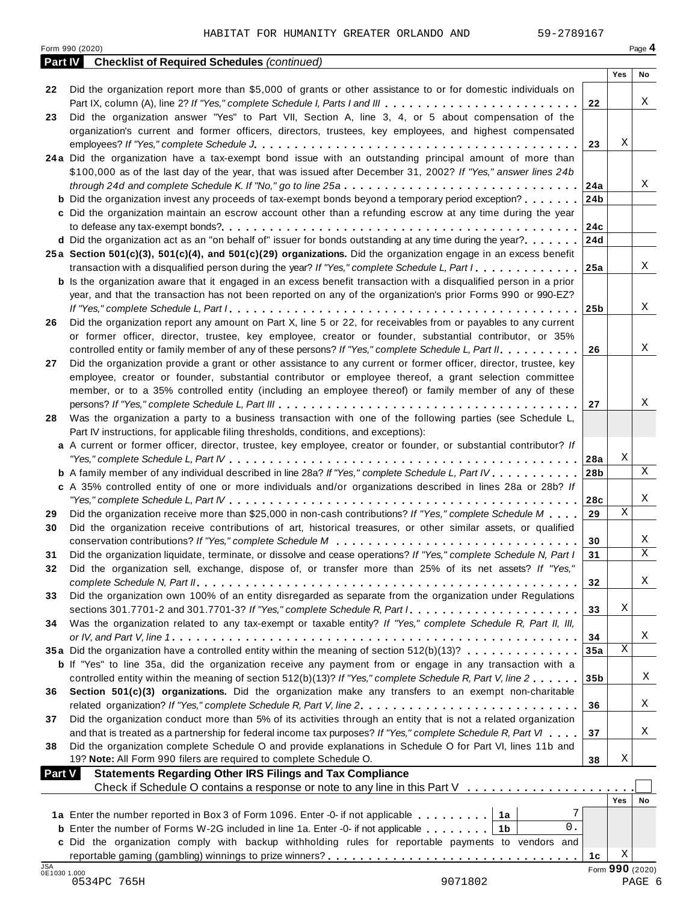HABITAT FOR HUMANITY GREATER ORLANDO AND 59-2789167

Form 990 (2020) Page 4

**Part IV Checklist of Required Schedules** *(continued)*

| | | | Yes | No |
|---|---|---|---|---|
| 22 | Did the organization report more than $5,000 of grants or other assistance to or for domestic individuals on Part IX, column (A), line 2? *If "Yes," complete Schedule I, Parts I and III* | 22 | | X |
| 23 | Did the organization answer "Yes" to Part VII, Section A, line 3, 4, or 5 about compensation of the organization's current and former officers, directors, trustees, key employees, and highest compensated employees? *If "Yes," complete Schedule J* | 23 | X | |
| 24a | Did the organization have a tax-exempt bond issue with an outstanding principal amount of more than $100,000 as of the last day of the year, that was issued after December 31, 2002? *If "Yes," answer lines 24b through 24d and complete Schedule K. If "No," go to line 25a* | 24a | | X |
| b | Did the organization invest any proceeds of tax-exempt bonds beyond a temporary period exception? | 24b | | |
| c | Did the organization maintain an escrow account other than a refunding escrow at any time during the year to defease any tax-exempt bonds? | 24c | | |
| d | Did the organization act as an "on behalf of" issuer for bonds outstanding at any time during the year? | 24d | | |
| 25a | **Section 501(c)(3), 501(c)(4), and 501(c)(29) organizations.** Did the organization engage in an excess benefit transaction with a disqualified person during the year? *If "Yes," complete Schedule L, Part I* | 25a | | X |
| b | Is the organization aware that it engaged in an excess benefit transaction with a disqualified person in a prior year, and that the transaction has not been reported on any of the organization's prior Forms 990 or 990-EZ? *If "Yes," complete Schedule L, Part I* | 25b | | X |
| 26 | Did the organization report any amount on Part X, line 5 or 22, for receivables from or payables to any current or former officer, director, trustee, key employee, creator or founder, substantial contributor, or 35% controlled entity or family member of any of these persons? *If "Yes," complete Schedule L, Part II* | 26 | | X |
| 27 | Did the organization provide a grant or other assistance to any current or former officer, director, trustee, key employee, creator or founder, substantial contributor or employee thereof, a grant selection committee member, or to a 35% controlled entity (including an employee thereof) or family member of any of these persons? *If "Yes," complete Schedule L, Part III* | 27 | | X |
| 28 | Was the organization a party to a business transaction with one of the following parties (see Schedule L, Part IV instructions, for applicable filing thresholds, conditions, and exceptions): | | | |
| a | A current or former officer, director, trustee, key employee, creator or founder, or substantial contributor? *If "Yes," complete Schedule L, Part IV* | 28a | X | |
| b | A family member of any individual described in line 28a? *If "Yes," complete Schedule L, Part IV* | 28b | | X |
| c | A 35% controlled entity of one or more individuals and/or organizations described in lines 28a or 28b? *If "Yes," complete Schedule L, Part IV* | 28c | | X |
| 29 | Did the organization receive more than $25,000 in non-cash contributions? *If "Yes," complete Schedule M* | 29 | X | |
| 30 | Did the organization receive contributions of art, historical treasures, or other similar assets, or qualified conservation contributions? *If "Yes," complete Schedule M* | 30 | | X |
| 31 | Did the organization liquidate, terminate, or dissolve and cease operations? *If "Yes," complete Schedule N, Part I* | 31 | | X |
| 32 | Did the organization sell, exchange, dispose of, or transfer more than 25% of its net assets? *If "Yes," complete Schedule N, Part II* | 32 | | X |
| 33 | Did the organization own 100% of an entity disregarded as separate from the organization under Regulations sections 301.7701-2 and 301.7701-3? *If "Yes," complete Schedule R, Part I* | 33 | X | |
| 34 | Was the organization related to any tax-exempt or taxable entity? *If "Yes," complete Schedule R, Part II, III, or IV, and Part V, line 1* | 34 | | X |
| 35a | Did the organization have a controlled entity within the meaning of section 512(b)(13)? | 35a | X | |
| b | If "Yes" to line 35a, did the organization receive any payment from or engage in any transaction with a controlled entity within the meaning of section 512(b)(13)? *If "Yes," complete Schedule R, Part V, line 2* | 35b | | X |
| 36 | **Section 501(c)(3) organizations.** Did the organization make any transfers to an exempt non-charitable related organization? *If "Yes," complete Schedule R, Part V, line 2* | 36 | | X |
| 37 | Did the organization conduct more than 5% of its activities through an entity that is not a related organization and that is treated as a partnership for federal income tax purposes? *If "Yes," complete Schedule R, Part VI* | 37 | | X |
| 38 | Did the organization complete Schedule O and provide explanations in Schedule O for Part VI, lines 11b and 19? **Note:** All Form 990 filers are required to complete Schedule O. | 38 | X | |

**Part V Statements Regarding Other IRS Filings and Tax Compliance**

Check if Schedule O contains a response or note to any line in this Part V ☐

| | | | | | Yes | No |
|---|---|---|---|---|---|---|
| 1a | Enter the number reported in Box 3 of Form 1096. Enter -0- if not applicable | 1a | 7 | | | |
| b | Enter the number of Forms W-2G included in line 1a. Enter -0- if not applicable | 1b | 0. | | | |
| c | Did the organization comply with backup withholding rules for reportable payments to vendors and reportable gaming (gambling) winnings to prize winners? | | | 1c | X | |

Form **990** (2020)

0534PC 765H 9071802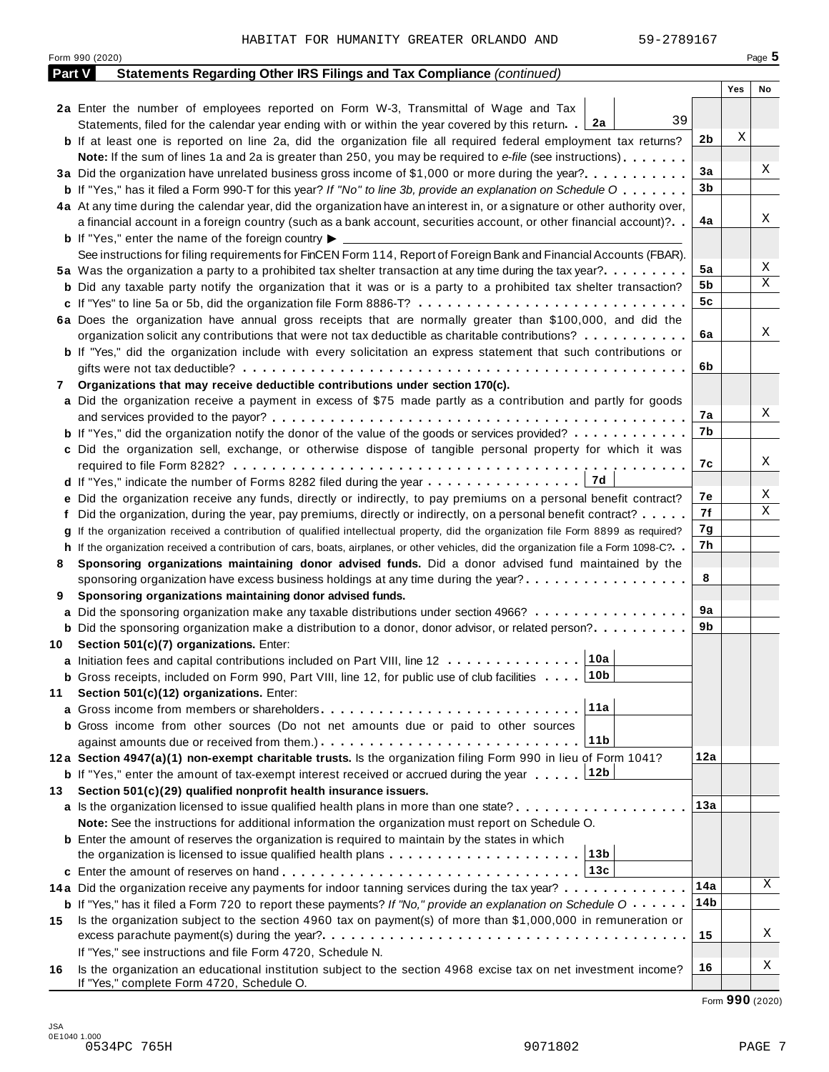HABITAT FOR HUMANITY GREATER ORLANDO AND 59-2789167

Form 990 (2020) Page **5**

## Part V Statements Regarding Other IRS Filings and Tax Compliance *(continued)*

| | | | Yes | No |
|---|---|---|---|---|
| **2a** | Enter the number of employees reported on Form W-3, Transmittal of Wage and Tax Statements, filed for the calendar year ending with or within the year covered by this return . . **2a** 39 | | | |
| **b** | If at least one is reported on line 2a, did the organization file all required federal employment tax returns? | **2b** | X | |
| | **Note:** If the sum of lines 1a and 2a is greater than 250, you may be required to *e-file* (see instructions) | | | |
| **3a** | Did the organization have unrelated business gross income of $1,000 or more during the year? | **3a** | | X |
| **b** | If "Yes," has it filed a Form 990-T for this year? *If "No" to line 3b, provide an explanation on Schedule O* | **3b** | | |
| **4a** | At any time during the calendar year, did the organization have an interest in, or a signature or other authority over, a financial account in a foreign country (such as a bank account, securities account, or other financial account)? | **4a** | | X |
| **b** | If "Yes," enter the name of the foreign country ▶ | | | |
| | See instructions for filing requirements for FinCEN Form 114, Report of Foreign Bank and Financial Accounts (FBAR). | | | |
| **5a** | Was the organization a party to a prohibited tax shelter transaction at any time during the tax year? | **5a** | | X |
| **b** | Did any taxable party notify the organization that it was or is a party to a prohibited tax shelter transaction? | **5b** | | X |
| **c** | If "Yes" to line 5a or 5b, did the organization file Form 8886-T? | **5c** | | |
| **6a** | Does the organization have annual gross receipts that are normally greater than $100,000, and did the organization solicit any contributions that were not tax deductible as charitable contributions? | **6a** | | X |
| **b** | If "Yes," did the organization include with every solicitation an express statement that such contributions or gifts were not tax deductible? | **6b** | | |
| **7** | **Organizations that may receive deductible contributions under section 170(c).** | | | |
| **a** | Did the organization receive a payment in excess of $75 made partly as a contribution and partly for goods and services provided to the payor? | **7a** | | X |
| **b** | If "Yes," did the organization notify the donor of the value of the goods or services provided? | **7b** | | |
| **c** | Did the organization sell, exchange, or otherwise dispose of tangible personal property for which it was required to file Form 8282? | **7c** | | X |
| **d** | If "Yes," indicate the number of Forms 8282 filed during the year . . . **7d** | | | |
| **e** | Did the organization receive any funds, directly or indirectly, to pay premiums on a personal benefit contract? | **7e** | | X |
| **f** | Did the organization, during the year, pay premiums, directly or indirectly, on a personal benefit contract? | **7f** | | X |
| **g** | If the organization received a contribution of qualified intellectual property, did the organization file Form 8899 as required? | **7g** | | |
| **h** | If the organization received a contribution of cars, boats, airplanes, or other vehicles, did the organization file a Form 1098-C? | **7h** | | |
| **8** | **Sponsoring organizations maintaining donor advised funds.** Did a donor advised fund maintained by the sponsoring organization have excess business holdings at any time during the year? | **8** | | |
| **9** | **Sponsoring organizations maintaining donor advised funds.** | | | |
| **a** | Did the sponsoring organization make any taxable distributions under section 4966? | **9a** | | |
| **b** | Did the sponsoring organization make a distribution to a donor, donor advisor, or related person? | **9b** | | |
| **10** | **Section 501(c)(7) organizations.** Enter: | | | |
| **a** | Initiation fees and capital contributions included on Part VIII, line 12 . . . **10a** | | | |
| **b** | Gross receipts, included on Form 990, Part VIII, line 12, for public use of club facilities . . . **10b** | | | |
| **11** | **Section 501(c)(12) organizations.** Enter: | | | |
| **a** | Gross income from members or shareholders . . . **11a** | | | |
| **b** | Gross income from other sources (Do not net amounts due or paid to other sources against amounts due or received from them.) . . . **11b** | | | |
| **12a** | **Section 4947(a)(1) non-exempt charitable trusts.** Is the organization filing Form 990 in lieu of Form 1041? | **12a** | | |
| **b** | If "Yes," enter the amount of tax-exempt interest received or accrued during the year . . . **12b** | | | |
| **13** | **Section 501(c)(29) qualified nonprofit health insurance issuers.** | | | |
| **a** | Is the organization licensed to issue qualified health plans in more than one state? | **13a** | | |
| | **Note:** See the instructions for additional information the organization must report on Schedule O. | | | |
| **b** | Enter the amount of reserves the organization is required to maintain by the states in which the organization is licensed to issue qualified health plans . . . **13b** | | | |
| **c** | Enter the amount of reserves on hand . . . **13c** | | | |
| **14a** | Did the organization receive any payments for indoor tanning services during the tax year? | **14a** | | X |
| **b** | If "Yes," has it filed a Form 720 to report these payments? *If "No," provide an explanation on Schedule O* | **14b** | | |
| **15** | Is the organization subject to the section 4960 tax on payment(s) of more than $1,000,000 in remuneration or excess parachute payment(s) during the year? | **15** | | X |
| | If "Yes," see instructions and file Form 4720, Schedule N. | | | |
| **16** | Is the organization an educational institution subject to the section 4968 excise tax on net investment income? If "Yes," complete Form 4720, Schedule O. | **16** | | X |

Form **990** (2020)

JSA
0E1040 1.000
0534PC 765H 9071802 PAGE 7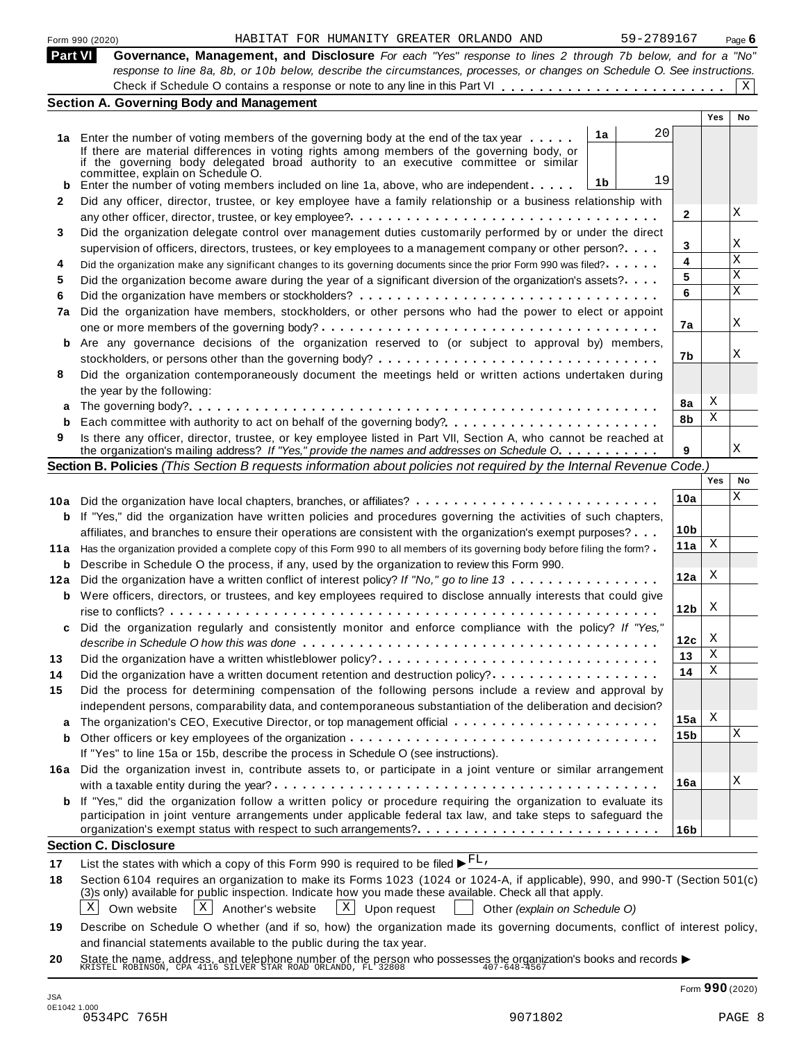Form 990 (2020) HABITAT FOR HUMANITY GREATER ORLANDO AND 59-2789167 Page 6

## Part VI Governance, Management, and Disclosure

*For each "Yes" response to lines 2 through 7b below, and for a "No" response to line 8a, 8b, or 10b below, describe the circumstances, processes, or changes on Schedule O. See instructions.*

Check if Schedule O contains a response or note to any line in this Part VI . . . . . . . . . . . . . . . . . . . . . . . . [X]

### Section A. Governing Body and Management

| | | | | Yes | No |
|---|---|---|---|---|---|
| **1a** | Enter the number of voting members of the governing body at the end of the tax year . . . . . **1a** 20 | | | | |
| | If there are material differences in voting rights among members of the governing body, or if the governing body delegated broad authority to an executive committee or similar committee, explain on Schedule O. | | | | |
| **b** | Enter the number of voting members included on line 1a, above, who are independent . . . . . **1b** 19 | | | | |
| **2** | Did any officer, director, trustee, or key employee have a family relationship or a business relationship with any other officer, director, trustee, or key employee? . . . . . . . . . . . . | | **2** | | X |
| **3** | Did the organization delegate control over management duties customarily performed by or under the direct supervision of officers, directors, trustees, or key employees to a management company or other person? . . . . | | **3** | | X |
| **4** | Did the organization make any significant changes to its governing documents since the prior Form 990 was filed? . . . . . | | **4** | | X |
| **5** | Did the organization become aware during the year of a significant diversion of the organization's assets? . . . . | | **5** | | X |
| **6** | Did the organization have members or stockholders? . . . . . . . . . . . . | | **6** | | X |
| **7a** | Did the organization have members, stockholders, or other persons who had the power to elect or appoint one or more members of the governing body? . . . . . . . . . . . . | | **7a** | | X |
| **b** | Are any governance decisions of the organization reserved to (or subject to approval by) members, stockholders, or persons other than the governing body? . . . . . . . . . . . . | | **7b** | | X |
| **8** | Did the organization contemporaneously document the meetings held or written actions undertaken during the year by the following: | | | | |
| **a** | The governing body? . . . . . . . . . . . . | | **8a** | X | |
| **b** | Each committee with authority to act on behalf of the governing body? . . . . . . . . . . . . | | **8b** | X | |
| **9** | Is there any officer, director, trustee, or key employee listed in Part VII, Section A, who cannot be reached at the organization's mailing address? *If "Yes," provide the names and addresses on Schedule O* . . . . . . . . . . | | **9** | | X |

### Section B. Policies *(This Section B requests information about policies not required by the Internal Revenue Code.)*

| | | | Yes | No |
|---|---|---|---|---|
| **10a** | Did the organization have local chapters, branches, or affiliates? . . . . . . . . . . . . | **10a** | | X |
| **b** | If "Yes," did the organization have written policies and procedures governing the activities of such chapters, affiliates, and branches to ensure their operations are consistent with the organization's exempt purposes? . . . | **10b** | | |
| **11a** | Has the organization provided a complete copy of this Form 990 to all members of its governing body before filing the form? . | **11a** | X | |
| **b** | Describe in Schedule O the process, if any, used by the organization to review this Form 990. | | | |
| **12a** | Did the organization have a written conflict of interest policy? *If "No," go to line 13* . . . . . . . . . . . . | **12a** | X | |
| **b** | Were officers, directors, or trustees, and key employees required to disclose annually interests that could give rise to conflicts? . . . . . . . . . . . . | **12b** | X | |
| **c** | Did the organization regularly and consistently monitor and enforce compliance with the policy? *If "Yes," describe in Schedule O how this was done* . . . . . . . . . . . . | **12c** | X | |
| **13** | Did the organization have a written whistleblower policy? . . . . . . . . . . . . | **13** | X | |
| **14** | Did the organization have a written document retention and destruction policy? . . . . . . . . . . . . | **14** | X | |
| **15** | Did the process for determining compensation of the following persons include a review and approval by independent persons, comparability data, and contemporaneous substantiation of the deliberation and decision? | | | |
| **a** | The organization's CEO, Executive Director, or top management official . . . . . . . . . . . . | **15a** | X | |
| **b** | Other officers or key employees of the organization . . . . . . . . . . . . | **15b** | | X |
| | If "Yes" to line 15a or 15b, describe the process in Schedule O (see instructions). | | | |
| **16a** | Did the organization invest in, contribute assets to, or participate in a joint venture or similar arrangement with a taxable entity during the year? . . . . . . . . . . . . | **16a** | | X |
| **b** | If "Yes," did the organization follow a written policy or procedure requiring the organization to evaluate its participation in joint venture arrangements under applicable federal tax law, and take steps to safeguard the organization's exempt status with respect to such arrangements? . . . . . . . . . . . . | **16b** | | |

### Section C. Disclosure

**17** List the states with which a copy of this Form 990 is required to be filed ▶ FL,

**18** Section 6104 requires an organization to make its Forms 1023 (1024 or 1024-A, if applicable), 990, and 990-T (Section 501(c)(3)s only) available for public inspection. Indicate how you made these available. Check all that apply.

[X] Own website [X] Another's website [X] Upon request [ ] Other *(explain on Schedule O)*

**19** Describe on Schedule O whether (and if so, how) the organization made its governing documents, conflict of interest policy, and financial statements available to the public during the tax year.

**20** State the name, address, and telephone number of the person who possesses the organization's books and records ▶
KRISTEL ROBINSON, CPA 4116 SILVER STAR ROAD ORLANDO, FL 32808 407-648-4567

Form **990** (2020)

JSA
0E1042 1.000
0534PC 765H 9071802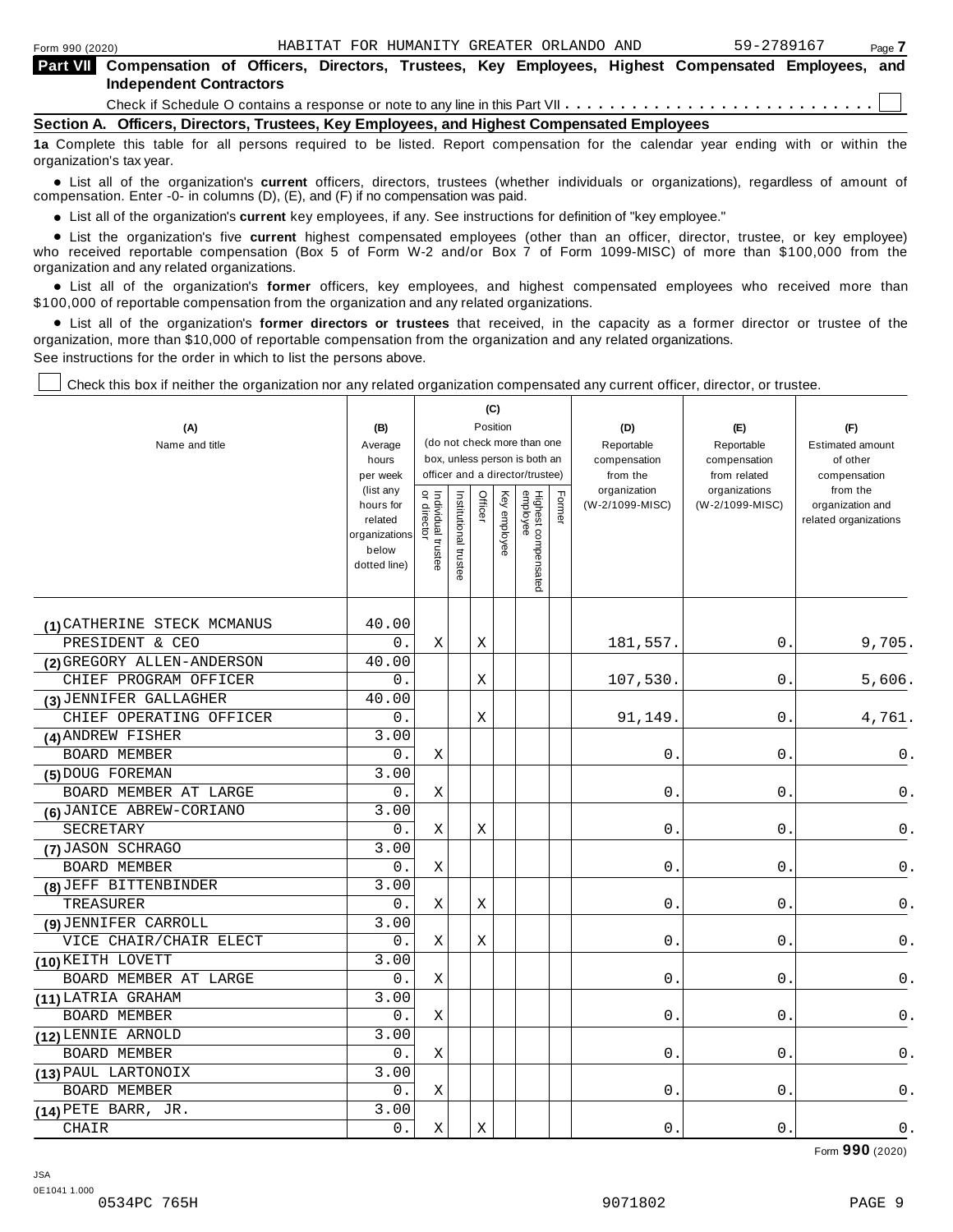**Part VII Compensation of Officers, Directors, Trustees, Key Employees, Highest Compensated Employees, and Independent Contractors**

Check if Schedule O contains a response or note to any line in this Part VII . . . . . . . . . . . . . . . . . . . . . . . . . . . . ☐

**Section A. Officers, Directors, Trustees, Key Employees, and Highest Compensated Employees**

**1a** Complete this table for all persons required to be listed. Report compensation for the calendar year ending with or within the organization's tax year.

- List all of the organization's **current** officers, directors, trustees (whether individuals or organizations), regardless of amount of compensation. Enter -0- in columns (D), (E), and (F) if no compensation was paid.
- List all of the organization's **current** key employees, if any. See instructions for definition of "key employee."
- List the organization's five **current** highest compensated employees (other than an officer, director, trustee, or key employee) who received reportable compensation (Box 5 of Form W-2 and/or Box 7 of Form 1099-MISC) of more than $100,000 from the organization and any related organizations.
- List all of the organization's **former** officers, key employees, and highest compensated employees who received more than $100,000 of reportable compensation from the organization and any related organizations.
- List all of the organization's **former directors or trustees** that received, in the capacity as a former director or trustee of the organization, more than $10,000 of reportable compensation from the organization and any related organizations.

See instructions for the order in which to list the persons above.

☐ Check this box if neither the organization nor any related organization compensated any current officer, director, or trustee.

| (A) Name and title | (B) Average hours per week (list any hours for related organizations below dotted line) | (C) Position: Individual trustee or director | Institutional trustee | Officer | Key employee | Highest compensated employee | Former | (D) Reportable compensation from the organization (W-2/1099-MISC) | (E) Reportable compensation from related organizations (W-2/1099-MISC) | (F) Estimated amount of other compensation from the organization and related organizations |
|---|---|---|---|---|---|---|---|---|---|---|
| (1) CATHERINE STECK MCMANUS<br>PRESIDENT & CEO | 40.00<br>0. | X | | X | | | | 181,557. | 0. | 9,705. |
| (2) GREGORY ALLEN-ANDERSON<br>CHIEF PROGRAM OFFICER | 40.00<br>0. | | | X | | | | 107,530. | 0. | 5,606. |
| (3) JENNIFER GALLAGHER<br>CHIEF OPERATING OFFICER | 40.00<br>0. | | | X | | | | 91,149. | 0. | 4,761. |
| (4) ANDREW FISHER<br>BOARD MEMBER | 3.00<br>0. | X | | | | | | 0. | 0. | 0. |
| (5) DOUG FOREMAN<br>BOARD MEMBER AT LARGE | 3.00<br>0. | X | | | | | | 0. | 0. | 0. |
| (6) JANICE ABREW-CORIANO<br>SECRETARY | 3.00<br>0. | X | | X | | | | 0. | 0. | 0. |
| (7) JASON SCHRAGO<br>BOARD MEMBER | 3.00<br>0. | X | | | | | | 0. | 0. | 0. |
| (8) JEFF BITTENBINDER<br>TREASURER | 3.00<br>0. | X | | X | | | | 0. | 0. | 0. |
| (9) JENNIFER CARROLL<br>VICE CHAIR/CHAIR ELECT | 3.00<br>0. | X | | X | | | | 0. | 0. | 0. |
| (10) KEITH LOVETT<br>BOARD MEMBER AT LARGE | 3.00<br>0. | X | | | | | | 0. | 0. | 0. |
| (11) LATRIA GRAHAM<br>BOARD MEMBER | 3.00<br>0. | X | | | | | | 0. | 0. | 0. |
| (12) LENNIE ARNOLD<br>BOARD MEMBER | 3.00<br>0. | X | | | | | | 0. | 0. | 0. |
| (13) PAUL LARTONOIX<br>BOARD MEMBER | 3.00<br>0. | X | | | | | | 0. | 0. | 0. |
| (14) PETE BARR, JR.<br>CHAIR | 3.00<br>0. | X | | X | | | | 0. | 0. | 0. |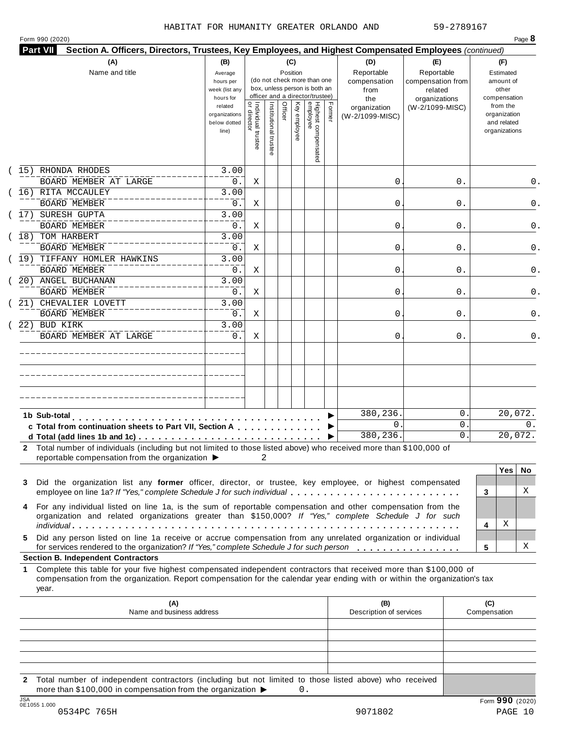HABITAT FOR HUMANITY GREATER ORLANDO AND 59-2789167

Form 990 (2020) Page **8**

**Part VII** **Section A. Officers, Directors, Trustees, Key Employees, and Highest Compensated Employees** *(continued)*

| (A) Name and title | (B) Average hours per week (list any hours for related organizations below dotted line) | (C) Position: Individual trustee or director | Institutional trustee | Officer | Key employee | Highest compensated employee | Former | (D) Reportable compensation from the organization (W-2/1099-MISC) | (E) Reportable compensation from related organizations (W-2/1099-MISC) | (F) Estimated amount of other compensation from the organization and related organizations |
|---|---|---|---|---|---|---|---|---|---|---|
| (15) RHONDA RHODES<br>BOARD MEMBER AT LARGE | 3.00<br>0. | X | | | | | | 0. | 0. | 0. |
| (16) RITA MCCAULEY<br>BOARD MEMBER | 3.00<br>0. | X | | | | | | 0. | 0. | 0. |
| (17) SURESH GUPTA<br>BOARD MEMBER | 3.00<br>0. | X | | | | | | 0. | 0. | 0. |
| (18) TOM HARBERT<br>BOARD MEMBER | 3.00<br>0. | X | | | | | | 0. | 0. | 0. |
| (19) TIFFANY HOMLER HAWKINS<br>BOARD MEMBER | 3.00<br>0. | X | | | | | | 0. | 0. | 0. |
| (20) ANGEL BUCHANAN<br>BOARD MEMBER | 3.00<br>0. | X | | | | | | 0. | 0. | 0. |
| (21) CHEVALIER LOVETT<br>BOARD MEMBER | 3.00<br>0. | X | | | | | | 0. | 0. | 0. |
| (22) BUD KIRK<br>BOARD MEMBER AT LARGE | 3.00<br>0. | X | | | | | | 0. | 0. | 0. |
| | | | | | | | | | | |
| | | | | | | | | | | |
| | | | | | | | | | | |

| | (D) | (E) | (F) |
|---|---|---|---|
| **1b Sub-total** | 380,236. | 0. | 20,072. |
| **c Total from continuation sheets to Part VII, Section A** | 0. | 0. | 0. |
| **d Total (add lines 1b and 1c)** | 380,236. | 0. | 20,072. |

**2** Total number of individuals (including but not limited to those listed above) who received more than $100,000 of reportable compensation from the organization ▶ 2

| | | Yes | No |
|---|---|---|---|
| **3** Did the organization list any **former** officer, director, or trustee, key employee, or highest compensated employee on line 1a? *If "Yes," complete Schedule J for such individual* | 3 | | X |
| **4** For any individual listed on line 1a, is the sum of reportable compensation and other compensation from the organization and related organizations greater than $150,000? *If "Yes," complete Schedule J for such individual* | 4 | X | |
| **5** Did any person listed on line 1a receive or accrue compensation from any unrelated organization or individual for services rendered to the organization? *If "Yes," complete Schedule J for such person* | 5 | | X |

**Section B. Independent Contractors**

**1** Complete this table for your five highest compensated independent contractors that received more than $100,000 of compensation from the organization. Report compensation for the calendar year ending with or within the organization's tax year.

| (A) Name and business address | (B) Description of services | (C) Compensation |
|---|---|---|
| | | |
| | | |
| | | |
| | | |
| | | |

**2** Total number of independent contractors (including but not limited to those listed above) who received more than $100,000 in compensation from the organization ▶ 0.

Form **990** (2020)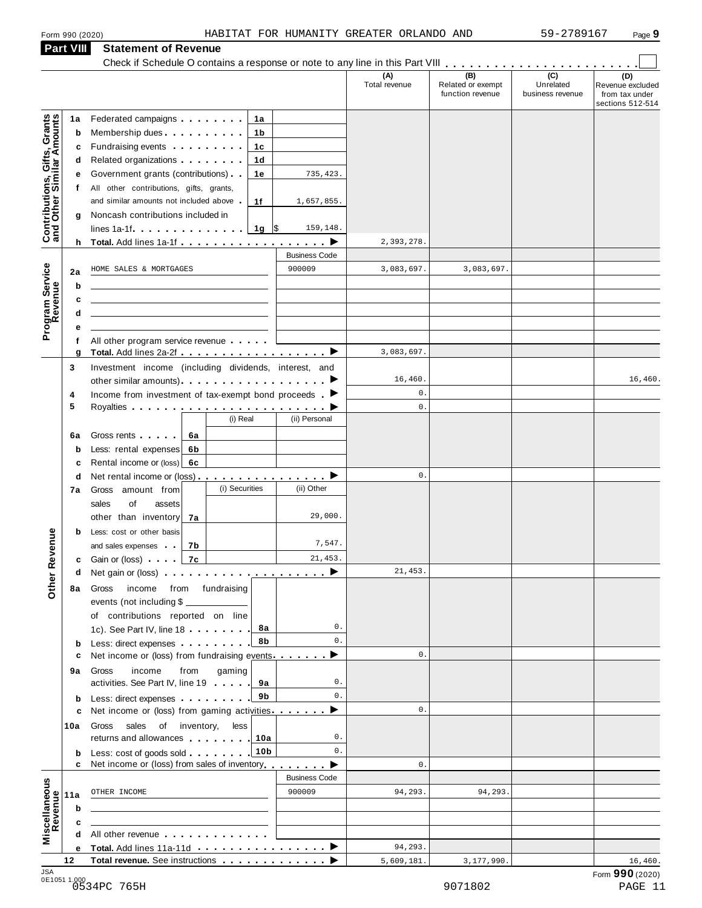Form 990 (2020) HABITAT FOR HUMANITY GREATER ORLANDO AND 59-2789167 Page 9

## Part VIII Statement of Revenue

Check if Schedule O contains a response or note to any line in this Part VIII . . . . . . . . . . . . . . . . . . . . . . . . ☐

| | | | | (A) Total revenue | (B) Related or exempt function revenue | (C) Unrelated business revenue | (D) Revenue excluded from tax under sections 512-514 |
|---|---|---|---|---|---|---|---|
| **Contributions, Gifts, Grants and Other Similar Amounts** | **1a** Federated campaigns | 1a | | | | | |
| | **b** Membership dues | 1b | | | | | |
| | **c** Fundraising events | 1c | | | | | |
| | **d** Related organizations | 1d | | | | | |
| | **e** Government grants (contributions) | 1e | 735,423. | | | | |
| | **f** All other contributions, gifts, grants, and similar amounts not included above | 1f | 1,657,855. | | | | |
| | **g** Noncash contributions included in lines 1a-1f | 1g | $ 159,148. | | | | |
| | **h Total.** Add lines 1a-1f | | ▶ | 2,393,278. | | | |
| **Program Service Revenue** | | | Business Code | | | | |
| | **2a** HOME SALES & MORTGAGES | | 900009 | 3,083,697. | 3,083,697. | | |
| | **b** | | | | | | |
| | **c** | | | | | | |
| | **d** | | | | | | |
| | **e** | | | | | | |
| | **f** All other program service revenue | | | | | | |
| | **g Total.** Add lines 2a-2f | | ▶ | 3,083,697. | | | |
| **Other Revenue** | **3** Investment income (including dividends, interest, and other similar amounts) | | ▶ | 16,460. | | | 16,460. |
| | **4** Income from investment of tax-exempt bond proceeds | | ▶ | 0. | | | |
| | **5** Royalties | | ▶ | 0. | | | |
| | | (i) Real | (ii) Personal | | | | |
| | **6a** Gross rents (6a) | | | | | | |
| | **b** Less: rental expenses (6b) | | | | | | |
| | **c** Rental income or (loss) (6c) | | | | | | |
| | **d** Net rental income or (loss) | | ▶ | 0. | | | |
| | | (i) Securities | (ii) Other | | | | |
| | **7a** Gross amount from sales of assets other than inventory (7a) | | 29,000. | | | | |
| | **b** Less: cost or other basis and sales expenses (7b) | | 7,547. | | | | |
| | **c** Gain or (loss) (7c) | | 21,453. | | | | |
| | **d** Net gain or (loss) | | ▶ | 21,453. | | | |
| | **8a** Gross income from fundraising events (not including $ ______ of contributions reported on line 1c). See Part IV, line 18 | 8a | 0. | | | | |
| | **b** Less: direct expenses | 8b | 0. | | | | |
| | **c** Net income or (loss) from fundraising events | | ▶ | 0. | | | |
| | **9a** Gross income from gaming activities. See Part IV, line 19 | 9a | 0. | | | | |
| | **b** Less: direct expenses | 9b | 0. | | | | |
| | **c** Net income or (loss) from gaming activities | | ▶ | 0. | | | |
| | **10a** Gross sales of inventory, less returns and allowances | 10a | 0. | | | | |
| | **b** Less: cost of goods sold | 10b | 0. | | | | |
| | **c** Net income or (loss) from sales of inventory | | ▶ | 0. | | | |
| **Miscellaneous Revenue** | | | Business Code | | | | |
| | **11a** OTHER INCOME | | 900009 | 94,293. | 94,293. | | |
| | **b** | | | | | | |
| | **c** | | | | | | |
| | **d** All other revenue | | | | | | |
| | **e Total.** Add lines 11a-11d | | ▶ | 94,293. | | | |
| | **12 Total revenue.** See instructions | | ▶ | 5,609,181. | 3,177,990. | | 16,460. |

JSA 0E1051 1.000

Form **990** (2020)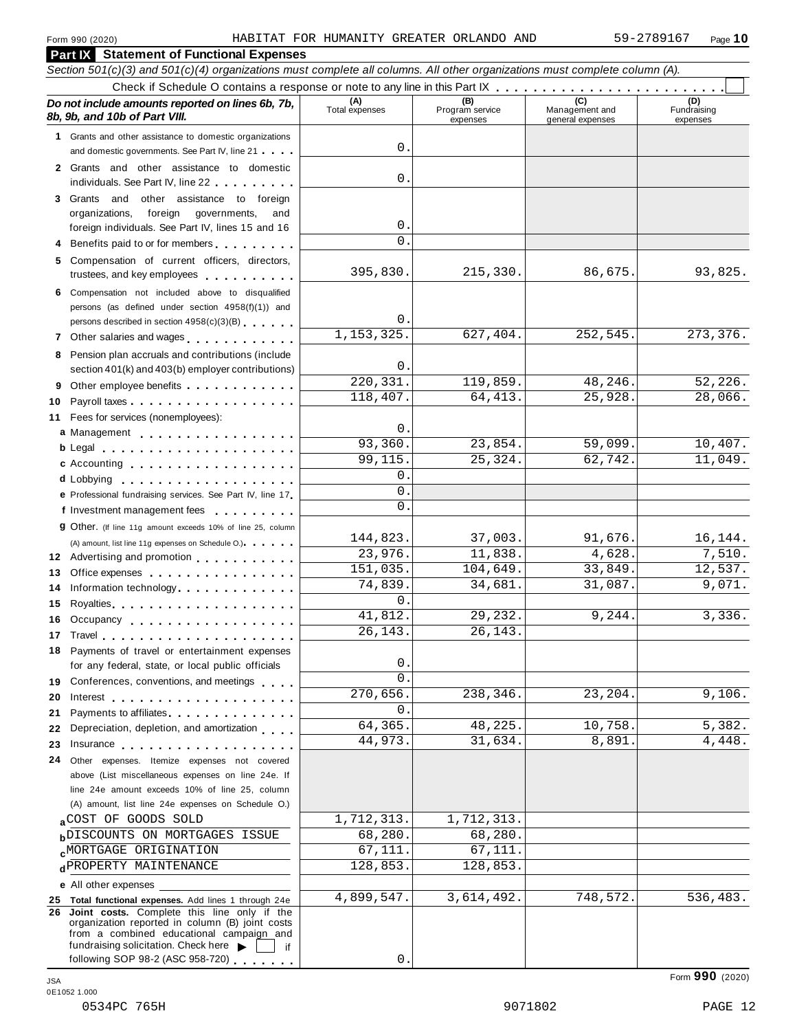Form 990 (2020) HABITAT FOR HUMANITY GREATER ORLANDO AND 59-2789167 Page **10**

## Part IX Statement of Functional Expenses

*Section 501(c)(3) and 501(c)(4) organizations must complete all columns. All other organizations must complete column (A).*

Check if Schedule O contains a response or note to any line in this Part IX . . . . . . . . . . . . . . . . . . . . . . . . ☐

| *Do not include amounts reported on lines 6b, 7b, 8b, 9b, and 10b of Part VIII.* | (A) Total expenses | (B) Program service expenses | (C) Management and general expenses | (D) Fundraising expenses |
|---|---|---|---|---|
| **1** Grants and other assistance to domestic organizations and domestic governments. See Part IV, line 21 | 0. | | | |
| **2** Grants and other assistance to domestic individuals. See Part IV, line 22 | 0. | | | |
| **3** Grants and other assistance to foreign organizations, foreign governments, and foreign individuals. See Part IV, lines 15 and 16 | 0. | | | |
| **4** Benefits paid to or for members | 0. | | | |
| **5** Compensation of current officers, directors, trustees, and key employees | 395,830. | 215,330. | 86,675. | 93,825. |
| **6** Compensation not included above to disqualified persons (as defined under section 4958(f)(1)) and persons described in section 4958(c)(3)(B) | 0. | | | |
| **7** Other salaries and wages | 1,153,325. | 627,404. | 252,545. | 273,376. |
| **8** Pension plan accruals and contributions (include section 401(k) and 403(b) employer contributions) | 0. | | | |
| **9** Other employee benefits | 220,331. | 119,859. | 48,246. | 52,226. |
| **10** Payroll taxes | 118,407. | 64,413. | 25,928. | 28,066. |
| **11** Fees for services (nonemployees): | | | | |
| **a** Management | 0. | | | |
| **b** Legal | 93,360. | 23,854. | 59,099. | 10,407. |
| **c** Accounting | 99,115. | 25,324. | 62,742. | 11,049. |
| **d** Lobbying | 0. | | | |
| **e** Professional fundraising services. See Part IV, line 17 | 0. | | | |
| **f** Investment management fees | 0. | | | |
| **g** Other. (If line 11g amount exceeds 10% of line 25, column (A) amount, list line 11g expenses on Schedule O.) | 144,823. | 37,003. | 91,676. | 16,144. |
| **12** Advertising and promotion | 23,976. | 11,838. | 4,628. | 7,510. |
| **13** Office expenses | 151,035. | 104,649. | 33,849. | 12,537. |
| **14** Information technology | 74,839. | 34,681. | 31,087. | 9,071. |
| **15** Royalties | 0. | | | |
| **16** Occupancy | 41,812. | 29,232. | 9,244. | 3,336. |
| **17** Travel | 26,143. | 26,143. | | |
| **18** Payments of travel or entertainment expenses for any federal, state, or local public officials | 0. | | | |
| **19** Conferences, conventions, and meetings | 0. | | | |
| **20** Interest | 270,656. | 238,346. | 23,204. | 9,106. |
| **21** Payments to affiliates | 0. | | | |
| **22** Depreciation, depletion, and amortization | 64,365. | 48,225. | 10,758. | 5,382. |
| **23** Insurance | 44,973. | 31,634. | 8,891. | 4,448. |
| **24** Other expenses. Itemize expenses not covered above (List miscellaneous expenses on line 24e. If line 24e amount exceeds 10% of line 25, column (A) amount, list line 24e expenses on Schedule O.) | | | | |
| **a** COST OF GOODS SOLD | 1,712,313. | 1,712,313. | | |
| **b** DISCOUNTS ON MORTGAGES ISSUE | 68,280. | 68,280. | | |
| **c** MORTGAGE ORIGINATION | 67,111. | 67,111. | | |
| **d** PROPERTY MAINTENANCE | 128,853. | 128,853. | | |
| **e** All other expenses | | | | |
| **25 Total functional expenses.** Add lines 1 through 24e | 4,899,547. | 3,614,492. | 748,572. | 536,483. |
| **26 Joint costs.** Complete this line only if the organization reported in column (B) joint costs from a combined educational campaign and fundraising solicitation. Check here ▶ ☐ if following SOP 98-2 (ASC 958-720) | 0. | | | |

Form **990** (2020)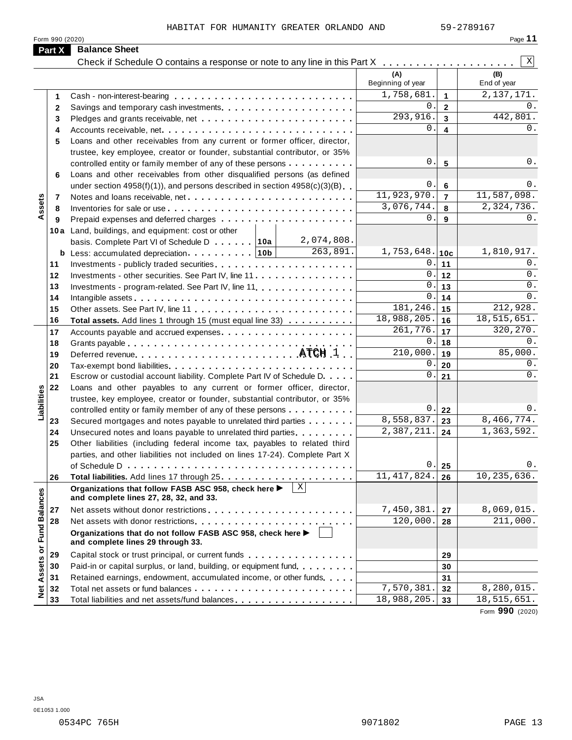HABITAT FOR HUMANITY GREATER ORLANDO AND 59-2789167

Form 990 (2020) Page **11**

## Part X Balance Sheet

Check if Schedule O contains a response or note to any line in this Part X . . . . . . . . . . . . . . . . . . . . [X]

| | | | (A) Beginning of year | | (B) End of year |
|---|---|---|---|---|---|
| **Assets** | 1 | Cash - non-interest-bearing | 1,758,681. | 1 | 2,137,171. |
| | 2 | Savings and temporary cash investments | 0. | 2 | 0. |
| | 3 | Pledges and grants receivable, net | 293,916. | 3 | 442,801. |
| | 4 | Accounts receivable, net | 0. | 4 | 0. |
| | 5 | Loans and other receivables from any current or former officer, director, trustee, key employee, creator or founder, substantial contributor, or 35% controlled entity or family member of any of these persons | 0. | 5 | 0. |
| | 6 | Loans and other receivables from other disqualified persons (as defined under section 4958(f)(1)), and persons described in section 4958(c)(3)(B) | 0. | 6 | 0. |
| | 7 | Notes and loans receivable, net | 11,923,970. | 7 | 11,587,098. |
| | 8 | Inventories for sale or use | 3,076,744. | 8 | 2,324,736. |
| | 9 | Prepaid expenses and deferred charges | 0. | 9 | 0. |
| | 10a | Land, buildings, and equipment: cost or other basis. Complete Part VI of Schedule D . . . . . . 10a 2,074,808. | | | |
| | b | Less: accumulated depreciation . . . . . . . . . 10b 263,891. | 1,753,648. | 10c | 1,810,917. |
| | 11 | Investments - publicly traded securities | 0. | 11 | 0. |
| | 12 | Investments - other securities. See Part IV, line 11 | 0. | 12 | 0. |
| | 13 | Investments - program-related. See Part IV, line 11 | 0. | 13 | 0. |
| | 14 | Intangible assets | 0. | 14 | 0. |
| | 15 | Other assets. See Part IV, line 11 | 181,246. | 15 | 212,928. |
| | 16 | **Total assets.** Add lines 1 through 15 (must equal line 33) | 18,988,205. | 16 | 18,515,651. |
| **Liabilities** | 17 | Accounts payable and accrued expenses | 261,776. | 17 | 320,270. |
| | 18 | Grants payable | 0. | 18 | 0. |
| | 19 | Deferred revenue . . . ATCH 1 | 210,000. | 19 | 85,000. |
| | 20 | Tax-exempt bond liabilities | 0. | 20 | 0. |
| | 21 | Escrow or custodial account liability. Complete Part IV of Schedule D | 0. | 21 | 0. |
| | 22 | Loans and other payables to any current or former officer, director, trustee, key employee, creator or founder, substantial contributor, or 35% controlled entity or family member of any of these persons | 0. | 22 | 0. |
| | 23 | Secured mortgages and notes payable to unrelated third parties | 8,558,837. | 23 | 8,466,774. |
| | 24 | Unsecured notes and loans payable to unrelated third parties | 2,387,211. | 24 | 1,363,592. |
| | 25 | Other liabilities (including federal income tax, payables to related third parties, and other liabilities not included on lines 17-24). Complete Part X of Schedule D | 0. | 25 | 0. |
| | 26 | **Total liabilities.** Add lines 17 through 25 | 11,417,824. | 26 | 10,235,636. |
| **Net Assets or Fund Balances** | | **Organizations that follow FASB ASC 958, check here ▶ [X] and complete lines 27, 28, 32, and 33.** | | | |
| | 27 | Net assets without donor restrictions | 7,450,381. | 27 | 8,069,015. |
| | 28 | Net assets with donor restrictions | 120,000. | 28 | 211,000. |
| | | **Organizations that do not follow FASB ASC 958, check here ▶ [ ] and complete lines 29 through 33.** | | | |
| | 29 | Capital stock or trust principal, or current funds | | 29 | |
| | 30 | Paid-in or capital surplus, or land, building, or equipment fund | | 30 | |
| | 31 | Retained earnings, endowment, accumulated income, or other funds | | 31 | |
| | 32 | Total net assets or fund balances | 7,570,381. | 32 | 8,280,015. |
| | 33 | Total liabilities and net assets/fund balances | 18,988,205. | 33 | 18,515,651. |

Form **990** (2020)

JSA
0E1053 1.000
0534PC 765H 9071802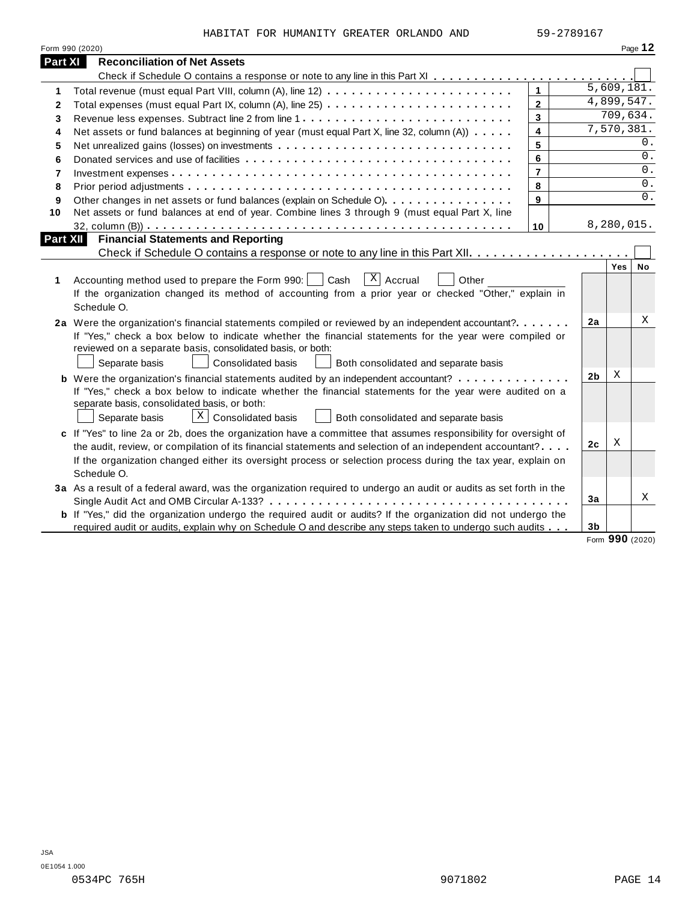HABITAT FOR HUMANITY GREATER ORLANDO AND 59-2789167

Form 990 (2020) Page **12**

## Part XI Reconciliation of Net Assets

Check if Schedule O contains a response or note to any line in this Part XI . . . . . . . . . . . . . . . . . . . . . . . . ☐

| | | | |
|---|---|---|---|
| 1 | Total revenue (must equal Part VIII, column (A), line 12) | 1 | 5,609,181. |
| 2 | Total expenses (must equal Part IX, column (A), line 25) | 2 | 4,899,547. |
| 3 | Revenue less expenses. Subtract line 2 from line 1 | 3 | 709,634. |
| 4 | Net assets or fund balances at beginning of year (must equal Part X, line 32, column (A)) | 4 | 7,570,381. |
| 5 | Net unrealized gains (losses) on investments | 5 | 0. |
| 6 | Donated services and use of facilities | 6 | 0. |
| 7 | Investment expenses | 7 | 0. |
| 8 | Prior period adjustments | 8 | 0. |
| 9 | Other changes in net assets or fund balances (explain on Schedule O) | 9 | 0. |
| 10 | Net assets or fund balances at end of year. Combine lines 3 through 9 (must equal Part X, line 32, column (B)) | 10 | 8,280,015. |

## Part XII Financial Statements and Reporting

Check if Schedule O contains a response or note to any line in this Part XII . . . . . . . . . . . . . . . . . . . . ☐

| | | | Yes | No |
|---|---|---|---|---|
| 1 | Accounting method used to prepare the Form 990: ☐ Cash ☒ Accrual ☐ Other ______ If the organization changed its method of accounting from a prior year or checked "Other," explain in Schedule O. | | | |
| 2a | Were the organization's financial statements compiled or reviewed by an independent accountant? | 2a | | X |
| | If "Yes," check a box below to indicate whether the financial statements for the year were compiled or reviewed on a separate basis, consolidated basis, or both: ☐ Separate basis ☐ Consolidated basis ☐ Both consolidated and separate basis | | | |
| b | Were the organization's financial statements audited by an independent accountant? | 2b | X | |
| | If "Yes," check a box below to indicate whether the financial statements for the year were audited on a separate basis, consolidated basis, or both: ☐ Separate basis ☒ Consolidated basis ☐ Both consolidated and separate basis | | | |
| c | If "Yes" to line 2a or 2b, does the organization have a committee that assumes responsibility for oversight of the audit, review, or compilation of its financial statements and selection of an independent accountant? | 2c | X | |
| | If the organization changed either its oversight process or selection process during the tax year, explain on Schedule O. | | | |
| 3a | As a result of a federal award, was the organization required to undergo an audit or audits as set forth in the Single Audit Act and OMB Circular A-133? | 3a | | X |
| b | If "Yes," did the organization undergo the required audit or audits? If the organization did not undergo the required audit or audits, explain why on Schedule O and describe any steps taken to undergo such audits | 3b | | |

Form **990** (2020)

JSA
0E1054 1.000
0534PC 765H 9071802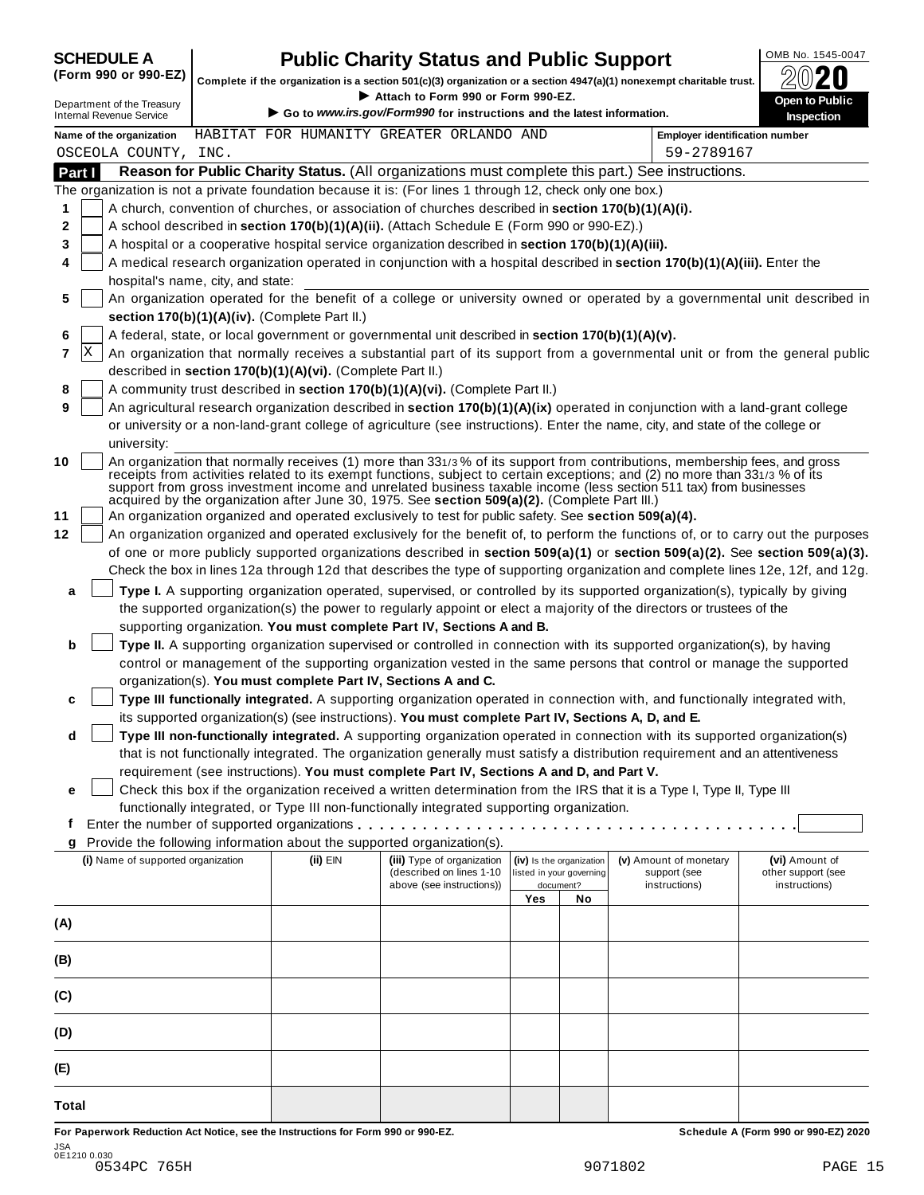**SCHEDULE A (Form 990 or 990-EZ)**

Department of the Treasury
Internal Revenue Service

# Public Charity Status and Public Support

**Complete if the organization is a section 501(c)(3) organization or a section 4947(a)(1) nonexempt charitable trust.**
▶ **Attach to Form 990 or Form 990-EZ.**
▶ **Go to www.irs.gov/Form990 for instructions and the latest information.**

OMB No. 1545-0047
**2020**
**Open to Public Inspection**

**Name of the organization** HABITAT FOR HUMANITY GREATER ORLANDO AND OSCEOLA COUNTY, INC.

**Employer identification number** 59-2789167

## Part I Reason for Public Charity Status. (All organizations must complete this part.) See instructions.

The organization is not a private foundation because it is: (For lines 1 through 12, check only one box.)

1. [ ] A church, convention of churches, or association of churches described in **section 170(b)(1)(A)(i).**
2. [ ] A school described in **section 170(b)(1)(A)(ii).** (Attach Schedule E (Form 990 or 990-EZ).)
3. [ ] A hospital or a cooperative hospital service organization described in **section 170(b)(1)(A)(iii).**
4. [ ] A medical research organization operated in conjunction with a hospital described in **section 170(b)(1)(A)(iii).** Enter the hospital's name, city, and state:
5. [ ] An organization operated for the benefit of a college or university owned or operated by a governmental unit described in **section 170(b)(1)(A)(iv).** (Complete Part II.)
6. [ ] A federal, state, or local government or governmental unit described in **section 170(b)(1)(A)(v).**
7. [X] An organization that normally receives a substantial part of its support from a governmental unit or from the general public described in **section 170(b)(1)(A)(vi).** (Complete Part II.)
8. [ ] A community trust described in **section 170(b)(1)(A)(vi).** (Complete Part II.)
9. [ ] An agricultural research organization described in **section 170(b)(1)(A)(ix)** operated in conjunction with a land-grant college or university or a non-land-grant college of agriculture (see instructions). Enter the name, city, and state of the college or university:
10. [ ] An organization that normally receives (1) more than 33 1/3 % of its support from contributions, membership fees, and gross receipts from activities related to its exempt functions, subject to certain exceptions; and (2) no more than 33 1/3 % of its support from gross investment income and unrelated business taxable income (less section 511 tax) from businesses acquired by the organization after June 30, 1975. See **section 509(a)(2).** (Complete Part III.)
11. [ ] An organization organized and operated exclusively to test for public safety. See **section 509(a)(4).**
12. [ ] An organization organized and operated exclusively for the benefit of, to perform the functions of, or to carry out the purposes of one or more publicly supported organizations described in **section 509(a)(1)** or **section 509(a)(2).** See **section 509(a)(3).** Check the box in lines 12a through 12d that describes the type of supporting organization and complete lines 12e, 12f, and 12g.

   **a** [ ] **Type I.** A supporting organization operated, supervised, or controlled by its supported organization(s), typically by giving the supported organization(s) the power to regularly appoint or elect a majority of the directors or trustees of the supporting organization. **You must complete Part IV, Sections A and B.**

   **b** [ ] **Type II.** A supporting organization supervised or controlled in connection with its supported organization(s), by having control or management of the supporting organization vested in the same persons that control or manage the supported organization(s). **You must complete Part IV, Sections A and C.**

   **c** [ ] **Type III functionally integrated.** A supporting organization operated in connection with, and functionally integrated with, its supported organization(s) (see instructions). **You must complete Part IV, Sections A, D, and E.**

   **d** [ ] **Type III non-functionally integrated.** A supporting organization operated in connection with its supported organization(s) that is not functionally integrated. The organization generally must satisfy a distribution requirement and an attentiveness requirement (see instructions). **You must complete Part IV, Sections A and D, and Part V.**

   **e** [ ] Check this box if the organization received a written determination from the IRS that it is a Type I, Type II, Type III functionally integrated, or Type III non-functionally integrated supporting organization.

   **f** Enter the number of supported organizations . . . . . . . . . . . . . . . . . . . . . . . . . . . . . . . . . . . . .

   **g** Provide the following information about the supported organization(s).

| (i) Name of supported organization | (ii) EIN | (iii) Type of organization (described on lines 1-10 above (see instructions)) | (iv) Is the organization listed in your governing document? | | (v) Amount of monetary support (see instructions) | (vi) Amount of other support (see instructions) |
|---|---|---|---|---|---|---|
| | | | Yes | No | | |
| (A) | | | | | | |
| (B) | | | | | | |
| (C) | | | | | | |
| (D) | | | | | | |
| (E) | | | | | | |
| Total | | | | | | |

**For Paperwork Reduction Act Notice, see the Instructions for Form 990 or 990-EZ.** **Schedule A (Form 990 or 990-EZ) 2020**

JSA
0E1210 0.030
0534PC 765H 9071802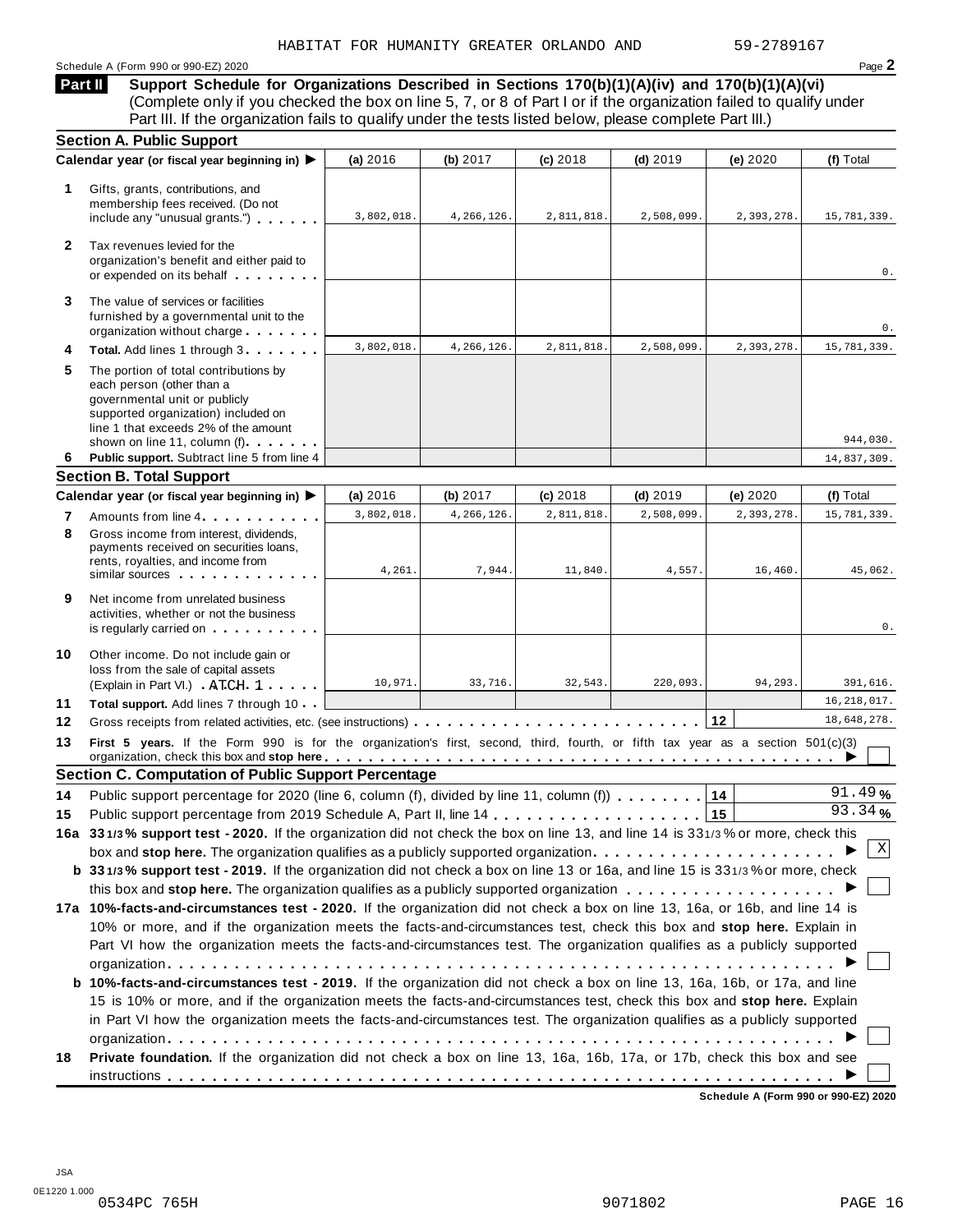HABITAT FOR HUMANITY GREATER ORLANDO AND 59-2789167

Schedule A (Form 990 or 990-EZ) 2020

## Part II Support Schedule for Organizations Described in Sections 170(b)(1)(A)(iv) and 170(b)(1)(A)(vi)

(Complete only if you checked the box on line 5, 7, or 8 of Part I or if the organization failed to qualify under Part III. If the organization fails to qualify under the tests listed below, please complete Part III.)

### Section A. Public Support

| Calendar year (or fiscal year beginning in) ▶ | (a) 2016 | (b) 2017 | (c) 2018 | (d) 2019 | (e) 2020 | (f) Total |
|---|---|---|---|---|---|---|
| **1** Gifts, grants, contributions, and membership fees received. (Do not include any "unusual grants.") | 3,802,018. | 4,266,126. | 2,811,818. | 2,508,099. | 2,393,278. | 15,781,339. |
| **2** Tax revenues levied for the organization's benefit and either paid to or expended on its behalf | | | | | | 0. |
| **3** The value of services or facilities furnished by a governmental unit to the organization without charge | | | | | | 0. |
| **4** **Total.** Add lines 1 through 3 | 3,802,018. | 4,266,126. | 2,811,818. | 2,508,099. | 2,393,278. | 15,781,339. |
| **5** The portion of total contributions by each person (other than a governmental unit or publicly supported organization) included on line 1 that exceeds 2% of the amount shown on line 11, column (f) | | | | | | 944,030. |
| **6** **Public support.** Subtract line 5 from line 4 | | | | | | 14,837,309. |

### Section B. Total Support

| Calendar year (or fiscal year beginning in) ▶ | (a) 2016 | (b) 2017 | (c) 2018 | (d) 2019 | (e) 2020 | (f) Total |
|---|---|---|---|---|---|---|
| **7** Amounts from line 4 | 3,802,018. | 4,266,126. | 2,811,818. | 2,508,099. | 2,393,278. | 15,781,339. |
| **8** Gross income from interest, dividends, payments received on securities loans, rents, royalties, and income from similar sources | 4,261. | 7,944. | 11,840. | 4,557. | 16,460. | 45,062. |
| **9** Net income from unrelated business activities, whether or not the business is regularly carried on | | | | | | 0. |
| **10** Other income. Do not include gain or loss from the sale of capital assets (Explain in Part VI.) ATCH 1 | 10,971. | 33,716. | 32,543. | 220,093. | 94,293. | 391,616. |
| **11** **Total support.** Add lines 7 through 10 | | | | | | 16,218,017. |
| **12** Gross receipts from related activities, etc. (see instructions) | | | | | **12** | 18,648,278. |

**13** **First 5 years.** If the Form 990 is for the organization's first, second, third, fourth, or fifth tax year as a section 501(c)(3) organization, check this box and **stop here** ▶ ☐

### Section C. Computation of Public Support Percentage

**14** Public support percentage for 2020 (line 6, column (f), divided by line 11, column (f)) **14** 91.49 %

**15** Public support percentage from 2019 Schedule A, Part II, line 14 **15** 93.34 %

**16a** **33 1/3 % support test - 2020.** If the organization did not check the box on line 13, and line 14 is 33 1/3 % or more, check this box and **stop here.** The organization qualifies as a publicly supported organization ▶ ☒

**b** **33 1/3 % support test - 2019.** If the organization did not check a box on line 13 or 16a, and line 15 is 33 1/3 % or more, check this box and **stop here.** The organization qualifies as a publicly supported organization ▶ ☐

**17a** **10%-facts-and-circumstances test - 2020.** If the organization did not check a box on line 13, 16a, or 16b, and line 14 is 10% or more, and if the organization meets the facts-and-circumstances test, check this box and **stop here.** Explain in Part VI how the organization meets the facts-and-circumstances test. The organization qualifies as a publicly supported organization ▶ ☐

**b** **10%-facts-and-circumstances test - 2019.** If the organization did not check a box on line 13, 16a, 16b, or 17a, and line 15 is 10% or more, and if the organization meets the facts-and-circumstances test, check this box and **stop here.** Explain in Part VI how the organization meets the facts-and-circumstances test. The organization qualifies as a publicly supported organization ▶ ☐

**18** **Private foundation.** If the organization did not check a box on line 13, 16a, 16b, 17a, or 17b, check this box and see instructions ▶ ☐

**Schedule A (Form 990 or 990-EZ) 2020**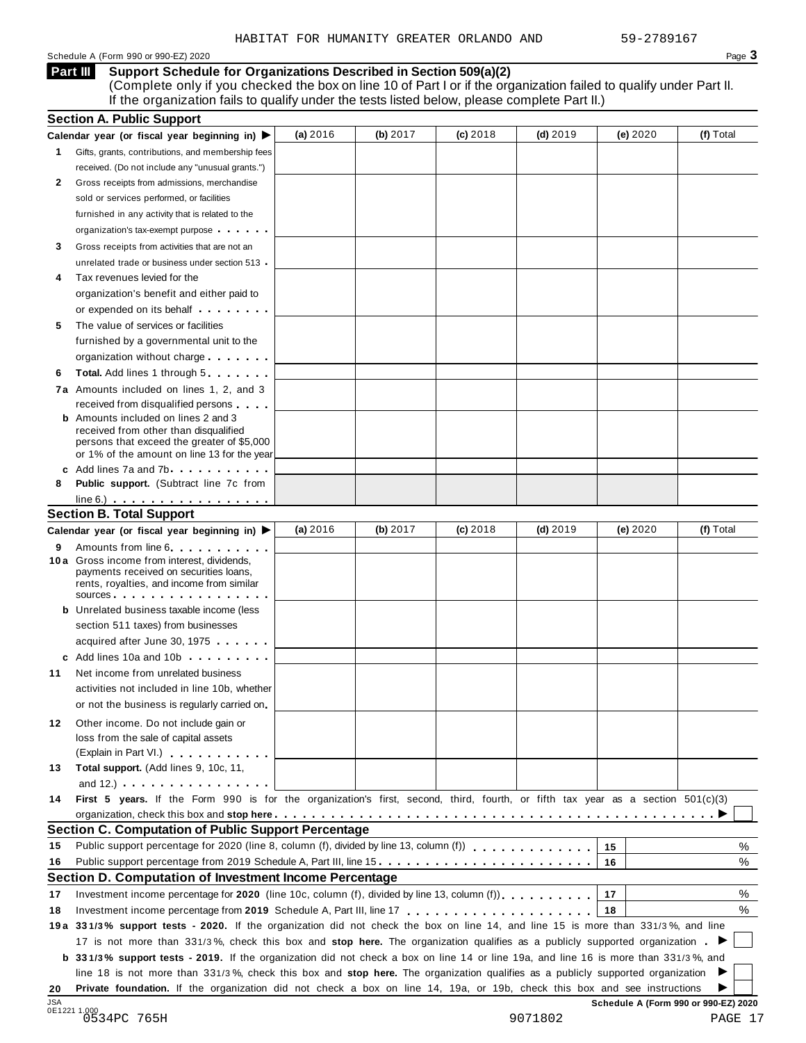HABITAT FOR HUMANITY GREATER ORLANDO AND 59-2789167

Schedule A (Form 990 or 990-EZ) 2020

## Part III Support Schedule for Organizations Described in Section 509(a)(2)

(Complete only if you checked the box on line 10 of Part I or if the organization failed to qualify under Part II. If the organization fails to qualify under the tests listed below, please complete Part II.)

### Section A. Public Support

| Calendar year (or fiscal year beginning in) ▶ | (a) 2016 | (b) 2017 | (c) 2018 | (d) 2019 | (e) 2020 | (f) Total |
|---|---|---|---|---|---|---|
| **1** Gifts, grants, contributions, and membership fees received. (Do not include any "unusual grants.") | | | | | | |
| **2** Gross receipts from admissions, merchandise sold or services performed, or facilities furnished in any activity that is related to the organization's tax-exempt purpose | | | | | | |
| **3** Gross receipts from activities that are not an unrelated trade or business under section 513 | | | | | | |
| **4** Tax revenues levied for the organization's benefit and either paid to or expended on its behalf | | | | | | |
| **5** The value of services or facilities furnished by a governmental unit to the organization without charge | | | | | | |
| **6** **Total.** Add lines 1 through 5 | | | | | | |
| **7a** Amounts included on lines 1, 2, and 3 received from disqualified persons | | | | | | |
| **b** Amounts included on lines 2 and 3 received from other than disqualified persons that exceed the greater of $5,000 or 1% of the amount on line 13 for the year | | | | | | |
| **c** Add lines 7a and 7b | | | | | | |
| **8** **Public support.** (Subtract line 7c from line 6.) | | | | | | |

### Section B. Total Support

| Calendar year (or fiscal year beginning in) ▶ | (a) 2016 | (b) 2017 | (c) 2018 | (d) 2019 | (e) 2020 | (f) Total |
|---|---|---|---|---|---|---|
| **9** Amounts from line 6 | | | | | | |
| **10a** Gross income from interest, dividends, payments received on securities loans, rents, royalties, and income from similar sources | | | | | | |
| **b** Unrelated business taxable income (less section 511 taxes) from businesses acquired after June 30, 1975 | | | | | | |
| **c** Add lines 10a and 10b | | | | | | |
| **11** Net income from unrelated business activities not included in line 10b, whether or not the business is regularly carried on | | | | | | |
| **12** Other income. Do not include gain or loss from the sale of capital assets (Explain in Part VI.) | | | | | | |
| **13** **Total support.** (Add lines 9, 10c, 11, and 12.) | | | | | | |

**14** **First 5 years.** If the Form 990 is for the organization's first, second, third, fourth, or fifth tax year as a section 501(c)(3) organization, check this box and **stop here** ▶ ☐

### Section C. Computation of Public Support Percentage

| | | | |
|---|---|---|---|
| **15** | Public support percentage for 2020 (line 8, column (f), divided by line 13, column (f)) | 15 | % |
| **16** | Public support percentage from 2019 Schedule A, Part III, line 15 | 16 | % |

### Section D. Computation of Investment Income Percentage

| | | | |
|---|---|---|---|
| **17** | Investment income percentage for **2020** (line 10c, column (f), divided by line 13, column (f)) | 17 | % |
| **18** | Investment income percentage from **2019** Schedule A, Part III, line 17 | 18 | % |

**19a** **33 1/3% support tests - 2020.** If the organization did not check the box on line 14, and line 15 is more than 33 1/3%, and line 17 is not more than 33 1/3%, check this box and **stop here.** The organization qualifies as a publicly supported organization ▶ ☐

**b** **33 1/3% support tests - 2019.** If the organization did not check a box on line 14 or line 19a, and line 16 is more than 33 1/3%, and line 18 is not more than 33 1/3%, check this box and **stop here.** The organization qualifies as a publicly supported organization ▶ ☐

**20** **Private foundation.** If the organization did not check a box on line 14, 19a, or 19b, check this box and see instructions ▶ ☐

JSA 0E1221 1.000 **Schedule A (Form 990 or 990-EZ) 2020**

0534PC 765H 9071802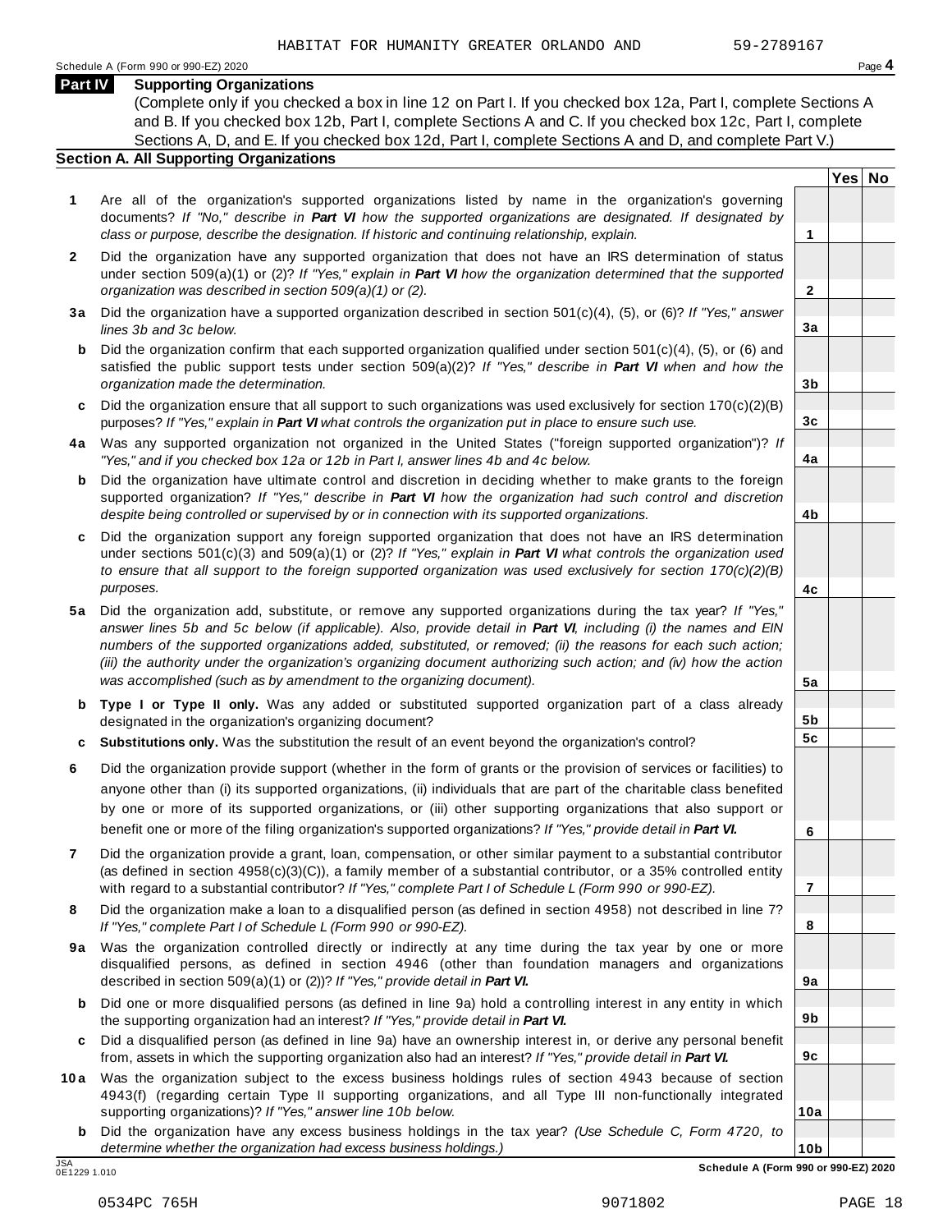HABITAT FOR HUMANITY GREATER ORLANDO AND 59-2789167

Schedule A (Form 990 or 990-EZ) 2020 Page **4**

**Part IV Supporting Organizations**

(Complete only if you checked a box in line 12 on Part I. If you checked box 12a, Part I, complete Sections A and B. If you checked box 12b, Part I, complete Sections A and C. If you checked box 12c, Part I, complete Sections A, D, and E. If you checked box 12d, Part I, complete Sections A and D, and complete Part V.)

**Section A. All Supporting Organizations**

| | | | Yes | No |
|---|---|---|---|---|
| **1** | Are all of the organization's supported organizations listed by name in the organization's governing documents? *If "No," describe in **Part VI** how the supported organizations are designated. If designated by class or purpose, describe the designation. If historic and continuing relationship, explain.* | **1** | | |
| **2** | Did the organization have any supported organization that does not have an IRS determination of status under section 509(a)(1) or (2)? *If "Yes," explain in **Part VI** how the organization determined that the supported organization was described in section 509(a)(1) or (2).* | **2** | | |
| **3a** | Did the organization have a supported organization described in section 501(c)(4), (5), or (6)? *If "Yes," answer lines 3b and 3c below.* | **3a** | | |
| **b** | Did the organization confirm that each supported organization qualified under section 501(c)(4), (5), or (6) and satisfied the public support tests under section 509(a)(2)? *If "Yes," describe in **Part VI** when and how the organization made the determination.* | **3b** | | |
| **c** | Did the organization ensure that all support to such organizations was used exclusively for section 170(c)(2)(B) purposes? *If "Yes," explain in **Part VI** what controls the organization put in place to ensure such use.* | **3c** | | |
| **4a** | Was any supported organization not organized in the United States ("foreign supported organization")? *If "Yes," and if you checked box 12a or 12b in Part I, answer lines 4b and 4c below.* | **4a** | | |
| **b** | Did the organization have ultimate control and discretion in deciding whether to make grants to the foreign supported organization? *If "Yes," describe in **Part VI** how the organization had such control and discretion despite being controlled or supervised by or in connection with its supported organizations.* | **4b** | | |
| **c** | Did the organization support any foreign supported organization that does not have an IRS determination under sections 501(c)(3) and 509(a)(1) or (2)? *If "Yes," explain in **Part VI** what controls the organization used to ensure that all support to the foreign supported organization was used exclusively for section 170(c)(2)(B) purposes.* | **4c** | | |
| **5a** | Did the organization add, substitute, or remove any supported organizations during the tax year? *If "Yes," answer lines 5b and 5c below (if applicable). Also, provide detail in **Part VI**, including (i) the names and EIN numbers of the supported organizations added, substituted, or removed; (ii) the reasons for each such action; (iii) the authority under the organization's organizing document authorizing such action; and (iv) how the action was accomplished (such as by amendment to the organizing document).* | **5a** | | |
| **b** | **Type I or Type II only.** Was any added or substituted supported organization part of a class already designated in the organization's organizing document? | **5b** | | |
| **c** | **Substitutions only.** Was the substitution the result of an event beyond the organization's control? | **5c** | | |
| **6** | Did the organization provide support (whether in the form of grants or the provision of services or facilities) to anyone other than (i) its supported organizations, (ii) individuals that are part of the charitable class benefited by one or more of its supported organizations, or (iii) other supporting organizations that also support or benefit one or more of the filing organization's supported organizations? *If "Yes," provide detail in **Part VI.*** | **6** | | |
| **7** | Did the organization provide a grant, loan, compensation, or other similar payment to a substantial contributor (as defined in section 4958(c)(3)(C)), a family member of a substantial contributor, or a 35% controlled entity with regard to a substantial contributor? *If "Yes," complete Part I of Schedule L (Form 990 or 990-EZ).* | **7** | | |
| **8** | Did the organization make a loan to a disqualified person (as defined in section 4958) not described in line 7? *If "Yes," complete Part I of Schedule L (Form 990 or 990-EZ).* | **8** | | |
| **9a** | Was the organization controlled directly or indirectly at any time during the tax year by one or more disqualified persons, as defined in section 4946 (other than foundation managers and organizations described in section 509(a)(1) or (2))? *If "Yes," provide detail in **Part VI.*** | **9a** | | |
| **b** | Did one or more disqualified persons (as defined in line 9a) hold a controlling interest in any entity in which the supporting organization had an interest? *If "Yes," provide detail in **Part VI.*** | **9b** | | |
| **c** | Did a disqualified person (as defined in line 9a) have an ownership interest in, or derive any personal benefit from, assets in which the supporting organization also had an interest? *If "Yes," provide detail in **Part VI.*** | **9c** | | |
| **10a** | Was the organization subject to the excess business holdings rules of section 4943 because of section 4943(f) (regarding certain Type II supporting organizations, and all Type III non-functionally integrated supporting organizations)? *If "Yes," answer line 10b below.* | **10a** | | |
| **b** | Did the organization have any excess business holdings in the tax year? *(Use Schedule C, Form 4720, to determine whether the organization had excess business holdings.)* | **10b** | | |

**Schedule A (Form 990 or 990-EZ) 2020**

JSA 0E1229 1.010

0534PC 765H 9071802 PAGE 18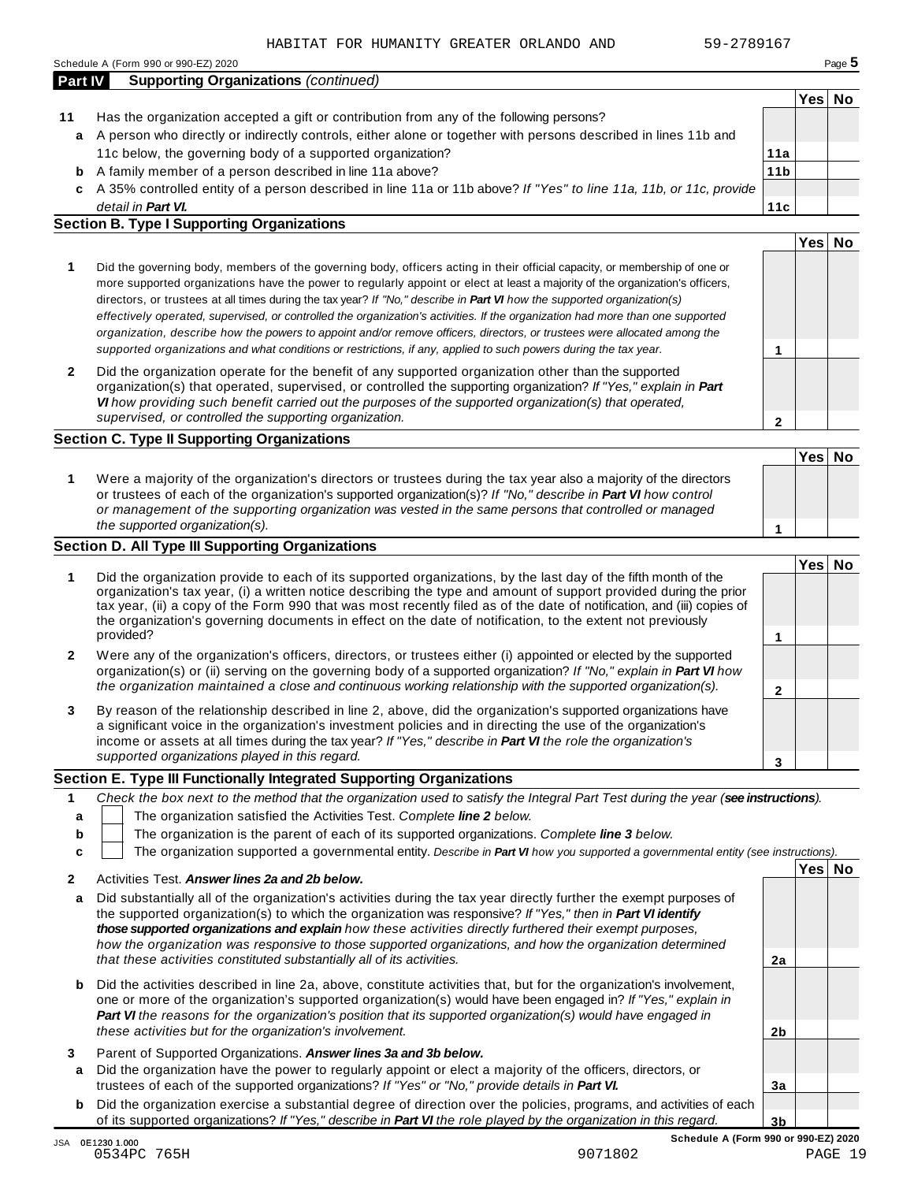## Part IV Supporting Organizations *(continued)*

| | | | Yes | No |
|---|---|---|---|---|
| **11** | Has the organization accepted a gift or contribution from any of the following persons? | | | |
| **a** | A person who directly or indirectly controls, either alone or together with persons described in lines 11b and 11c below, the governing body of a supported organization? | **11a** | | |
| **b** | A family member of a person described in line 11a above? | **11b** | | |
| **c** | A 35% controlled entity of a person described in line 11a or 11b above? *If "Yes" to line 11a, 11b, or 11c, provide detail in **Part VI**.* | **11c** | | |

### Section B. Type I Supporting Organizations

| | | | Yes | No |
|---|---|---|---|---|
| **1** | Did the governing body, members of the governing body, officers acting in their official capacity, or membership of one or more supported organizations have the power to regularly appoint or elect at least a majority of the organization's officers, directors, or trustees at all times during the tax year? *If "No," describe in **Part VI** how the supported organization(s) effectively operated, supervised, or controlled the organization's activities. If the organization had more than one supported organization, describe how the powers to appoint and/or remove officers, directors, or trustees were allocated among the supported organizations and what conditions or restrictions, if any, applied to such powers during the tax year.* | **1** | | |
| **2** | Did the organization operate for the benefit of any supported organization other than the supported organization(s) that operated, supervised, or controlled the supporting organization? *If "Yes," explain in **Part VI** how providing such benefit carried out the purposes of the supported organization(s) that operated, supervised, or controlled the supporting organization.* | **2** | | |

### Section C. Type II Supporting Organizations

| | | | Yes | No |
|---|---|---|---|---|
| **1** | Were a majority of the organization's directors or trustees during the tax year also a majority of the directors or trustees of each of the organization's supported organization(s)? *If "No," describe in **Part VI** how control or management of the supporting organization was vested in the same persons that controlled or managed the supported organization(s).* | **1** | | |

### Section D. All Type III Supporting Organizations

| | | | Yes | No |
|---|---|---|---|---|
| **1** | Did the organization provide to each of its supported organizations, by the last day of the fifth month of the organization's tax year, (i) a written notice describing the type and amount of support provided during the prior tax year, (ii) a copy of the Form 990 that was most recently filed as of the date of notification, and (iii) copies of the organization's governing documents in effect on the date of notification, to the extent not previously provided? | **1** | | |
| **2** | Were any of the organization's officers, directors, or trustees either (i) appointed or elected by the supported organization(s) or (ii) serving on the governing body of a supported organization? *If "No," explain in **Part VI** how the organization maintained a close and continuous working relationship with the supported organization(s).* | **2** | | |
| **3** | By reason of the relationship described in line 2, above, did the organization's supported organizations have a significant voice in the organization's investment policies and in directing the use of the organization's income or assets at all times during the tax year? *If "Yes," describe in **Part VI** the role the organization's supported organizations played in this regard.* | **3** | | |

### Section E. Type III Functionally Integrated Supporting Organizations

**1** *Check the box next to the method that the organization used to satisfy the Integral Part Test during the year (**see instructions**).*

- **a** ☐ The organization satisfied the Activities Test. *Complete **line 2** below.*
- **b** ☐ The organization is the parent of each of its supported organizations. *Complete **line 3** below.*
- **c** ☐ The organization supported a governmental entity. *Describe in **Part VI** how you supported a governmental entity (see instructions).*

| | | | Yes | No |
|---|---|---|---|---|
| **2** | Activities Test. ***Answer lines 2a and 2b below.*** | | | |
| **a** | Did substantially all of the organization's activities during the tax year directly further the exempt purposes of the supported organization(s) to which the organization was responsive? *If "Yes," then in **Part VI identify those supported organizations and explain** how these activities directly furthered their exempt purposes, how the organization was responsive to those supported organizations, and how the organization determined that these activities constituted substantially all of its activities.* | **2a** | | |
| **b** | Did the activities described in line 2a, above, constitute activities that, but for the organization's involvement, one or more of the organization's supported organization(s) would have been engaged in? *If "Yes," explain in **Part VI** the reasons for the organization's position that its supported organization(s) would have engaged in these activities but for the organization's involvement.* | **2b** | | |
| **3** | Parent of Supported Organizations. ***Answer lines 3a and 3b below.*** | | | |
| **a** | Did the organization have the power to regularly appoint or elect a majority of the officers, directors, or trustees of each of the supported organizations? *If "Yes" or "No," provide details in **Part VI**.* | **3a** | | |
| **b** | Did the organization exercise a substantial degree of direction over the policies, programs, and activities of each of its supported organizations? *If "Yes," describe in **Part VI** the role played by the organization in this regard.* | **3b** | | |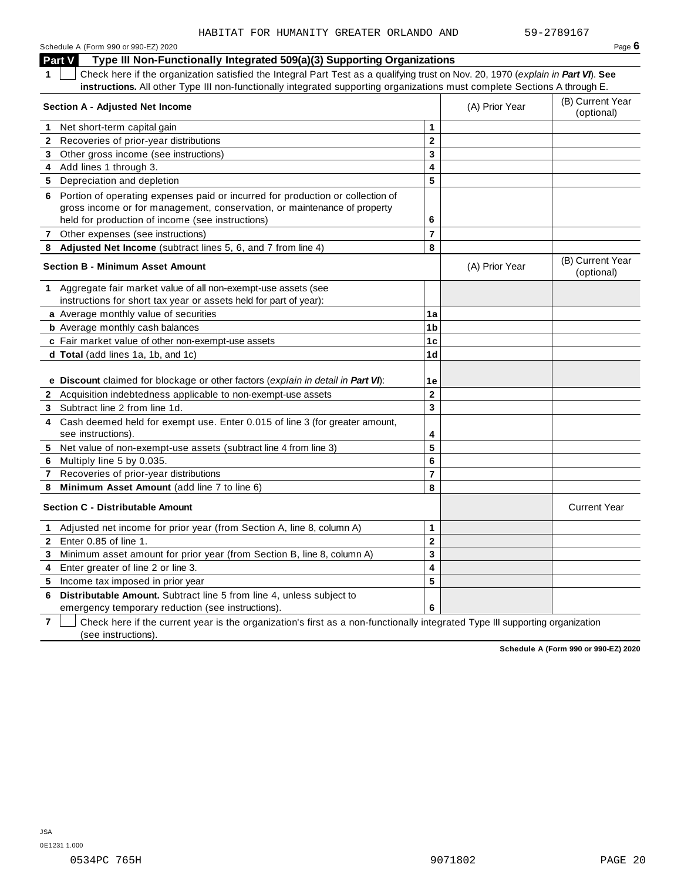HABITAT FOR HUMANITY GREATER ORLANDO AND 59-2789167

Schedule A (Form 990 or 990-EZ) 2020 Page **6**

**Part V Type III Non-Functionally Integrated 509(a)(3) Supporting Organizations**

**1** ☐ Check here if the organization satisfied the Integral Part Test as a qualifying trust on Nov. 20, 1970 (*explain in **Part VI***). **See instructions.** All other Type III non-functionally integrated supporting organizations must complete Sections A through E.

| **Section A - Adjusted Net Income** | | (A) Prior Year | (B) Current Year (optional) |
|---|---|---|---|
| **1** Net short-term capital gain | **1** | | |
| **2** Recoveries of prior-year distributions | **2** | | |
| **3** Other gross income (see instructions) | **3** | | |
| **4** Add lines 1 through 3. | **4** | | |
| **5** Depreciation and depletion | **5** | | |
| **6** Portion of operating expenses paid or incurred for production or collection of gross income or for management, conservation, or maintenance of property held for production of income (see instructions) | **6** | | |
| **7** Other expenses (see instructions) | **7** | | |
| **8** **Adjusted Net Income** (subtract lines 5, 6, and 7 from line 4) | **8** | | |

| **Section B - Minimum Asset Amount** | | (A) Prior Year | (B) Current Year (optional) |
|---|---|---|---|
| **1** Aggregate fair market value of all non-exempt-use assets (see instructions for short tax year or assets held for part of year): | | | |
| **a** Average monthly value of securities | **1a** | | |
| **b** Average monthly cash balances | **1b** | | |
| **c** Fair market value of other non-exempt-use assets | **1c** | | |
| **d** **Total** (add lines 1a, 1b, and 1c) | **1d** | | |
| **e** **Discount** claimed for blockage or other factors (*explain in detail in **Part VI***): | **1e** | | |
| **2** Acquisition indebtedness applicable to non-exempt-use assets | **2** | | |
| **3** Subtract line 2 from line 1d. | **3** | | |
| **4** Cash deemed held for exempt use. Enter 0.015 of line 3 (for greater amount, see instructions). | **4** | | |
| **5** Net value of non-exempt-use assets (subtract line 4 from line 3) | **5** | | |
| **6** Multiply line 5 by 0.035. | **6** | | |
| **7** Recoveries of prior-year distributions | **7** | | |
| **8** **Minimum Asset Amount** (add line 7 to line 6) | **8** | | |

| **Section C - Distributable Amount** | | | Current Year |
|---|---|---|---|
| **1** Adjusted net income for prior year (from Section A, line 8, column A) | **1** | | |
| **2** Enter 0.85 of line 1. | **2** | | |
| **3** Minimum asset amount for prior year (from Section B, line 8, column A) | **3** | | |
| **4** Enter greater of line 2 or line 3. | **4** | | |
| **5** Income tax imposed in prior year | **5** | | |
| **6** **Distributable Amount.** Subtract line 5 from line 4, unless subject to emergency temporary reduction (see instructions). | **6** | | |

**7** ☐ Check here if the current year is the organization's first as a non-functionally integrated Type III supporting organization (see instructions).

**Schedule A (Form 990 or 990-EZ) 2020**

JSA
0E1231 1.000
0534PC 765H 9071802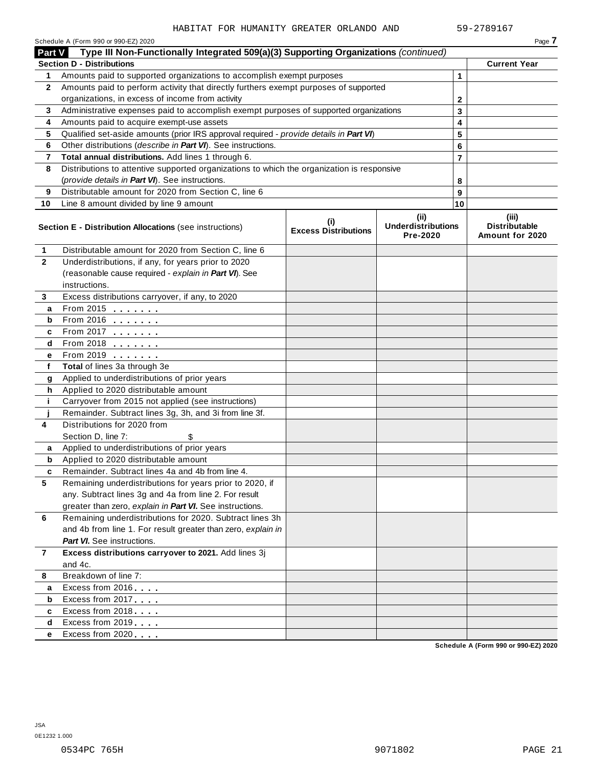HABITAT FOR HUMANITY GREATER ORLANDO AND 59-2789167

Schedule A (Form 990 or 990-EZ) 2020 Page **7**

**Part V Type III Non-Functionally Integrated 509(a)(3) Supporting Organizations** *(continued)*

| **Section D - Distributions** | | | **Current Year** |
|---|---|---|---|
| **1** | Amounts paid to supported organizations to accomplish exempt purposes | 1 | |
| **2** | Amounts paid to perform activity that directly furthers exempt purposes of supported organizations, in excess of income from activity | 2 | |
| **3** | Administrative expenses paid to accomplish exempt purposes of supported organizations | 3 | |
| **4** | Amounts paid to acquire exempt-use assets | 4 | |
| **5** | Qualified set-aside amounts (prior IRS approval required - *provide details in **Part VI***) | 5 | |
| **6** | Other distributions (*describe in **Part VI***). See instructions. | 6 | |
| **7** | **Total annual distributions.** Add lines 1 through 6. | 7 | |
| **8** | Distributions to attentive supported organizations to which the organization is responsive (*provide details in **Part VI***). See instructions. | 8 | |
| **9** | Distributable amount for 2020 from Section C, line 6 | 9 | |
| **10** | Line 8 amount divided by line 9 amount | 10 | |

| | **Section E - Distribution Allocations** (see instructions) | **(i) Excess Distributions** | **(ii) Underdistributions Pre-2020** | **(iii) Distributable Amount for 2020** |
|---|---|---|---|---|
| **1** | Distributable amount for 2020 from Section C, line 6 | | | |
| **2** | Underdistributions, if any, for years prior to 2020 (reasonable cause required - *explain in **Part VI***). See instructions. | | | |
| **3** | Excess distributions carryover, if any, to 2020 | | | |
| **a** | From 2015 | | | |
| **b** | From 2016 | | | |
| **c** | From 2017 | | | |
| **d** | From 2018 | | | |
| **e** | From 2019 | | | |
| **f** | **Total** of lines 3a through 3e | | | |
| **g** | Applied to underdistributions of prior years | | | |
| **h** | Applied to 2020 distributable amount | | | |
| **i** | Carryover from 2015 not applied (see instructions) | | | |
| **j** | Remainder. Subtract lines 3g, 3h, and 3i from line 3f. | | | |
| **4** | Distributions for 2020 from Section D, line 7: $ | | | |
| **a** | Applied to underdistributions of prior years | | | |
| **b** | Applied to 2020 distributable amount | | | |
| **c** | Remainder. Subtract lines 4a and 4b from line 4. | | | |
| **5** | Remaining underdistributions for years prior to 2020, if any. Subtract lines 3g and 4a from line 2. For result greater than zero, *explain in **Part VI***. See instructions. | | | |
| **6** | Remaining underdistributions for 2020. Subtract lines 3h and 4b from line 1. For result greater than zero, *explain in **Part VI***. See instructions. | | | |
| **7** | **Excess distributions carryover to 2021.** Add lines 3j and 4c. | | | |
| **8** | Breakdown of line 7: | | | |
| **a** | Excess from 2016 | | | |
| **b** | Excess from 2017 | | | |
| **c** | Excess from 2018 | | | |
| **d** | Excess from 2019 | | | |
| **e** | Excess from 2020 | | | |

**Schedule A (Form 990 or 990-EZ) 2020**

JSA
0E1232 1.000

0534PC 765H 9071802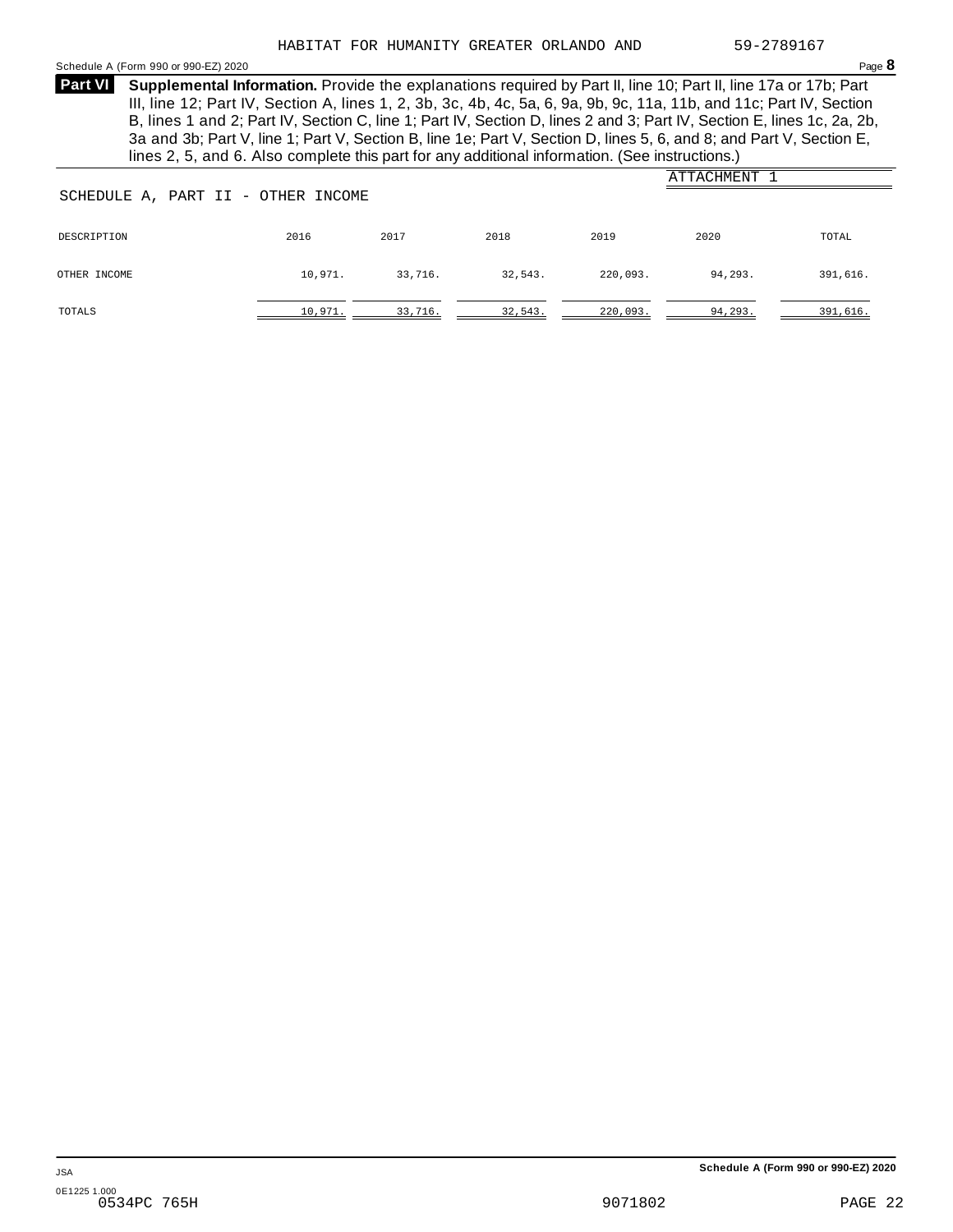HABITAT FOR HUMANITY GREATER ORLANDO AND 59-2789167

**Part VI** **Supplemental Information.** Provide the explanations required by Part II, line 10; Part II, line 17a or 17b; Part III, line 12; Part IV, Section A, lines 1, 2, 3b, 3c, 4b, 4c, 5a, 6, 9a, 9b, 9c, 11a, 11b, and 11c; Part IV, Section B, lines 1 and 2; Part IV, Section C, line 1; Part IV, Section D, lines 2 and 3; Part IV, Section E, lines 1c, 2a, 2b, 3a and 3b; Part V, line 1; Part V, Section B, line 1e; Part V, Section D, lines 5, 6, and 8; and Part V, Section E, lines 2, 5, and 6. Also complete this part for any additional information. (See instructions.)

ATTACHMENT 1

SCHEDULE A, PART II - OTHER INCOME

| DESCRIPTION | 2016 | 2017 | 2018 | 2019 | 2020 | TOTAL |
|---|---|---|---|---|---|---|
| OTHER INCOME | 10,971. | 33,716. | 32,543. | 220,093. | 94,293. | 391,616. |
| TOTALS | 10,971. | 33,716. | 32,543. | 220,093. | 94,293. | 391,616. |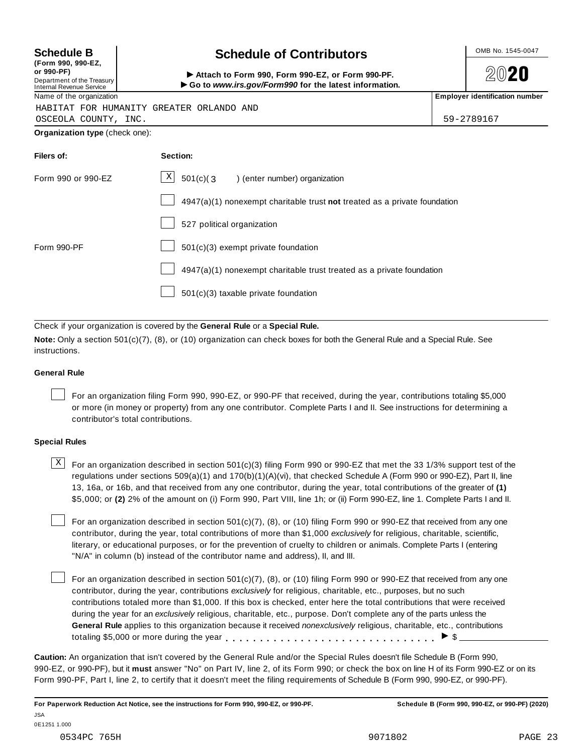**Schedule B** (Form 990, 990-EZ, or 990-PF)

Department of the Treasury
Internal Revenue Service

# Schedule of Contributors

▶ Attach to Form 990, Form 990-EZ, or Form 990-PF.
▶ Go to *www.irs.gov/Form990* for the latest information.

OMB No. 1545-0047

**2020**

| Name of the organization | Employer identification number |
|---|---|
| HABITAT FOR HUMANITY GREATER ORLANDO AND OSCEOLA COUNTY, INC. | 59-2789167 |

**Organization type** (check one):

| Filers of: | Section: |
|---|---|
| Form 990 or 990-EZ | [X] 501(c)( 3 ) (enter number) organization |
| | [ ] 4947(a)(1) nonexempt charitable trust **not** treated as a private foundation |
| | [ ] 527 political organization |
| Form 990-PF | [ ] 501(c)(3) exempt private foundation |
| | [ ] 4947(a)(1) nonexempt charitable trust treated as a private foundation |
| | [ ] 501(c)(3) taxable private foundation |

Check if your organization is covered by the **General Rule** or a **Special Rule.**

**Note:** Only a section 501(c)(7), (8), or (10) organization can check boxes for both the General Rule and a Special Rule. See instructions.

### General Rule

[ ] For an organization filing Form 990, 990-EZ, or 990-PF that received, during the year, contributions totaling $5,000 or more (in money or property) from any one contributor. Complete Parts I and II. See instructions for determining a contributor's total contributions.

### Special Rules

[X] For an organization described in section 501(c)(3) filing Form 990 or 990-EZ that met the 33 1/3% support test of the regulations under sections 509(a)(1) and 170(b)(1)(A)(vi), that checked Schedule A (Form 990 or 990-EZ), Part II, line 13, 16a, or 16b, and that received from any one contributor, during the year, total contributions of the greater of **(1)** $5,000; or **(2)** 2% of the amount on (i) Form 990, Part VIII, line 1h; or (ii) Form 990-EZ, line 1. Complete Parts I and II.

[ ] For an organization described in section 501(c)(7), (8), or (10) filing Form 990 or 990-EZ that received from any one contributor, during the year, total contributions of more than $1,000 *exclusively* for religious, charitable, scientific, literary, or educational purposes, or for the prevention of cruelty to children or animals. Complete Parts I (entering "N/A" in column (b) instead of the contributor name and address), II, and III.

[ ] For an organization described in section 501(c)(7), (8), or (10) filing Form 990 or 990-EZ that received from any one contributor, during the year, contributions *exclusively* for religious, charitable, etc., purposes, but no such contributions totaled more than $1,000. If this box is checked, enter here the total contributions that were received during the year for an *exclusively* religious, charitable, etc., purpose. Don't complete any of the parts unless the **General Rule** applies to this organization because it received *nonexclusively* religious, charitable, etc., contributions totaling $5,000 or more during the year . . . . . . . . . . . . . . . . . . . . . . . . . . . . . ▶ $ ____________

**Caution:** An organization that isn't covered by the General Rule and/or the Special Rules doesn't file Schedule B (Form 990, 990-EZ, or 990-PF), but it **must** answer "No" on Part IV, line 2, of its Form 990; or check the box on line H of its Form 990-EZ or on its Form 990-PF, Part I, line 2, to certify that it doesn't meet the filing requirements of Schedule B (Form 990, 990-EZ, or 990-PF).

**For Paperwork Reduction Act Notice, see the instructions for Form 990, 990-EZ, or 990-PF.** **Schedule B (Form 990, 990-EZ, or 990-PF) (2020)**

JSA
0E1251 1.000
0534PC 765H 9071802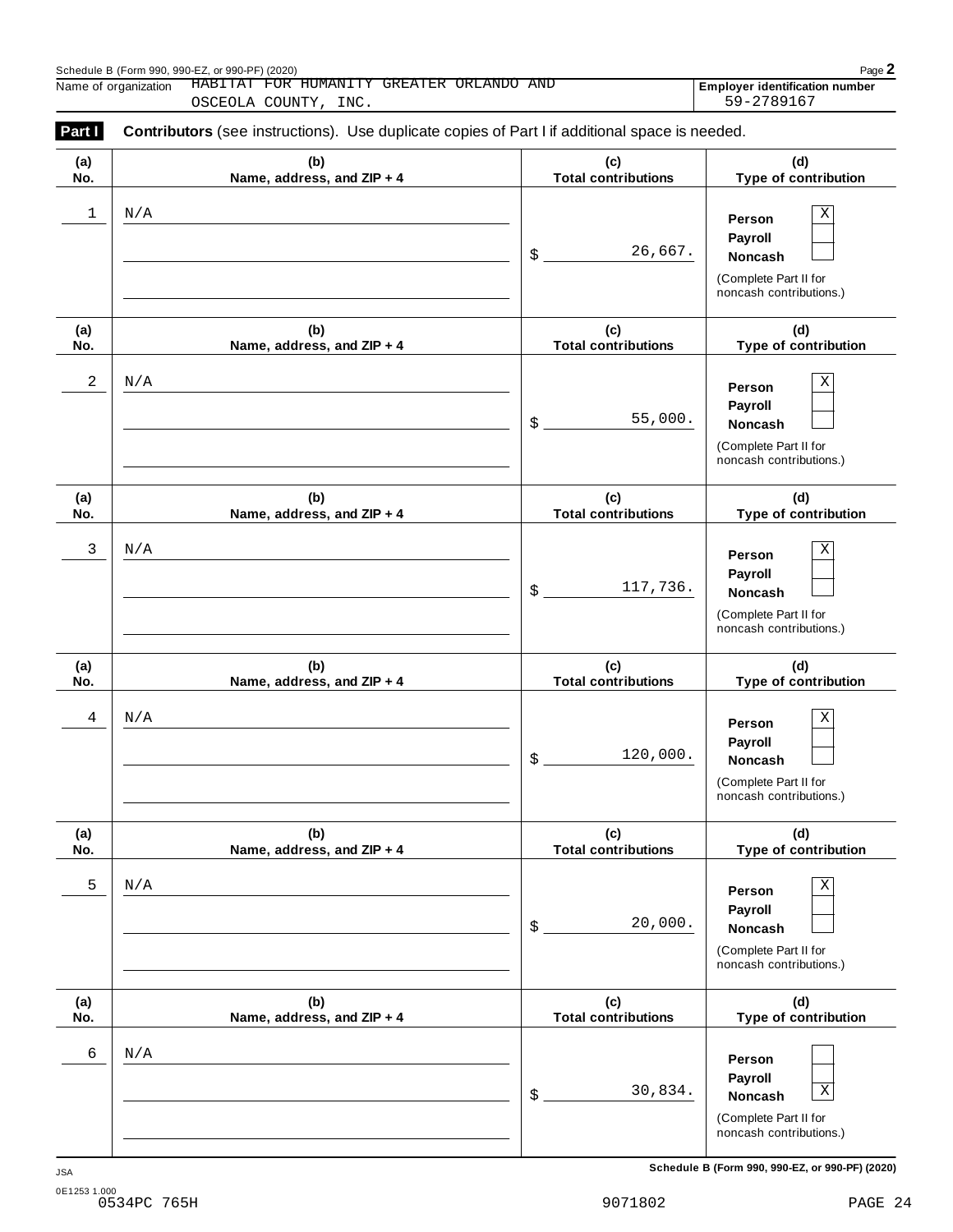Schedule B (Form 990, 990-EZ, or 990-PF) (2020)

Name of organization: HABITAT FOR HUMANITY GREATER ORLANDO AND OSCEOLA COUNTY, INC.

**Employer identification number** 59-2789167

**Part I** **Contributors** (see instructions). Use duplicate copies of Part I if additional space is needed.

| (a) No. | (b) Name, address, and ZIP + 4 | (c) Total contributions | (d) Type of contribution |
|---|---|---|---|
| 1 | N/A | $ 26,667. | Person [X] Payroll [ ] Noncash [ ] (Complete Part II for noncash contributions.) |
| 2 | N/A | $ 55,000. | Person [X] Payroll [ ] Noncash [ ] (Complete Part II for noncash contributions.) |
| 3 | N/A | $ 117,736. | Person [X] Payroll [ ] Noncash [ ] (Complete Part II for noncash contributions.) |
| 4 | N/A | $ 120,000. | Person [X] Payroll [ ] Noncash [ ] (Complete Part II for noncash contributions.) |
| 5 | N/A | $ 20,000. | Person [X] Payroll [ ] Noncash [ ] (Complete Part II for noncash contributions.) |
| 6 | N/A | $ 30,834. | Person [ ] Payroll [ ] Noncash [X] (Complete Part II for noncash contributions.) |

Schedule B (Form 990, 990-EZ, or 990-PF) (2020)

JSA
0E1253 1.000
0534PC 765H 9071802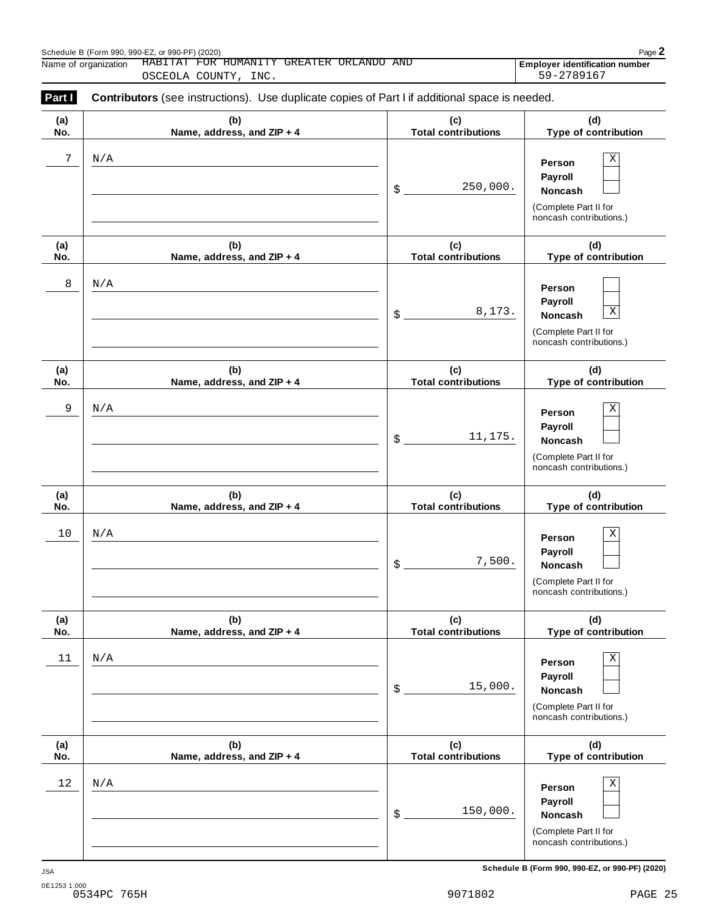Name of organization HABITAT FOR HUMANITY GREATER ORLANDO AND OSCEOLA COUNTY, INC.

Employer identification number 59-2789167

**Part I** **Contributors** (see instructions). Use duplicate copies of Part I if additional space is needed.

| (a) No. | (b) Name, address, and ZIP + 4 | (c) Total contributions | (d) Type of contribution |
|---|---|---|---|
| 7 | N/A | $ 250,000. | Person [X] Payroll [ ] Noncash [ ] (Complete Part II for noncash contributions.) |
| 8 | N/A | $ 8,173. | Person [ ] Payroll [ ] Noncash [X] (Complete Part II for noncash contributions.) |
| 9 | N/A | $ 11,175. | Person [X] Payroll [ ] Noncash [ ] (Complete Part II for noncash contributions.) |
| 10 | N/A | $ 7,500. | Person [X] Payroll [ ] Noncash [ ] (Complete Part II for noncash contributions.) |
| 11 | N/A | $ 15,000. | Person [X] Payroll [ ] Noncash [ ] (Complete Part II for noncash contributions.) |
| 12 | N/A | $ 150,000. | Person [X] Payroll [ ] Noncash [ ] (Complete Part II for noncash contributions.) |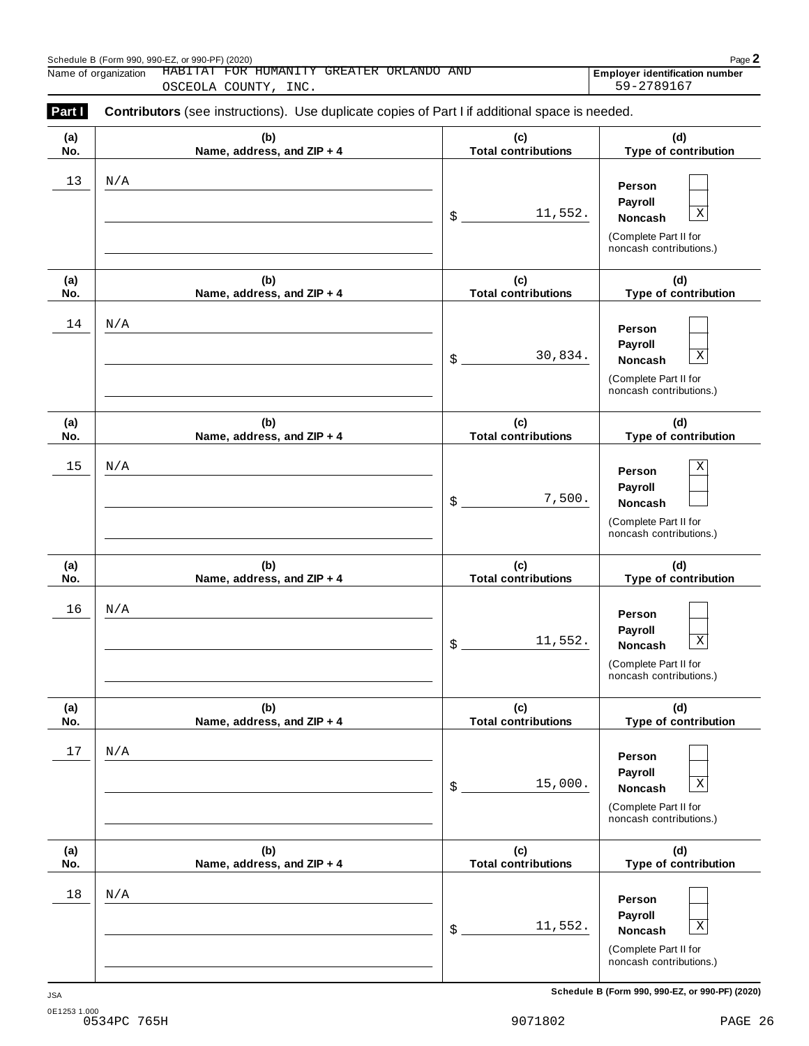Schedule B (Form 990, 990-EZ, or 990-PF) (2020)

Name of organization: HABITAT FOR HUMANITY GREATER ORLANDO AND OSCEOLA COUNTY, INC.

**Employer identification number:** 59-2789167

## Part I — Contributors (see instructions). Use duplicate copies of Part I if additional space is needed.

| (a) No. | (b) Name, address, and ZIP + 4 | (c) Total contributions | (d) Type of contribution |
|---|---|---|---|
| 13 | N/A | $ 11,552. | Person [ ] Payroll [ ] Noncash [X] (Complete Part II for noncash contributions.) |
| 14 | N/A | $ 30,834. | Person [ ] Payroll [ ] Noncash [X] (Complete Part II for noncash contributions.) |
| 15 | N/A | $ 7,500. | Person [X] Payroll [ ] Noncash [ ] (Complete Part II for noncash contributions.) |
| 16 | N/A | $ 11,552. | Person [ ] Payroll [ ] Noncash [X] (Complete Part II for noncash contributions.) |
| 17 | N/A | $ 15,000. | Person [ ] Payroll [ ] Noncash [X] (Complete Part II for noncash contributions.) |
| 18 | N/A | $ 11,552. | Person [ ] Payroll [ ] Noncash [X] (Complete Part II for noncash contributions.) |

JSA
0E1253 1.000
0534PC 765H 9071802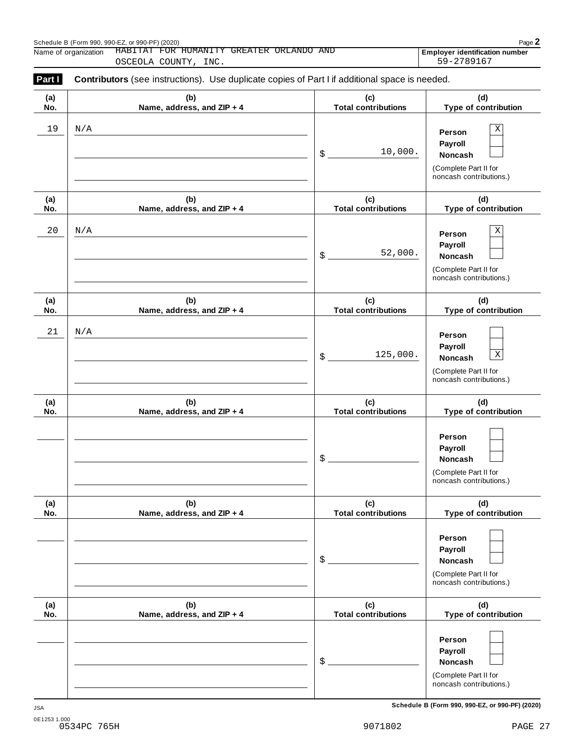Name of organization: HABITAT FOR HUMANITY GREATER ORLANDO AND OSCEOLA COUNTY, INC.

Employer identification number: 59-2789167

**Part I** **Contributors** (see instructions). Use duplicate copies of Part I if additional space is needed.

| (a) No. | (b) Name, address, and ZIP + 4 | (c) Total contributions | (d) Type of contribution |
|---|---|---|---|
| 19 | N/A | $ 10,000. | Person [X] Payroll [ ] Noncash [ ] (Complete Part II for noncash contributions.) |
| 20 | N/A | $ 52,000. | Person [X] Payroll [ ] Noncash [ ] (Complete Part II for noncash contributions.) |
| 21 | N/A | $ 125,000. | Person [ ] Payroll [ ] Noncash [X] (Complete Part II for noncash contributions.) |
| | | $ | Person [ ] Payroll [ ] Noncash [ ] (Complete Part II for noncash contributions.) |
| | | $ | Person [ ] Payroll [ ] Noncash [ ] (Complete Part II for noncash contributions.) |
| | | $ | Person [ ] Payroll [ ] Noncash [ ] (Complete Part II for noncash contributions.) |

JSA
0E1253 1.000
0534PC 765H 9071802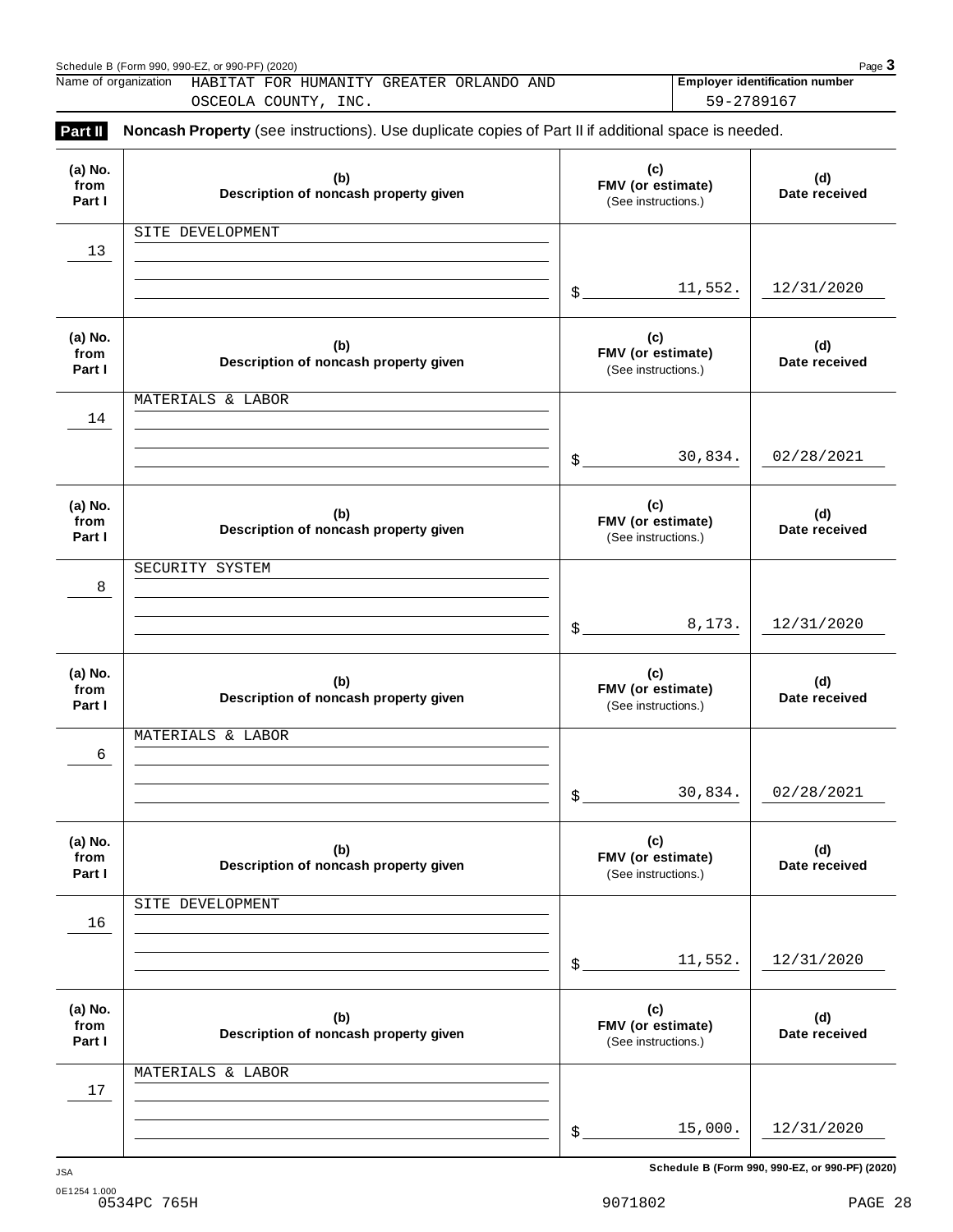Name of organization: HABITAT FOR HUMANITY GREATER ORLANDO AND OSCEOLA COUNTY, INC.

Employer identification number: 59-2789167

## Part II Noncash Property (see instructions). Use duplicate copies of Part II if additional space is needed.

| (a) No. from Part I | (b) Description of noncash property given | (c) FMV (or estimate) (See instructions.) | (d) Date received |
|---|---|---|---|
| 13 | SITE DEVELOPMENT | $ 11,552. | 12/31/2020 |
| 14 | MATERIALS & LABOR | $ 30,834. | 02/28/2021 |
| 8 | SECURITY SYSTEM | $ 8,173. | 12/31/2020 |
| 6 | MATERIALS & LABOR | $ 30,834. | 02/28/2021 |
| 16 | SITE DEVELOPMENT | $ 11,552. | 12/31/2020 |
| 17 | MATERIALS & LABOR | $ 15,000. | 12/31/2020 |

Schedule B (Form 990, 990-EZ, or 990-PF) (2020)

0534PC 765H 9071802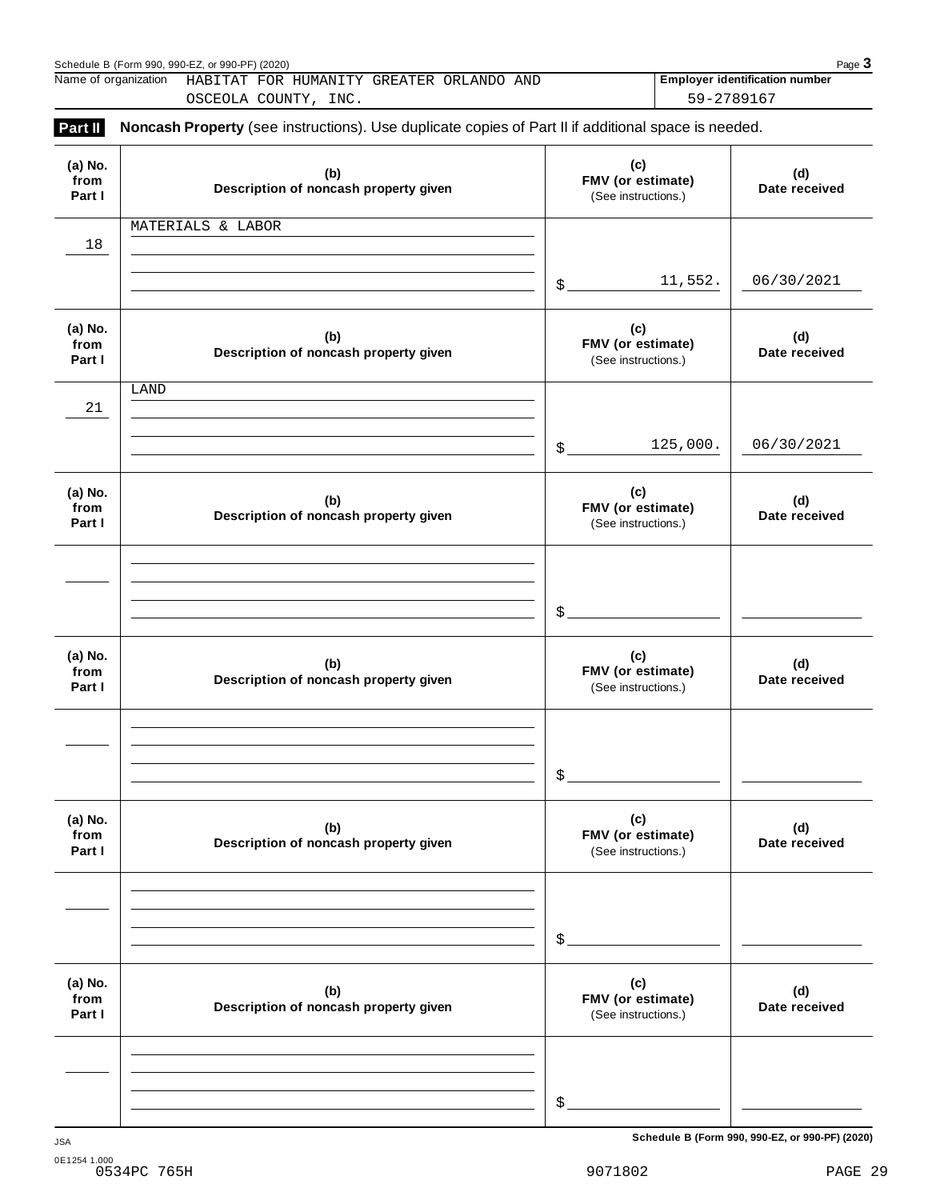Schedule B (Form 990, 990-EZ, or 990-PF) (2020)

Name of organization HABITAT FOR HUMANITY GREATER ORLANDO AND OSCEOLA COUNTY, INC.

**Employer identification number** 59-2789167

## Part II Noncash Property (see instructions). Use duplicate copies of Part II if additional space is needed.

| (a) No. from Part I | (b) Description of noncash property given | (c) FMV (or estimate) (See instructions.) | (d) Date received |
|---|---|---|---|
| 18 | MATERIALS & LABOR | $ 11,552. | 06/30/2021 |
| 21 | LAND | $ 125,000. | 06/30/2021 |
| | | $ | |
| | | $ | |
| | | $ | |
| | | $ | |

Schedule B (Form 990, 990-EZ, or 990-PF) (2020)

JSA
0E1254 1.000
0534PC 765H 9071802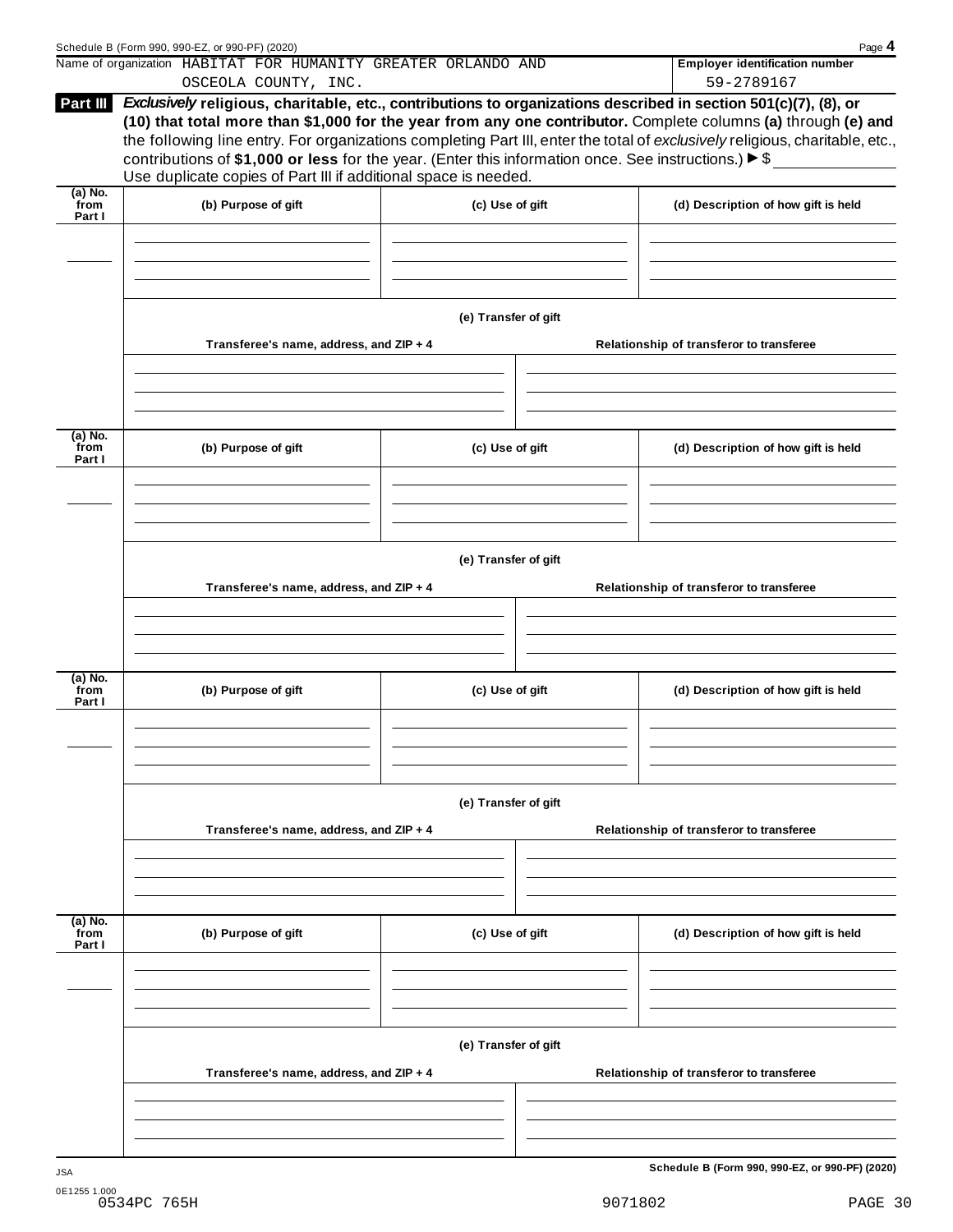Name of organization HABITAT FOR HUMANITY GREATER ORLANDO AND OSCEOLA COUNTY, INC.

**Employer identification number** 59-2789167

**Part III** ***Exclusively*** **religious, charitable, etc., contributions to organizations described in section 501(c)(7), (8), or (10) that total more than $1,000 for the year from any one contributor.** Complete columns **(a)** through **(e)** and the following line entry. For organizations completing Part III, enter the total of *exclusively* religious, charitable, etc., contributions of **$1,000 or less** for the year. (Enter this information once. See instructions.) ▶ $ ____________

Use duplicate copies of Part III if additional space is needed.

| (a) No. from Part I | (b) Purpose of gift | (c) Use of gift | (d) Description of how gift is held |
|---|---|---|---|
| | | | |

**(e) Transfer of gift**

| Transferee's name, address, and ZIP + 4 | Relationship of transferor to transferee |
|---|---|
| | |

| (a) No. from Part I | (b) Purpose of gift | (c) Use of gift | (d) Description of how gift is held |
|---|---|---|---|
| | | | |

**(e) Transfer of gift**

| Transferee's name, address, and ZIP + 4 | Relationship of transferor to transferee |
|---|---|
| | |

| (a) No. from Part I | (b) Purpose of gift | (c) Use of gift | (d) Description of how gift is held |
|---|---|---|---|
| | | | |

**(e) Transfer of gift**

| Transferee's name, address, and ZIP + 4 | Relationship of transferor to transferee |
|---|---|
| | |

| (a) No. from Part I | (b) Purpose of gift | (c) Use of gift | (d) Description of how gift is held |
|---|---|---|---|
| | | | |

**(e) Transfer of gift**

| Transferee's name, address, and ZIP + 4 | Relationship of transferor to transferee |
|---|---|
| | |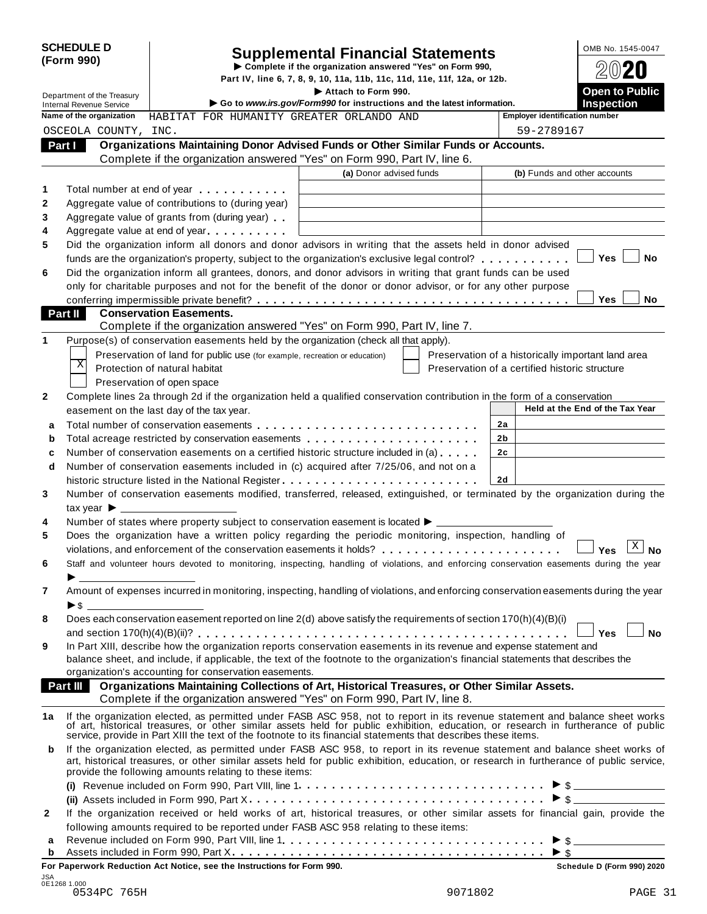**SCHEDULE D (Form 990)**

Department of the Treasury
Internal Revenue Service

# Supplemental Financial Statements

▶ Complete if the organization answered "Yes" on Form 990, Part IV, line 6, 7, 8, 9, 10, 11a, 11b, 11c, 11d, 11e, 11f, 12a, or 12b.

▶ Attach to Form 990.

▶ Go to *www.irs.gov/Form990* for instructions and the latest information.

OMB No. 1545-0047

**2020**

**Open to Public Inspection**

**Name of the organization** HABITAT FOR HUMANITY GREATER ORLANDO AND OSCEOLA COUNTY, INC.

**Employer identification number** 59-2789167

## Part I Organizations Maintaining Donor Advised Funds or Other Similar Funds or Accounts.

Complete if the organization answered "Yes" on Form 990, Part IV, line 6.

| | | (a) Donor advised funds | (b) Funds and other accounts |
|---|---|---|---|
| 1 | Total number at end of year | | |
| 2 | Aggregate value of contributions to (during year) | | |
| 3 | Aggregate value of grants from (during year) | | |
| 4 | Aggregate value at end of year | | |

5 Did the organization inform all donors and donor advisors in writing that the assets held in donor advised funds are the organization's property, subject to the organization's exclusive legal control? ☐ Yes ☐ No

6 Did the organization inform all grantees, donors, and donor advisors in writing that grant funds can be used only for charitable purposes and not for the benefit of the donor or donor advisor, or for any other purpose conferring impermissible private benefit? ☐ Yes ☐ No

## Part II Conservation Easements.

Complete if the organization answered "Yes" on Form 990, Part IV, line 7.

1 Purpose(s) of conservation easements held by the organization (check all that apply).

- ☐ Preservation of land for public use (for example, recreation or education)
- ☒ Protection of natural habitat
- ☐ Preservation of open space
- ☐ Preservation of a historically important land area
- ☐ Preservation of a certified historic structure

2 Complete lines 2a through 2d if the organization held a qualified conservation contribution in the form of a conservation easement on the last day of the tax year.

| | | | Held at the End of the Tax Year |
|---|---|---|---|
| a | Total number of conservation easements | 2a | |
| b | Total acreage restricted by conservation easements | 2b | |
| c | Number of conservation easements on a certified historic structure included in (a) | 2c | |
| d | Number of conservation easements included in (c) acquired after 7/25/06, and not on a historic structure listed in the National Register | 2d | |

3 Number of conservation easements modified, transferred, released, extinguished, or terminated by the organization during the tax year ▶ ____________

4 Number of states where property subject to conservation easement is located ▶ ____________

5 Does the organization have a written policy regarding the periodic monitoring, inspection, handling of violations, and enforcement of the conservation easements it holds? ☐ Yes ☒ No

6 Staff and volunteer hours devoted to monitoring, inspecting, handling of violations, and enforcing conservation easements during the year ▶ ____________

7 Amount of expenses incurred in monitoring, inspecting, handling of violations, and enforcing conservation easements during the year ▶ $ ____________

8 Does each conservation easement reported on line 2(d) above satisfy the requirements of section 170(h)(4)(B)(i) and section 170(h)(4)(B)(ii)? ☐ Yes ☐ No

9 In Part XIII, describe how the organization reports conservation easements in its revenue and expense statement and balance sheet, and include, if applicable, the text of the footnote to the organization's financial statements that describes the organization's accounting for conservation easements.

## Part III Organizations Maintaining Collections of Art, Historical Treasures, or Other Similar Assets.

Complete if the organization answered "Yes" on Form 990, Part IV, line 8.

1a If the organization elected, as permitted under FASB ASC 958, not to report in its revenue statement and balance sheet works of art, historical treasures, or other similar assets held for public exhibition, education, or research in furtherance of public service, provide in Part XIII the text of the footnote to its financial statements that describes these items.

b If the organization elected, as permitted under FASB ASC 958, to report in its revenue statement and balance sheet works of art, historical treasures, or other similar assets held for public exhibition, education, or research in furtherance of public service, provide the following amounts relating to these items:

(i) Revenue included on Form 990, Part VIII, line 1 ▶ $ ____________

(ii) Assets included in Form 990, Part X ▶ $ ____________

2 If the organization received or held works of art, historical treasures, or other similar assets for financial gain, provide the following amounts required to be reported under FASB ASC 958 relating to these items:

a Revenue included on Form 990, Part VIII, line 1 ▶ $ ____________

b Assets included in Form 990, Part X ▶ $ ____________

**For Paperwork Reduction Act Notice, see the Instructions for Form 990.** **Schedule D (Form 990) 2020**

JSA 0E1268 1.000
0534PC 765H 9071802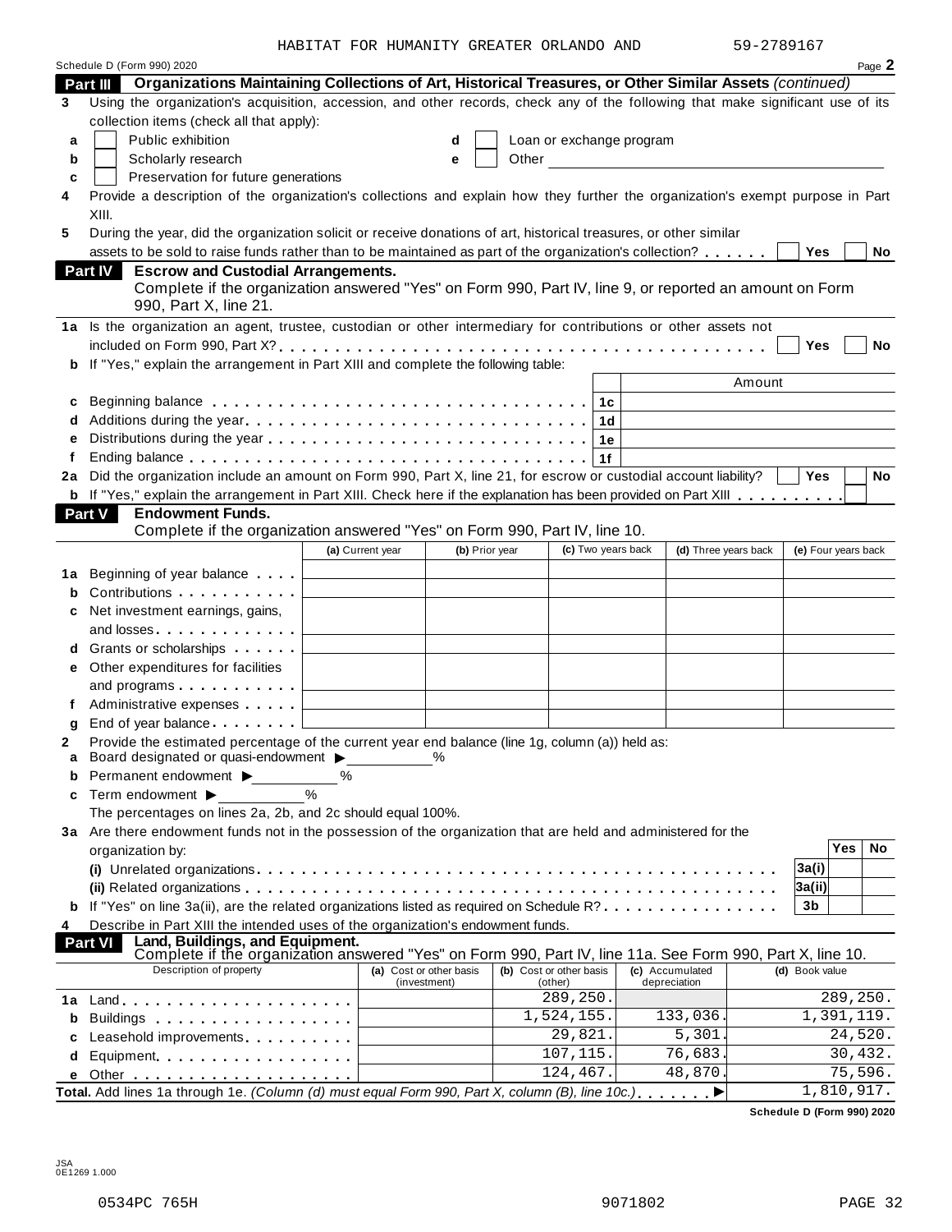HABITAT FOR HUMANITY GREATER ORLANDO AND 59-2789167

Schedule D (Form 990) 2020 Page **2**

## Part III Organizations Maintaining Collections of Art, Historical Treasures, or Other Similar Assets *(continued)*

**3** Using the organization's acquisition, accession, and other records, check any of the following that make significant use of its collection items (check all that apply):

- **a** ☐ Public exhibition
- **b** ☐ Scholarly research
- **c** ☐ Preservation for future generations
- **d** ☐ Loan or exchange program
- **e** ☐ Other

**4** Provide a description of the organization's collections and explain how they further the organization's exempt purpose in Part XIII.

**5** During the year, did the organization solicit or receive donations of art, historical treasures, or other similar assets to be sold to raise funds rather than to be maintained as part of the organization's collection? ☐ Yes ☐ No

## Part IV Escrow and Custodial Arrangements.

Complete if the organization answered "Yes" on Form 990, Part IV, line 9, or reported an amount on Form 990, Part X, line 21.

**1a** Is the organization an agent, trustee, custodian or other intermediary for contributions or other assets not included on Form 990, Part X? ☐ Yes ☐ No

**b** If "Yes," explain the arrangement in Part XIII and complete the following table:

| | | | Amount |
|---|---|---|---|
| **c** | Beginning balance | 1c | |
| **d** | Additions during the year | 1d | |
| **e** | Distributions during the year | 1e | |
| **f** | Ending balance | 1f | |

**2a** Did the organization include an amount on Form 990, Part X, line 21, for escrow or custodial account liability? ☐ Yes ☐ No

**b** If "Yes," explain the arrangement in Part XIII. Check here if the explanation has been provided on Part XIII ☐

## Part V Endowment Funds.

Complete if the organization answered "Yes" on Form 990, Part IV, line 10.

| | | (a) Current year | (b) Prior year | (c) Two years back | (d) Three years back | (e) Four years back |
|---|---|---|---|---|---|---|
| **1a** | Beginning of year balance | | | | | |
| **b** | Contributions | | | | | |
| **c** | Net investment earnings, gains, and losses | | | | | |
| **d** | Grants or scholarships | | | | | |
| **e** | Other expenditures for facilities and programs | | | | | |
| **f** | Administrative expenses | | | | | |
| **g** | End of year balance | | | | | |

**2** Provide the estimated percentage of the current year end balance (line 1g, column (a)) held as:

- **a** Board designated or quasi-endowment ▶ ______ %
- **b** Permanent endowment ▶ ______ %
- **c** Term endowment ▶ ______ %

The percentages on lines 2a, 2b, and 2c should equal 100%.

**3a** Are there endowment funds not in the possession of the organization that are held and administered for the organization by:

| | | | Yes | No |
|---|---|---|---|---|
| | **(i)** Unrelated organizations | 3a(i) | | |
| | **(ii)** Related organizations | 3a(ii) | | |
| **b** | If "Yes" on line 3a(ii), are the related organizations listed as required on Schedule R? | 3b | | |

**4** Describe in Part XIII the intended uses of the organization's endowment funds.

## Part VI Land, Buildings, and Equipment.

Complete if the organization answered "Yes" on Form 990, Part IV, line 11a. See Form 990, Part X, line 10.

| | Description of property | (a) Cost or other basis (investment) | (b) Cost or other basis (other) | (c) Accumulated depreciation | (d) Book value |
|---|---|---|---|---|---|
| **1a** | Land | | 289,250. | | 289,250. |
| **b** | Buildings | | 1,524,155. | 133,036. | 1,391,119. |
| **c** | Leasehold improvements | | 29,821. | 5,301. | 24,520. |
| **d** | Equipment | | 107,115. | 76,683. | 30,432. |
| **e** | Other | | 124,467. | 48,870. | 75,596. |
| **Total.** | Add lines 1a through 1e. *(Column (d) must equal Form 990, Part X, column (B), line 10c.)* ▶ | | | | 1,810,917. |

Schedule D (Form 990) 2020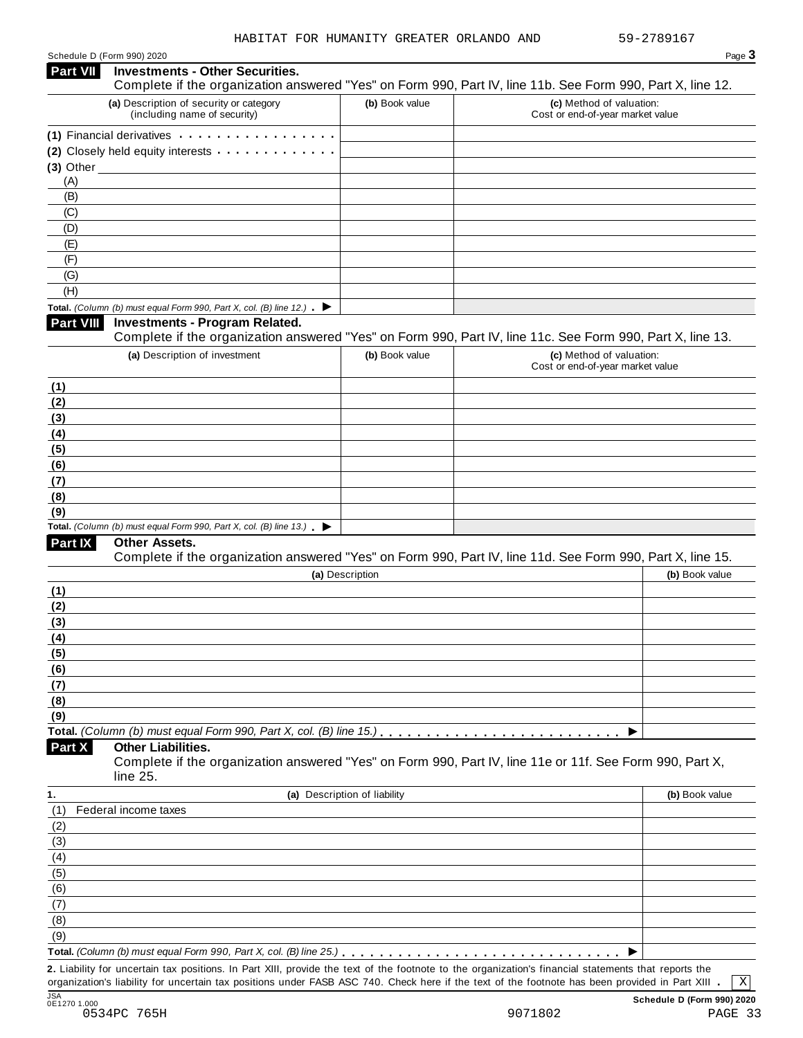HABITAT FOR HUMANITY GREATER ORLANDO AND 59-2789167

Schedule D (Form 990) 2020

## Part VII Investments - Other Securities.

Complete if the organization answered "Yes" on Form 990, Part IV, line 11b. See Form 990, Part X, line 12.

| (a) Description of security or category (including name of security) | (b) Book value | (c) Method of valuation: Cost or end-of-year market value |
|---|---|---|
| (1) Financial derivatives | | |
| (2) Closely held equity interests | | |
| (3) Other | | |
| (A) | | |
| (B) | | |
| (C) | | |
| (D) | | |
| (E) | | |
| (F) | | |
| (G) | | |
| (H) | | |
| **Total.** *(Column (b) must equal Form 990, Part X, col. (B) line 12.)* ▶ | | |

## Part VIII Investments - Program Related.

Complete if the organization answered "Yes" on Form 990, Part IV, line 11c. See Form 990, Part X, line 13.

| (a) Description of investment | (b) Book value | (c) Method of valuation: Cost or end-of-year market value |
|---|---|---|
| (1) | | |
| (2) | | |
| (3) | | |
| (4) | | |
| (5) | | |
| (6) | | |
| (7) | | |
| (8) | | |
| (9) | | |
| **Total.** *(Column (b) must equal Form 990, Part X, col. (B) line 13.)* ▶ | | |

## Part IX Other Assets.

Complete if the organization answered "Yes" on Form 990, Part IV, line 11d. See Form 990, Part X, line 15.

| (a) Description | (b) Book value |
|---|---|
| (1) | |
| (2) | |
| (3) | |
| (4) | |
| (5) | |
| (6) | |
| (7) | |
| (8) | |
| (9) | |
| **Total.** *(Column (b) must equal Form 990, Part X, col. (B) line 15.)* ▶ | |

## Part X Other Liabilities.

Complete if the organization answered "Yes" on Form 990, Part IV, line 11e or 11f. See Form 990, Part X, line 25.

| 1. (a) Description of liability | (b) Book value |
|---|---|
| (1) Federal income taxes | |
| (2) | |
| (3) | |
| (4) | |
| (5) | |
| (6) | |
| (7) | |
| (8) | |
| (9) | |
| **Total.** *(Column (b) must equal Form 990, Part X, col. (B) line 25.)* ▶ | |

**2.** Liability for uncertain tax positions. In Part XIII, provide the text of the footnote to the organization's financial statements that reports the organization's liability for uncertain tax positions under FASB ASC 740. Check here if the text of the footnote has been provided in Part XIII . [X]

JSA 0E1270 1.000

0534PC 765H 9071802

**Schedule D (Form 990) 2020**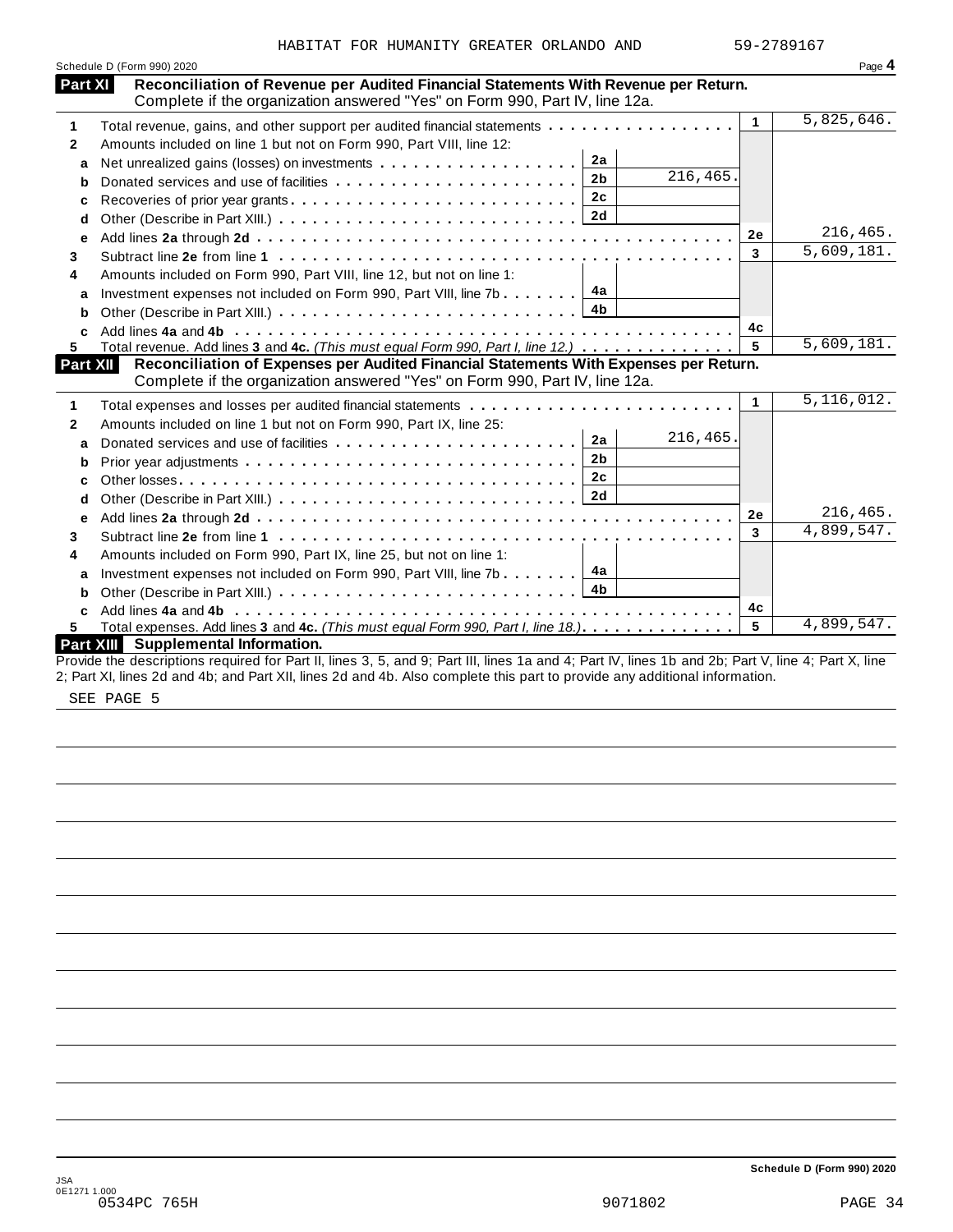HABITAT FOR HUMANITY GREATER ORLANDO AND 59-2789167

Schedule D (Form 990) 2020 Page **4**

## Part XI Reconciliation of Revenue per Audited Financial Statements With Revenue per Return.

Complete if the organization answered "Yes" on Form 990, Part IV, line 12a.

| | | | | | |
|---|---|---|---|---|---|
| **1** | Total revenue, gains, and other support per audited financial statements | | | 1 | 5,825,646. |
| **2** | Amounts included on line 1 but not on Form 990, Part VIII, line 12: | | | | |
| a | Net unrealized gains (losses) on investments | 2a | | | |
| b | Donated services and use of facilities | 2b | 216,465. | | |
| c | Recoveries of prior year grants | 2c | | | |
| d | Other (Describe in Part XIII.) | 2d | | | |
| e | Add lines **2a** through **2d** | | | 2e | 216,465. |
| **3** | Subtract line **2e** from line **1** | | | 3 | 5,609,181. |
| **4** | Amounts included on Form 990, Part VIII, line 12, but not on line 1: | | | | |
| a | Investment expenses not included on Form 990, Part VIII, line 7b | 4a | | | |
| b | Other (Describe in Part XIII.) | 4b | | | |
| c | Add lines **4a** and **4b** | | | 4c | |
| **5** | Total revenue. Add lines **3** and **4c.** *(This must equal Form 990, Part I, line 12.)* | | | 5 | 5,609,181. |

## Part XII Reconciliation of Expenses per Audited Financial Statements With Expenses per Return.

Complete if the organization answered "Yes" on Form 990, Part IV, line 12a.

| | | | | | |
|---|---|---|---|---|---|
| **1** | Total expenses and losses per audited financial statements | | | 1 | 5,116,012. |
| **2** | Amounts included on line 1 but not on Form 990, Part IX, line 25: | | | | |
| a | Donated services and use of facilities | 2a | 216,465. | | |
| b | Prior year adjustments | 2b | | | |
| c | Other losses | 2c | | | |
| d | Other (Describe in Part XIII.) | 2d | | | |
| e | Add lines **2a** through **2d** | | | 2e | 216,465. |
| **3** | Subtract line **2e** from line **1** | | | 3 | 4,899,547. |
| **4** | Amounts included on Form 990, Part IX, line 25, but not on line 1: | | | | |
| a | Investment expenses not included on Form 990, Part VIII, line 7b | 4a | | | |
| b | Other (Describe in Part XIII.) | 4b | | | |
| c | Add lines **4a** and **4b** | | | 4c | |
| **5** | Total expenses. Add lines **3** and **4c.** *(This must equal Form 990, Part I, line 18.)* | | | 5 | 4,899,547. |

## Part XIII Supplemental Information.

Provide the descriptions required for Part II, lines 3, 5, and 9; Part III, lines 1a and 4; Part IV, lines 1b and 2b; Part V, line 4; Part X, line 2; Part XI, lines 2d and 4b; and Part XII, lines 2d and 4b. Also complete this part to provide any additional information.

SEE PAGE 5

Schedule D (Form 990) 2020

JSA
0E1271 1.000
0534PC 765H 9071802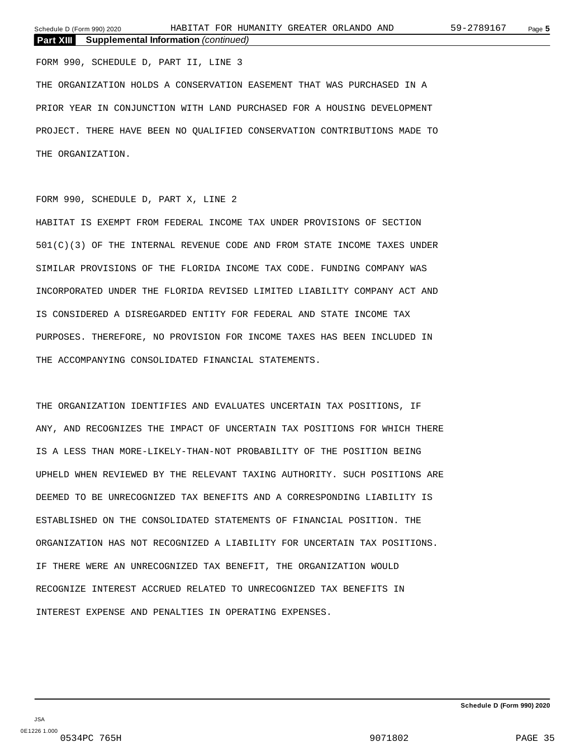**Part XIII Supplemental Information** *(continued)*

FORM 990, SCHEDULE D, PART II, LINE 3

THE ORGANIZATION HOLDS A CONSERVATION EASEMENT THAT WAS PURCHASED IN A PRIOR YEAR IN CONJUNCTION WITH LAND PURCHASED FOR A HOUSING DEVELOPMENT PROJECT. THERE HAVE BEEN NO QUALIFIED CONSERVATION CONTRIBUTIONS MADE TO THE ORGANIZATION.

FORM 990, SCHEDULE D, PART X, LINE 2

HABITAT IS EXEMPT FROM FEDERAL INCOME TAX UNDER PROVISIONS OF SECTION 501(C)(3) OF THE INTERNAL REVENUE CODE AND FROM STATE INCOME TAXES UNDER SIMILAR PROVISIONS OF THE FLORIDA INCOME TAX CODE. FUNDING COMPANY WAS INCORPORATED UNDER THE FLORIDA REVISED LIMITED LIABILITY COMPANY ACT AND IS CONSIDERED A DISREGARDED ENTITY FOR FEDERAL AND STATE INCOME TAX PURPOSES. THEREFORE, NO PROVISION FOR INCOME TAXES HAS BEEN INCLUDED IN THE ACCOMPANYING CONSOLIDATED FINANCIAL STATEMENTS.

THE ORGANIZATION IDENTIFIES AND EVALUATES UNCERTAIN TAX POSITIONS, IF ANY, AND RECOGNIZES THE IMPACT OF UNCERTAIN TAX POSITIONS FOR WHICH THERE IS A LESS THAN MORE-LIKELY-THAN-NOT PROBABILITY OF THE POSITION BEING UPHELD WHEN REVIEWED BY THE RELEVANT TAXING AUTHORITY. SUCH POSITIONS ARE DEEMED TO BE UNRECOGNIZED TAX BENEFITS AND A CORRESPONDING LIABILITY IS ESTABLISHED ON THE CONSOLIDATED STATEMENTS OF FINANCIAL POSITION. THE ORGANIZATION HAS NOT RECOGNIZED A LIABILITY FOR UNCERTAIN TAX POSITIONS. IF THERE WERE AN UNRECOGNIZED TAX BENEFIT, THE ORGANIZATION WOULD RECOGNIZE INTEREST ACCRUED RELATED TO UNRECOGNIZED TAX BENEFITS IN INTEREST EXPENSE AND PENALTIES IN OPERATING EXPENSES.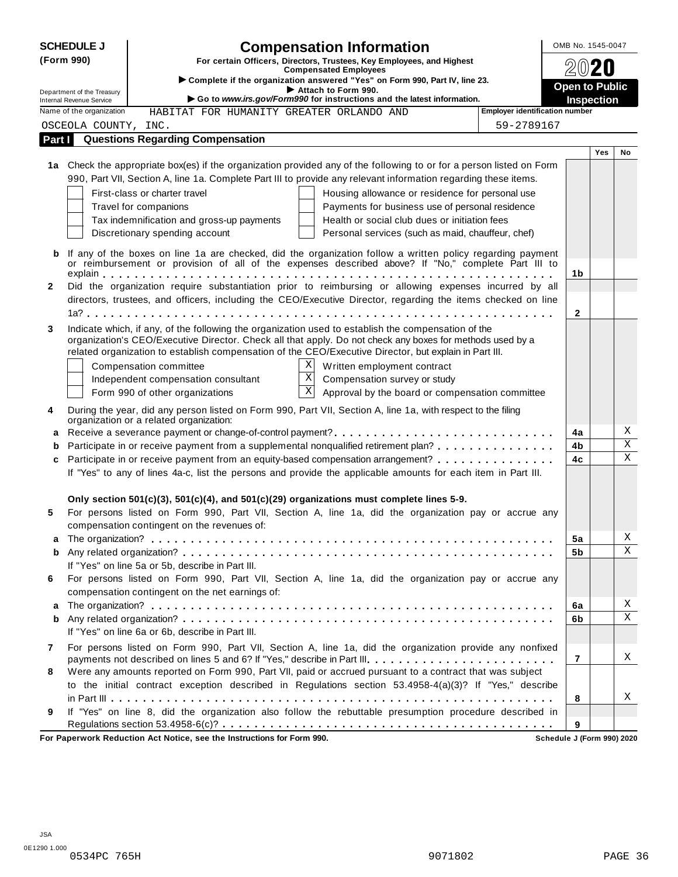**SCHEDULE J (Form 990)**

Department of the Treasury
Internal Revenue Service

# Compensation Information

**For certain Officers, Directors, Trustees, Key Employees, and Highest Compensated Employees**

▶ Complete if the organization answered "Yes" on Form 990, Part IV, line 23.
▶ Attach to Form 990.
▶ Go to *www.irs.gov/Form990* for instructions and the latest information.

OMB No. 1545-0047

**2020**

**Open to Public Inspection**

Name of the organization: HABITAT FOR HUMANITY GREATER ORLANDO AND OSCEOLA COUNTY, INC.

Employer identification number: 59-2789167

## Part I Questions Regarding Compensation

| | | | Yes | No |
|---|---|---|---|---|
| **1a** | Check the appropriate box(es) if the organization provided any of the following to or for a person listed on Form 990, Part VII, Section A, line 1a. Complete Part III to provide any relevant information regarding these items.<br>☐ First-class or charter travel ☐ Housing allowance or residence for personal use<br>☐ Travel for companions ☐ Payments for business use of personal residence<br>☐ Tax indemnification and gross-up payments ☐ Health or social club dues or initiation fees<br>☐ Discretionary spending account ☐ Personal services (such as maid, chauffeur, chef) | | | |
| **b** | If any of the boxes on line 1a are checked, did the organization follow a written policy regarding payment or reimbursement or provision of all of the expenses described above? If "No," complete Part III to explain | 1b | | |
| **2** | Did the organization require substantiation prior to reimbursing or allowing expenses incurred by all directors, trustees, and officers, including the CEO/Executive Director, regarding the items checked on line 1a? | 2 | | |
| **3** | Indicate which, if any, of the following the organization used to establish the compensation of the organization's CEO/Executive Director. Check all that apply. Do not check any boxes for methods used by a related organization to establish compensation of the CEO/Executive Director, but explain in Part III.<br>☐ Compensation committee ☒ Written employment contract<br>☐ Independent compensation consultant ☒ Compensation survey or study<br>☐ Form 990 of other organizations ☒ Approval by the board or compensation committee | | | |
| **4** | During the year, did any person listed on Form 990, Part VII, Section A, line 1a, with respect to the filing organization or a related organization: | | | |
| **a** | Receive a severance payment or change-of-control payment? | 4a | | X |
| **b** | Participate in or receive payment from a supplemental nonqualified retirement plan? | 4b | | X |
| **c** | Participate in or receive payment from an equity-based compensation arrangement? | 4c | | X |
| | If "Yes" to any of lines 4a-c, list the persons and provide the applicable amounts for each item in Part III. | | | |
| | **Only section 501(c)(3), 501(c)(4), and 501(c)(29) organizations must complete lines 5-9.** | | | |
| **5** | For persons listed on Form 990, Part VII, Section A, line 1a, did the organization pay or accrue any compensation contingent on the revenues of: | | | |
| **a** | The organization? | 5a | | X |
| **b** | Any related organization? | 5b | | X |
| | If "Yes" on line 5a or 5b, describe in Part III. | | | |
| **6** | For persons listed on Form 990, Part VII, Section A, line 1a, did the organization pay or accrue any compensation contingent on the net earnings of: | | | |
| **a** | The organization? | 6a | | X |
| **b** | Any related organization? | 6b | | X |
| | If "Yes" on line 6a or 6b, describe in Part III. | | | |
| **7** | For persons listed on Form 990, Part VII, Section A, line 1a, did the organization provide any nonfixed payments not described on lines 5 and 6? If "Yes," describe in Part III. | 7 | | X |
| **8** | Were any amounts reported on Form 990, Part VII, paid or accrued pursuant to a contract that was subject to the initial contract exception described in Regulations section 53.4958-4(a)(3)? If "Yes," describe in Part III | 8 | | X |
| **9** | If "Yes" on line 8, did the organization also follow the rebuttable presumption procedure described in Regulations section 53.4958-6(c)? | 9 | | |

**For Paperwork Reduction Act Notice, see the Instructions for Form 990.** **Schedule J (Form 990) 2020**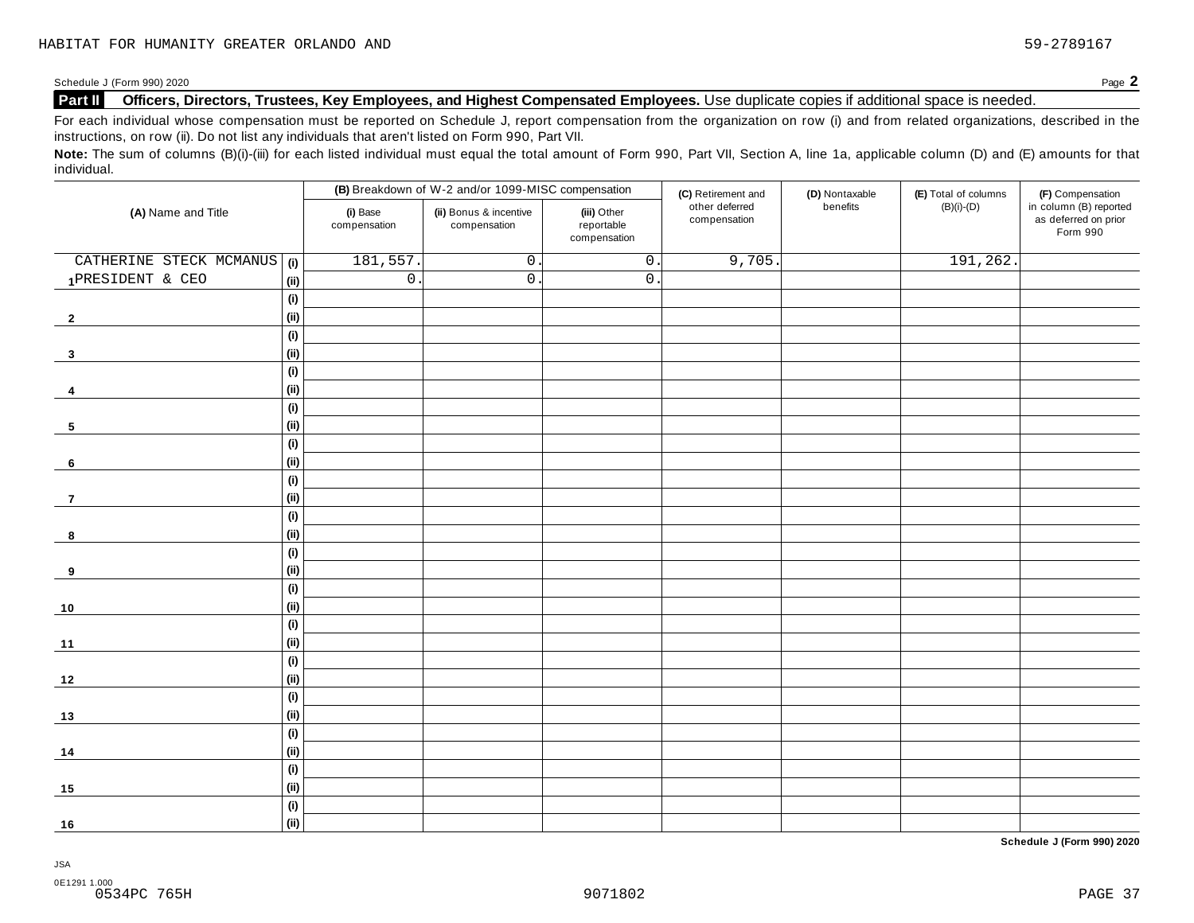HABITAT FOR HUMANITY GREATER ORLANDO AND 59-2789167

Schedule J (Form 990) 2020 Page **2**

**Part II** **Officers, Directors, Trustees, Key Employees, and Highest Compensated Employees.** Use duplicate copies if additional space is needed.

For each individual whose compensation must be reported on Schedule J, report compensation from the organization on row (i) and from related organizations, described in the instructions, on row (ii). Do not list any individuals that aren't listed on Form 990, Part VII.

**Note:** The sum of columns (B)(i)-(iii) for each listed individual must equal the total amount of Form 990, Part VII, Section A, line 1a, applicable column (D) and (E) amounts for that individual.

| (A) Name and Title | | (B) Breakdown of W-2 and/or 1099-MISC compensation | | | (C) Retirement and other deferred compensation | (D) Nontaxable benefits | (E) Total of columns (B)(i)-(D) | (F) Compensation in column (B) reported as deferred on prior Form 990 |
|---|---|---|---|---|---|---|---|---|
| | | (i) Base compensation | (ii) Bonus & incentive compensation | (iii) Other reportable compensation | | | | |
| CATHERINE STECK MCMANUS | (i) | 181,557. | 0. | 0. | 9,705. | | 191,262. | |
| 1 PRESIDENT & CEO | (ii) | 0. | 0. | 0. | | | | |
| | (i) | | | | | | | |
| 2 | (ii) | | | | | | | |
| | (i) | | | | | | | |
| 3 | (ii) | | | | | | | |
| | (i) | | | | | | | |
| 4 | (ii) | | | | | | | |
| | (i) | | | | | | | |
| 5 | (ii) | | | | | | | |
| | (i) | | | | | | | |
| 6 | (ii) | | | | | | | |
| | (i) | | | | | | | |
| 7 | (ii) | | | | | | | |
| | (i) | | | | | | | |
| 8 | (ii) | | | | | | | |
| | (i) | | | | | | | |
| 9 | (ii) | | | | | | | |
| | (i) | | | | | | | |
| 10 | (ii) | | | | | | | |
| | (i) | | | | | | | |
| 11 | (ii) | | | | | | | |
| | (i) | | | | | | | |
| 12 | (ii) | | | | | | | |
| | (i) | | | | | | | |
| 13 | (ii) | | | | | | | |
| | (i) | | | | | | | |
| 14 | (ii) | | | | | | | |
| | (i) | | | | | | | |
| 15 | (ii) | | | | | | | |
| | (i) | | | | | | | |
| 16 | (ii) | | | | | | | |

**Schedule J (Form 990) 2020**

JSA
0E1291 1.000
0534PC 765H 9071802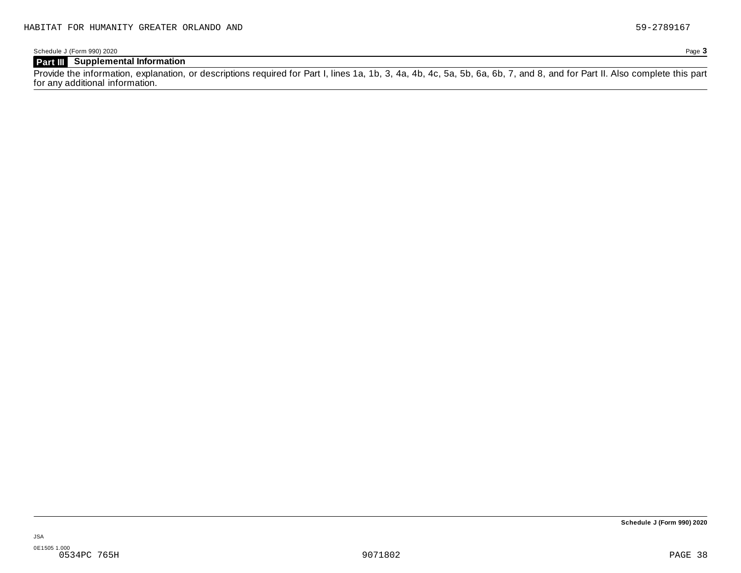HABITAT FOR HUMANITY GREATER ORLANDO AND 59-2789167

Schedule J (Form 990) 2020 Page **3**

## Part III Supplemental Information

Provide the information, explanation, or descriptions required for Part I, lines 1a, 1b, 3, 4a, 4b, 4c, 5a, 5b, 6a, 6b, 7, and 8, and for Part II. Also complete this part for any additional information.

**Schedule J (Form 990) 2020**

JSA
0E1505 1.000
0534PC 765H 9071802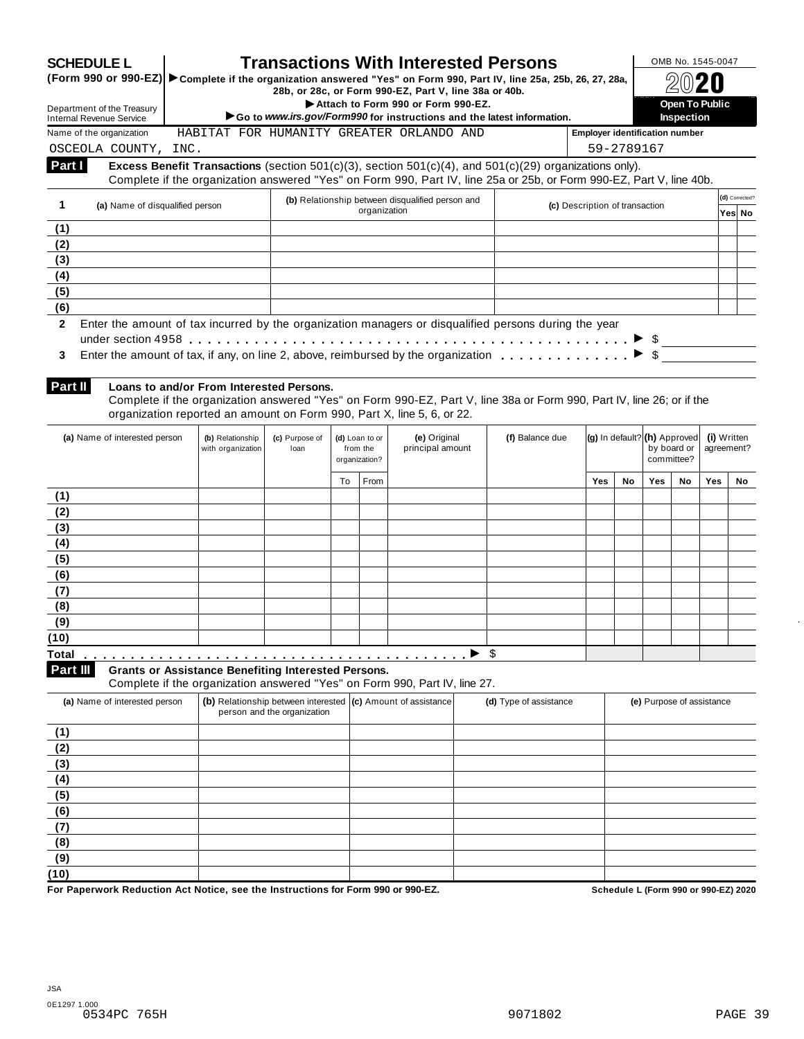# SCHEDULE L (Form 990 or 990-EZ)

# Transactions With Interested Persons

▶ Complete if the organization answered "Yes" on Form 990, Part IV, line 25a, 25b, 26, 27, 28a, 28b, or 28c, or Form 990-EZ, Part V, line 38a or 40b.

▶ Attach to Form 990 or Form 990-EZ.

▶ Go to *www.irs.gov/Form990* for instructions and the latest information.

Department of the Treasury
Internal Revenue Service

OMB No. 1545-0047

**2020**

**Open To Public Inspection**

Name of the organization: HABITAT FOR HUMANITY GREATER ORLANDO AND OSCEOLA COUNTY, INC.

Employer identification number: 59-2789167

## Part I — Excess Benefit Transactions (section 501(c)(3), section 501(c)(4), and 501(c)(29) organizations only).

Complete if the organization answered "Yes" on Form 990, Part IV, line 25a or 25b, or Form 990-EZ, Part V, line 40b.

| 1 | (a) Name of disqualified person | (b) Relationship between disqualified person and organization | (c) Description of transaction | (d) Corrected? Yes | No |
|---|---|---|---|---|---|
| (1) | | | | | |
| (2) | | | | | |
| (3) | | | | | |
| (4) | | | | | |
| (5) | | | | | |
| (6) | | | | | |

**2** Enter the amount of tax incurred by the organization managers or disqualified persons during the year under section 4958 . . . . . . ▶ $

**3** Enter the amount of tax, if any, on line 2, above, reimbursed by the organization . . . . . . ▶ $

## Part II — Loans to and/or From Interested Persons.

Complete if the organization answered "Yes" on Form 990-EZ, Part V, line 38a or Form 990, Part IV, line 26; or if the organization reported an amount on Form 990, Part X, line 5, 6, or 22.

| | (a) Name of interested person | (b) Relationship with organization | (c) Purpose of loan | (d) Loan to or from the organization? | | (e) Original principal amount | (f) Balance due | (g) In default? | | (h) Approved by board or committee? | | (i) Written agreement? | |
|---|---|---|---|---|---|---|---|---|---|---|---|---|---|
| | | | | To | From | | | Yes | No | Yes | No | Yes | No |
| (1) | | | | | | | | | | | | | |
| (2) | | | | | | | | | | | | | |
| (3) | | | | | | | | | | | | | |
| (4) | | | | | | | | | | | | | |
| (5) | | | | | | | | | | | | | |
| (6) | | | | | | | | | | | | | |
| (7) | | | | | | | | | | | | | |
| (8) | | | | | | | | | | | | | |
| (9) | | | | | | | | | | | | | |
| (10) | | | | | | | | | | | | | |
| Total | | | | | | ▶ | $ | | | | | | |

## Part III — Grants or Assistance Benefiting Interested Persons.

Complete if the organization answered "Yes" on Form 990, Part IV, line 27.

| | (a) Name of interested person | (b) Relationship between interested person and the organization | (c) Amount of assistance | (d) Type of assistance | (e) Purpose of assistance |
|---|---|---|---|---|---|
| (1) | | | | | |
| (2) | | | | | |
| (3) | | | | | |
| (4) | | | | | |
| (5) | | | | | |
| (6) | | | | | |
| (7) | | | | | |
| (8) | | | | | |
| (9) | | | | | |
| (10) | | | | | |

**For Paperwork Reduction Act Notice, see the Instructions for Form 990 or 990-EZ.**

**Schedule L (Form 990 or 990-EZ) 2020**

JSA
0E1297 1.000
0534PC 765H 9071802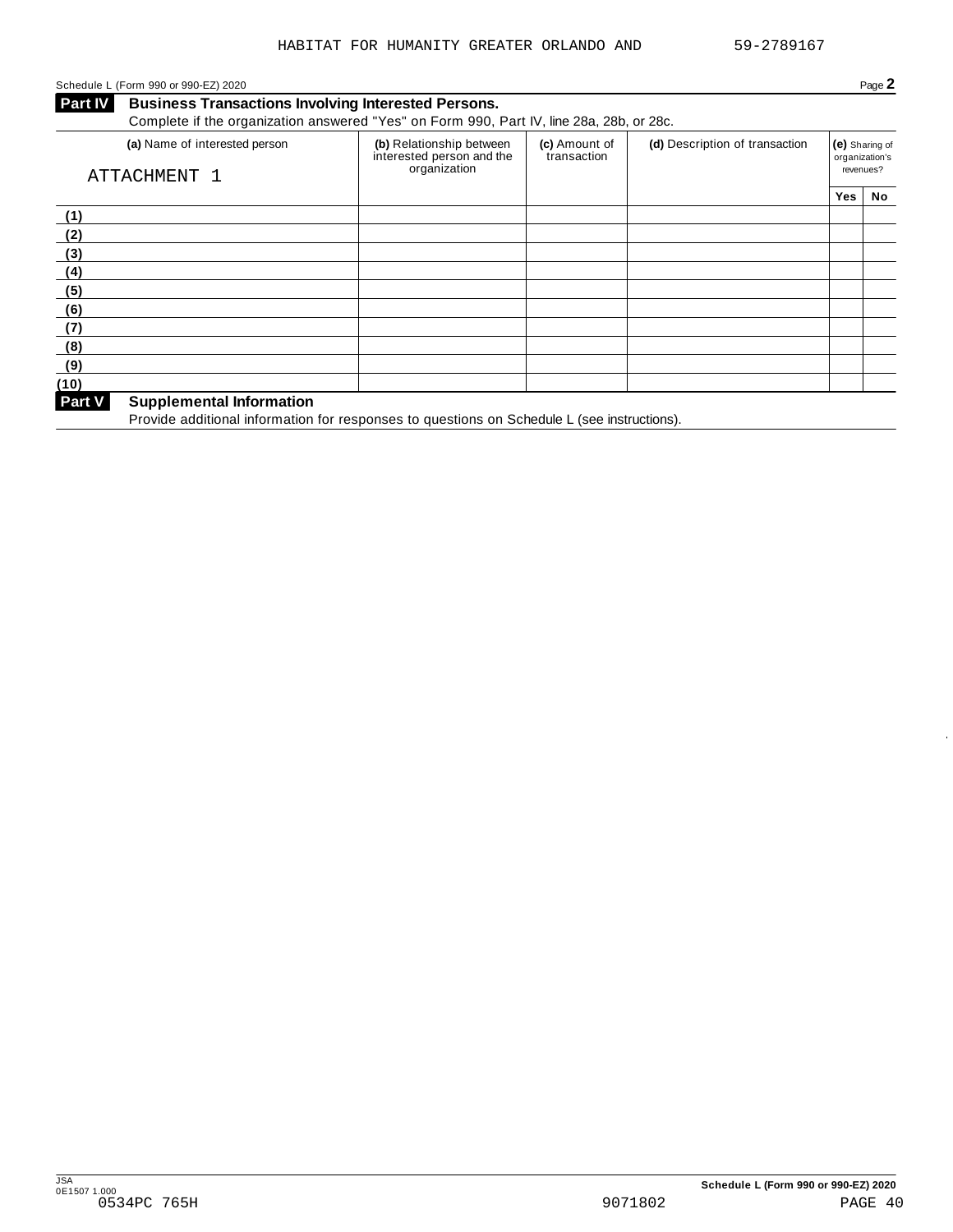HABITAT FOR HUMANITY GREATER ORLANDO AND 59-2789167

Schedule L (Form 990 or 990-EZ) 2020

## Part IV Business Transactions Involving Interested Persons.

Complete if the organization answered "Yes" on Form 990, Part IV, line 28a, 28b, or 28c.

| (a) Name of interested person | (b) Relationship between interested person and the organization | (c) Amount of transaction | (d) Description of transaction | (e) Sharing of organization's revenues? | |
|---|---|---|---|---|---|
| ATTACHMENT 1 | | | | Yes | No |
| (1) | | | | | |
| (2) | | | | | |
| (3) | | | | | |
| (4) | | | | | |
| (5) | | | | | |
| (6) | | | | | |
| (7) | | | | | |
| (8) | | | | | |
| (9) | | | | | |
| (10) | | | | | |

## Part V Supplemental Information

Provide additional information for responses to questions on Schedule L (see instructions).

JSA
0E1507 1.000
0534PC 765H 9071802

Schedule L (Form 990 or 990-EZ) 2020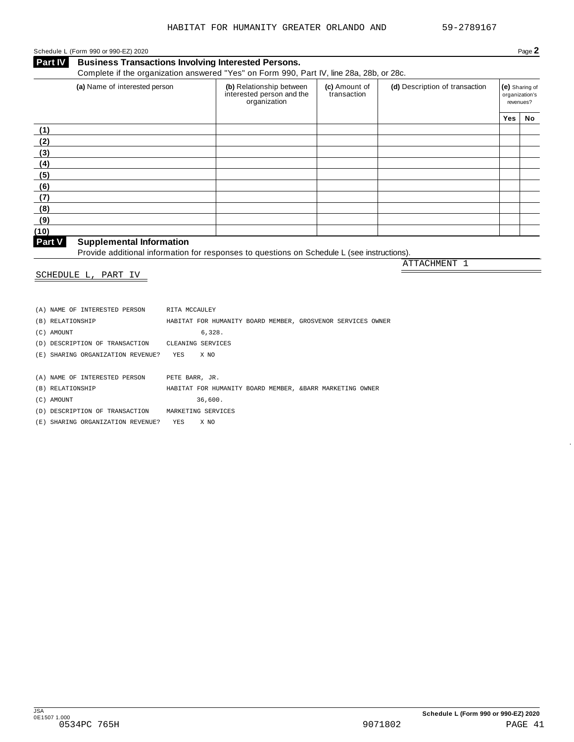Schedule L (Form 990 or 990-EZ) 2020

## Part IV Business Transactions Involving Interested Persons.

Complete if the organization answered "Yes" on Form 990, Part IV, line 28a, 28b, or 28c.

| (a) Name of interested person | (b) Relationship between interested person and the organization | (c) Amount of transaction | (d) Description of transaction | (e) Sharing of organization's revenues? | |
|---|---|---|---|---|---|
| | | | | Yes | No |
| (1) | | | | | |
| (2) | | | | | |
| (3) | | | | | |
| (4) | | | | | |
| (5) | | | | | |
| (6) | | | | | |
| (7) | | | | | |
| (8) | | | | | |
| (9) | | | | | |
| (10) | | | | | |

## Part V Supplemental Information

Provide additional information for responses to questions on Schedule L (see instructions).

ATTACHMENT 1

SCHEDULE L, PART IV

```
(A) NAME OF INTERESTED PERSON      RITA MCCAULEY
(B) RELATIONSHIP                   HABITAT FOR HUMANITY BOARD MEMBER, GROSVENOR SERVICES OWNER
(C) AMOUNT                                  6,328.
(D) DESCRIPTION OF TRANSACTION     CLEANING SERVICES
(E) SHARING ORGANIZATION REVENUE?    YES    X NO

(A) NAME OF INTERESTED PERSON      PETE BARR, JR.
(B) RELATIONSHIP                   HABITAT FOR HUMANITY BOARD MEMBER, &BARR MARKETING OWNER
(C) AMOUNT                                 36,600.
(D) DESCRIPTION OF TRANSACTION     MARKETING SERVICES
(E) SHARING ORGANIZATION REVENUE?    YES    X NO
```

Schedule L (Form 990 or 990-EZ) 2020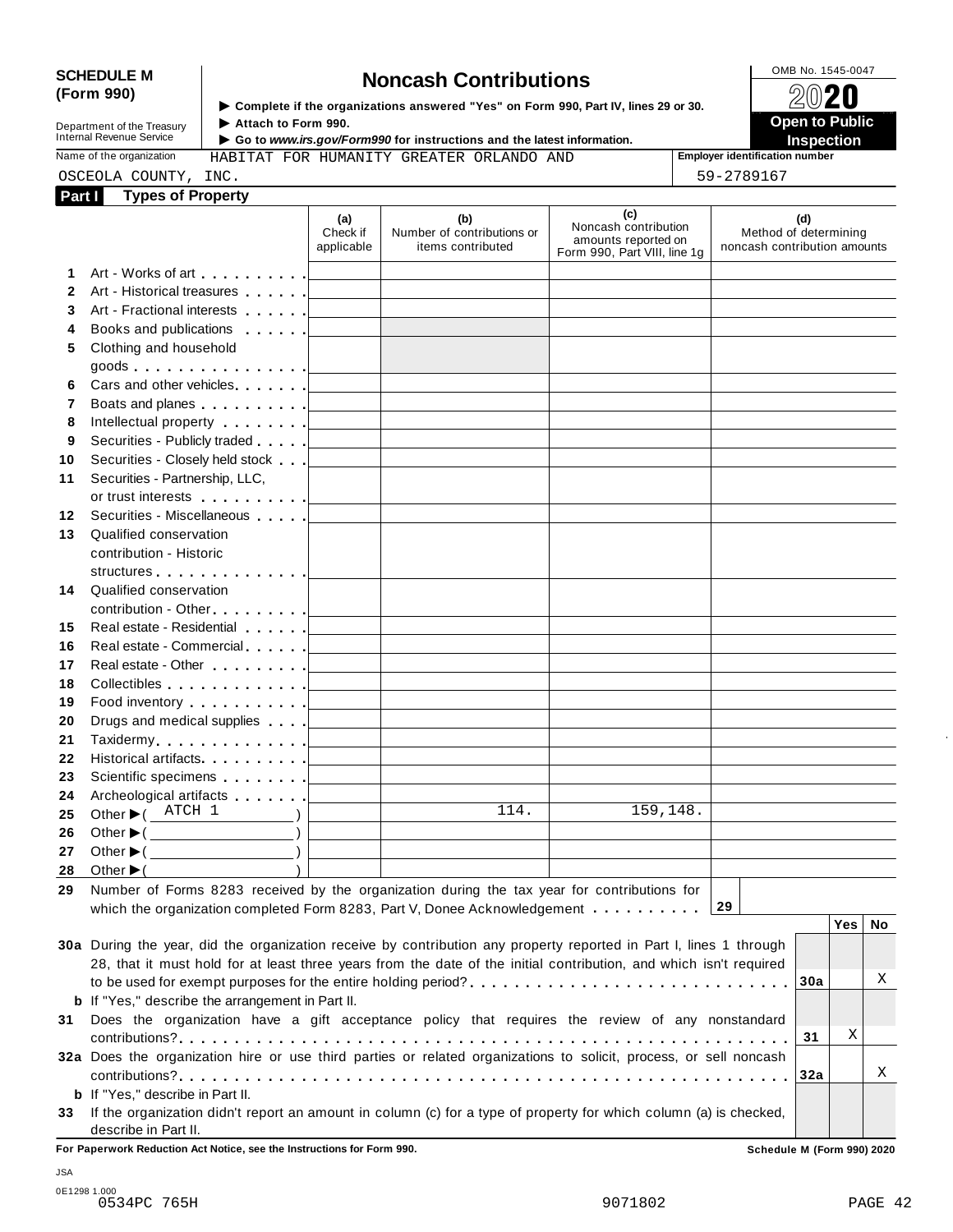**SCHEDULE M (Form 990)**

Department of the Treasury
Internal Revenue Service

# Noncash Contributions

▶ Complete if the organizations answered "Yes" on Form 990, Part IV, lines 29 or 30.
▶ Attach to Form 990.
▶ Go to *www.irs.gov/Form990* for instructions and the latest information.

OMB No. 1545-0047

**2020**

**Open to Public Inspection**

Name of the organization: HABITAT FOR HUMANITY GREATER ORLANDO AND OSCEOLA COUNTY, INC.

Employer identification number: 59-2789167

## Part I Types of Property

| | | (a) Check if applicable | (b) Number of contributions or items contributed | (c) Noncash contribution amounts reported on Form 990, Part VIII, line 1g | (d) Method of determining noncash contribution amounts |
|---|---|---|---|---|---|
| 1 | Art - Works of art | | | | |
| 2 | Art - Historical treasures | | | | |
| 3 | Art - Fractional interests | | | | |
| 4 | Books and publications | | | | |
| 5 | Clothing and household goods | | | | |
| 6 | Cars and other vehicles | | | | |
| 7 | Boats and planes | | | | |
| 8 | Intellectual property | | | | |
| 9 | Securities - Publicly traded | | | | |
| 10 | Securities - Closely held stock | | | | |
| 11 | Securities - Partnership, LLC, or trust interests | | | | |
| 12 | Securities - Miscellaneous | | | | |
| 13 | Qualified conservation contribution - Historic structures | | | | |
| 14 | Qualified conservation contribution - Other | | | | |
| 15 | Real estate - Residential | | | | |
| 16 | Real estate - Commercial | | | | |
| 17 | Real estate - Other | | | | |
| 18 | Collectibles | | | | |
| 19 | Food inventory | | | | |
| 20 | Drugs and medical supplies | | | | |
| 21 | Taxidermy | | | | |
| 22 | Historical artifacts | | | | |
| 23 | Scientific specimens | | | | |
| 24 | Archeological artifacts | | | | |
| 25 | Other ▶ ( ATCH 1 ) | | 114. | 159,148. | |
| 26 | Other ▶ ( ) | | | | |
| 27 | Other ▶ ( ) | | | | |
| 28 | Other ▶ ( ) | | | | |

**29** Number of Forms 8283 received by the organization during the tax year for contributions for which the organization completed Form 8283, Part V, Donee Acknowledgement . . . . . . . . . . **29**

| | | | Yes | No |
|---|---|---|---|---|
| **30a** | During the year, did the organization receive by contribution any property reported in Part I, lines 1 through 28, that it must hold for at least three years from the date of the initial contribution, and which isn't required to be used for exempt purposes for the entire holding period? | 30a | | X |
| **b** | If "Yes," describe the arrangement in Part II. | | | |
| **31** | Does the organization have a gift acceptance policy that requires the review of any nonstandard contributions? | 31 | X | |
| **32a** | Does the organization hire or use third parties or related organizations to solicit, process, or sell noncash contributions? | 32a | | X |
| **b** | If "Yes," describe in Part II. | | | |
| **33** | If the organization didn't report an amount in column (c) for a type of property for which column (a) is checked, describe in Part II. | | | |

**For Paperwork Reduction Act Notice, see the Instructions for Form 990.**

**Schedule M (Form 990) 2020**

JSA
0E1298 1.000
0534PC 765H 9071802 PAGE 42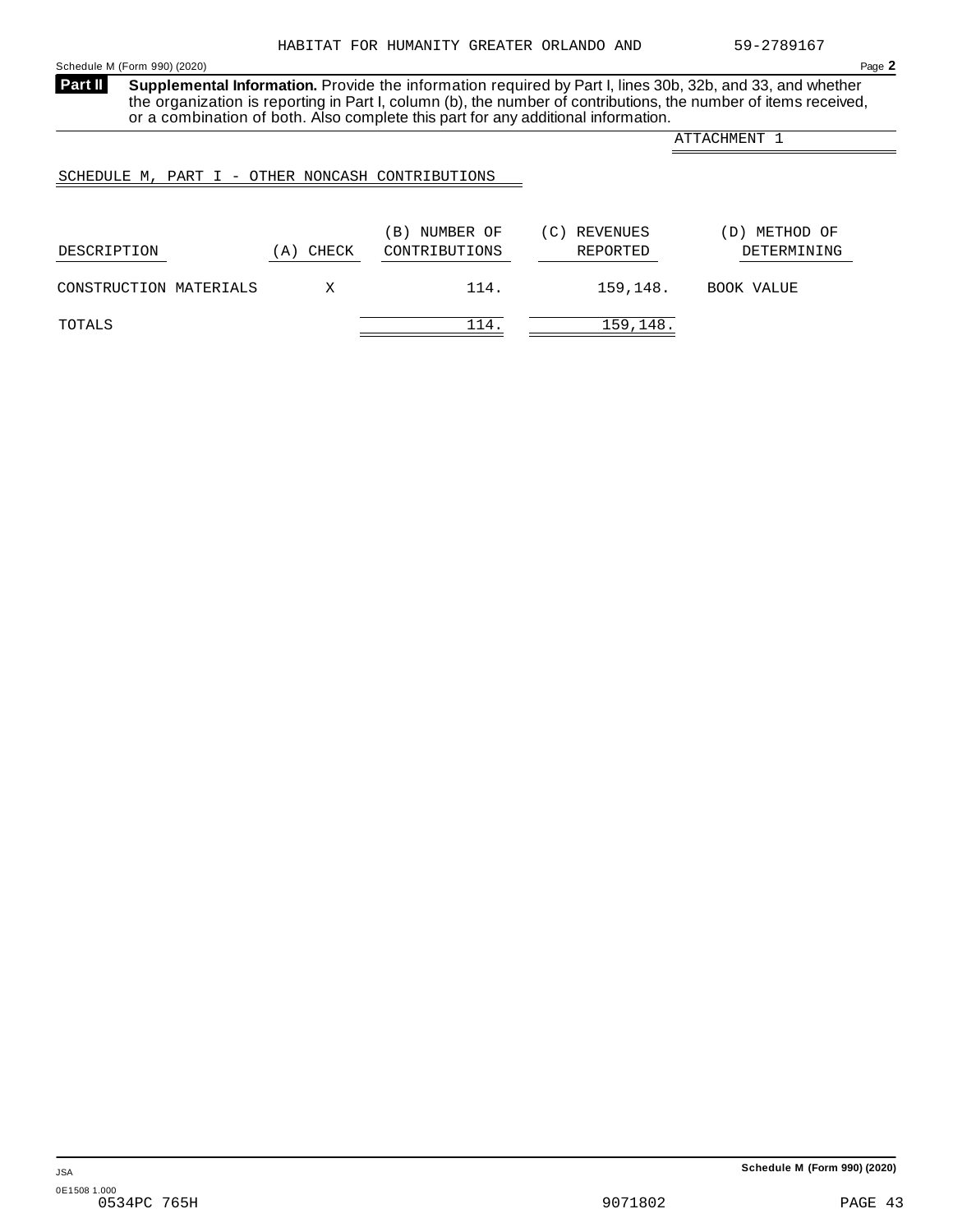HABITAT FOR HUMANITY GREATER ORLANDO AND 59-2789167

Schedule M (Form 990) (2020) Page **2**

**Part II** **Supplemental Information.** Provide the information required by Part I, lines 30b, 32b, and 33, and whether the organization is reporting in Part I, column (b), the number of contributions, the number of items received, or a combination of both. Also complete this part for any additional information.

ATTACHMENT 1

SCHEDULE M, PART I - OTHER NONCASH CONTRIBUTIONS

| DESCRIPTION | (A) CHECK | (B) NUMBER OF CONTRIBUTIONS | (C) REVENUES REPORTED | (D) METHOD OF DETERMINING |
|---|---|---|---|---|
| CONSTRUCTION MATERIALS | X | 114. | 159,148. | BOOK VALUE |
| TOTALS | | 114. | 159,148. | |

JSA Schedule M (Form 990) (2020)

0E1508 1.000
0534PC 765H 9071802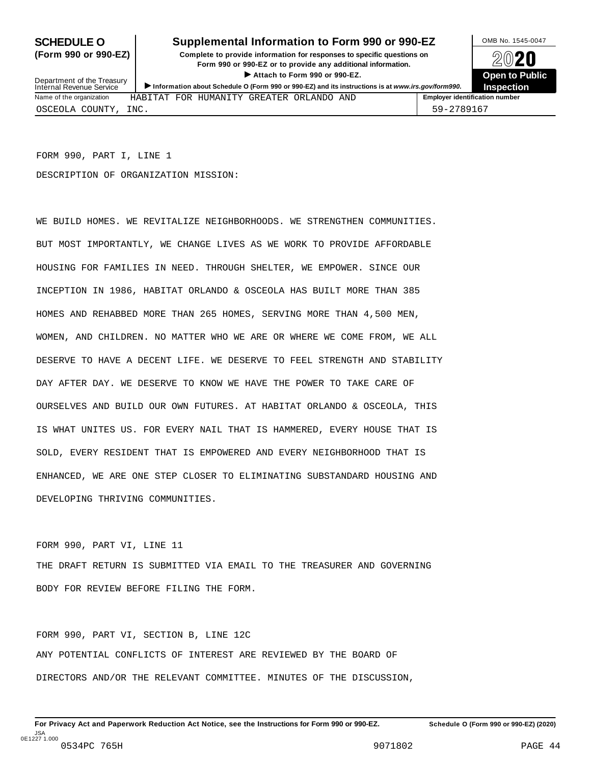# SCHEDULE O (Form 990 or 990-EZ)

## Supplemental Information to Form 990 or 990-EZ

**Complete to provide information for responses to specific questions on Form 990 or 990-EZ or to provide any additional information.**

▶ Attach to Form 990 or 990-EZ.

▶ Information about Schedule O (Form 990 or 990-EZ) and its instructions is at www.irs.gov/form990.

Department of the Treasury
Internal Revenue Service

OMB No. 1545-0047

2020

**Open to Public Inspection**

| Name of the organization | Employer identification number |
|---|---|
| HABITAT FOR HUMANITY GREATER ORLANDO AND OSCEOLA COUNTY, INC. | 59-2789167 |

FORM 990, PART I, LINE 1

DESCRIPTION OF ORGANIZATION MISSION:

WE BUILD HOMES. WE REVITALIZE NEIGHBORHOODS. WE STRENGTHEN COMMUNITIES. BUT MOST IMPORTANTLY, WE CHANGE LIVES AS WE WORK TO PROVIDE AFFORDABLE HOUSING FOR FAMILIES IN NEED. THROUGH SHELTER, WE EMPOWER. SINCE OUR INCEPTION IN 1986, HABITAT ORLANDO & OSCEOLA HAS BUILT MORE THAN 385 HOMES AND REHABBED MORE THAN 265 HOMES, SERVING MORE THAN 4,500 MEN, WOMEN, AND CHILDREN. NO MATTER WHO WE ARE OR WHERE WE COME FROM, WE ALL DESERVE TO HAVE A DECENT LIFE. WE DESERVE TO FEEL STRENGTH AND STABILITY DAY AFTER DAY. WE DESERVE TO KNOW WE HAVE THE POWER TO TAKE CARE OF OURSELVES AND BUILD OUR OWN FUTURES. AT HABITAT ORLANDO & OSCEOLA, THIS IS WHAT UNITES US. FOR EVERY NAIL THAT IS HAMMERED, EVERY HOUSE THAT IS SOLD, EVERY RESIDENT THAT IS EMPOWERED AND EVERY NEIGHBORHOOD THAT IS ENHANCED, WE ARE ONE STEP CLOSER TO ELIMINATING SUBSTANDARD HOUSING AND DEVELOPING THRIVING COMMUNITIES.

FORM 990, PART VI, LINE 11

THE DRAFT RETURN IS SUBMITTED VIA EMAIL TO THE TREASURER AND GOVERNING BODY FOR REVIEW BEFORE FILING THE FORM.

FORM 990, PART VI, SECTION B, LINE 12C

ANY POTENTIAL CONFLICTS OF INTEREST ARE REVIEWED BY THE BOARD OF DIRECTORS AND/OR THE RELEVANT COMMITTEE. MINUTES OF THE DISCUSSION,

For Privacy Act and Paperwork Reduction Act Notice, see the Instructions for Form 990 or 990-EZ. Schedule O (Form 990 or 990-EZ) (2020)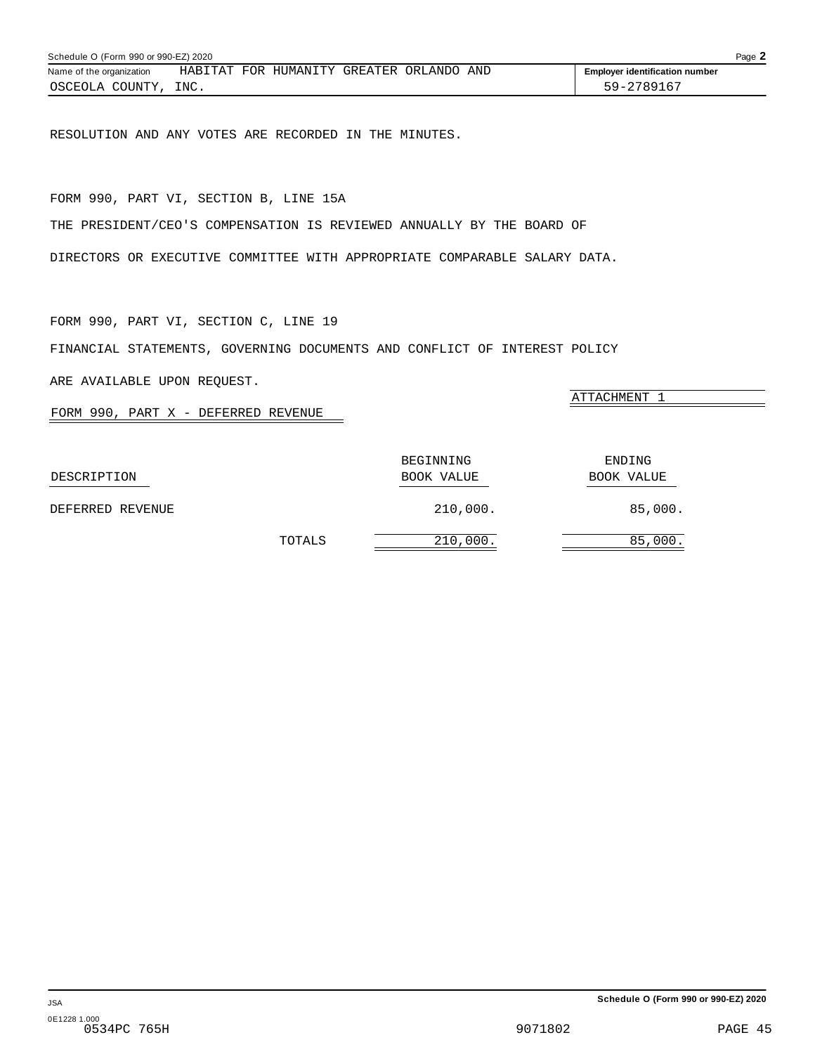Name of the organization HABITAT FOR HUMANITY GREATER ORLANDO AND OSCEOLA COUNTY, INC.

Employer identification number 59-2789167

RESOLUTION AND ANY VOTES ARE RECORDED IN THE MINUTES.

FORM 990, PART VI, SECTION B, LINE 15A

THE PRESIDENT/CEO'S COMPENSATION IS REVIEWED ANNUALLY BY THE BOARD OF DIRECTORS OR EXECUTIVE COMMITTEE WITH APPROPRIATE COMPARABLE SALARY DATA.

FORM 990, PART VI, SECTION C, LINE 19

FINANCIAL STATEMENTS, GOVERNING DOCUMENTS AND CONFLICT OF INTEREST POLICY ARE AVAILABLE UPON REQUEST.

ATTACHMENT 1

FORM 990, PART X - DEFERRED REVENUE

| DESCRIPTION | BEGINNING BOOK VALUE | ENDING BOOK VALUE |
|---|---|---|
| DEFERRED REVENUE | 210,000. | 85,000. |
| TOTALS | 210,000. | 85,000. |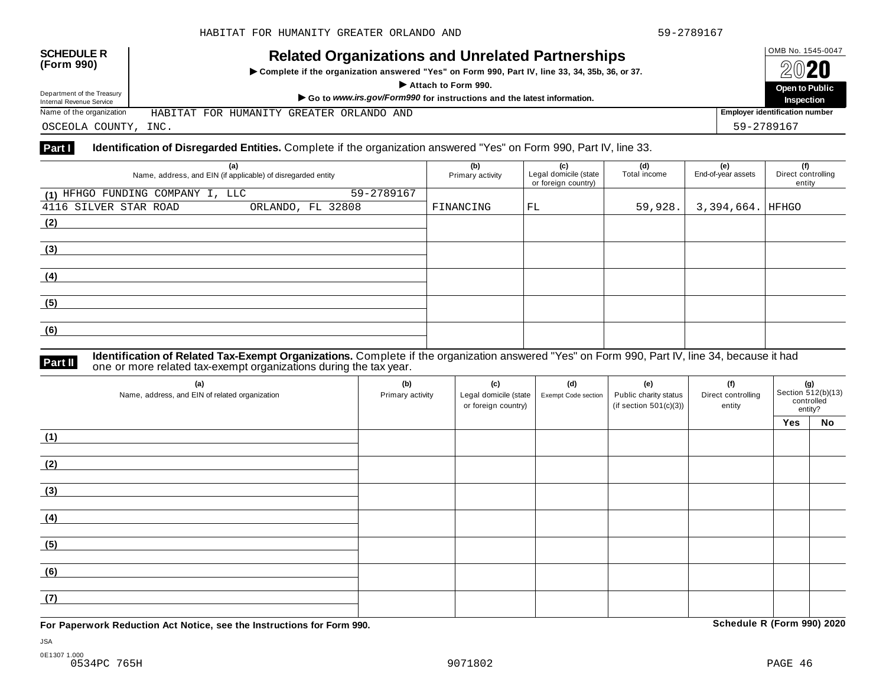HABITAT FOR HUMANITY GREATER ORLANDO AND 59-2789167

**SCHEDULE R (Form 990)**

Department of the Treasury
Internal Revenue Service

# Related Organizations and Unrelated Partnerships

▶ **Complete if the organization answered "Yes" on Form 990, Part IV, line 33, 34, 35b, 36, or 37.**

▶ **Attach to Form 990.**

▶ **Go to *www.irs.gov/Form990* for instructions and the latest information.**

OMB No. 1545-0047

**2020**

**Open to Public Inspection**

Name of the organization: HABITAT FOR HUMANITY GREATER ORLANDO AND OSCEOLA COUNTY, INC.

**Employer identification number:** 59-2789167

**Part I** **Identification of Disregarded Entities.** Complete if the organization answered "Yes" on Form 990, Part IV, line 33.

| (a) Name, address, and EIN (if applicable) of disregarded entity | (b) Primary activity | (c) Legal domicile (state or foreign country) | (d) Total income | (e) End-of-year assets | (f) Direct controlling entity |
|---|---|---|---|---|---|
| (1) HFHGO FUNDING COMPANY I, LLC 59-2789167<br>4116 SILVER STAR ROAD ORLANDO, FL 32808 | FINANCING | FL | 59,928. | 3,394,664. | HFHGO |
| (2) | | | | | |
| (3) | | | | | |
| (4) | | | | | |
| (5) | | | | | |
| (6) | | | | | |

**Part II** **Identification of Related Tax-Exempt Organizations.** Complete if the organization answered "Yes" on Form 990, Part IV, line 34, because it had one or more related tax-exempt organizations during the tax year.

| (a) Name, address, and EIN of related organization | (b) Primary activity | (c) Legal domicile (state or foreign country) | (d) Exempt Code section | (e) Public charity status (if section 501(c)(3)) | (f) Direct controlling entity | (g) Section 512(b)(13) controlled entity? Yes | No |
|---|---|---|---|---|---|---|---|
| (1) | | | | | | | |
| (2) | | | | | | | |
| (3) | | | | | | | |
| (4) | | | | | | | |
| (5) | | | | | | | |
| (6) | | | | | | | |
| (7) | | | | | | | |

**For Paperwork Reduction Act Notice, see the Instructions for Form 990.** **Schedule R (Form 990) 2020**

JSA
0E1307 1.000
0534PC 765H 9071802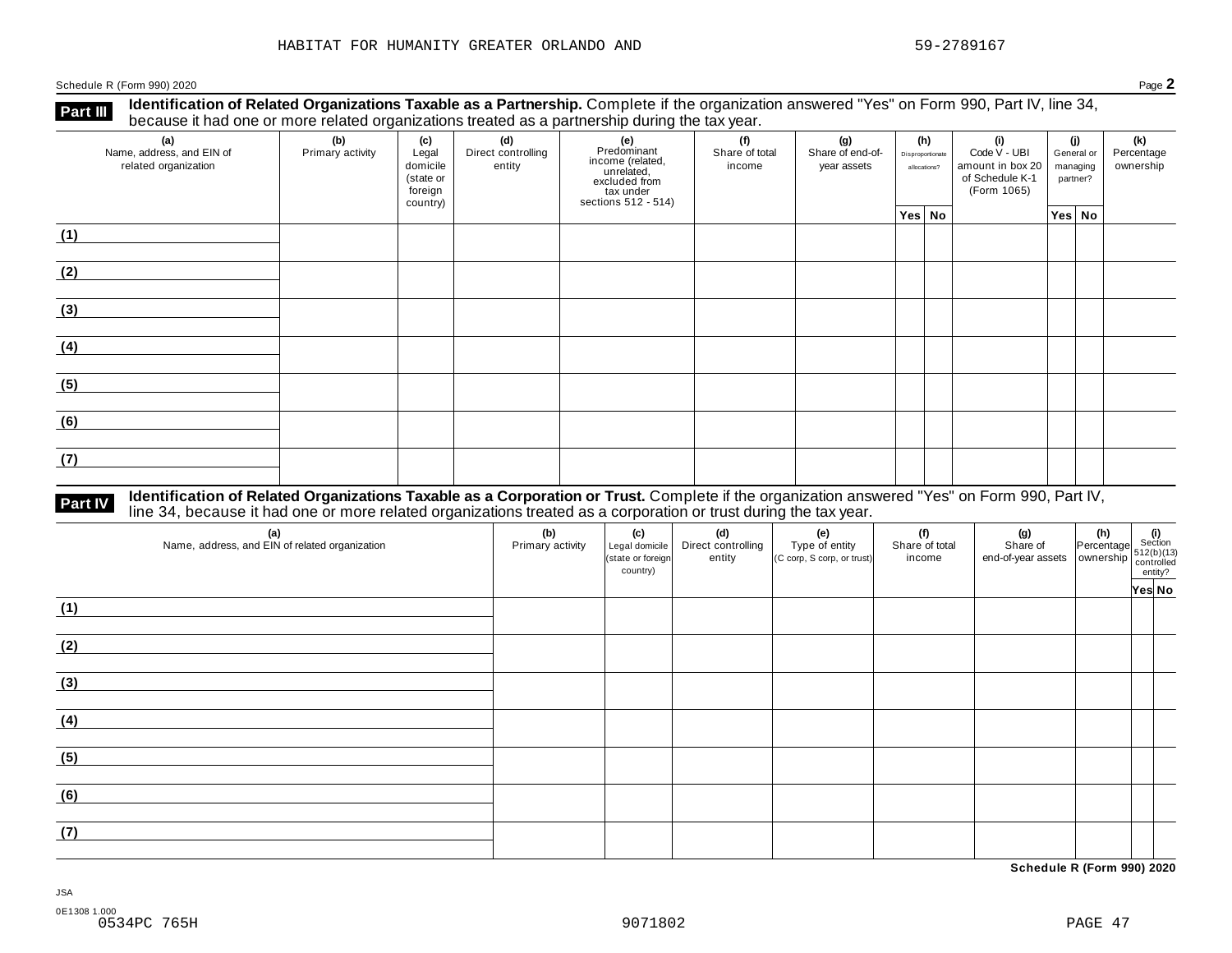HABITAT FOR HUMANITY GREATER ORLANDO AND 59-2789167

Schedule R (Form 990) 2020 Page **2**

## Part III Identification of Related Organizations Taxable as a Partnership.

Complete if the organization answered "Yes" on Form 990, Part IV, line 34, because it had one or more related organizations treated as a partnership during the tax year.

| (a) Name, address, and EIN of related organization | (b) Primary activity | (c) Legal domicile (state or foreign country) | (d) Direct controlling entity | (e) Predominant income (related, unrelated, excluded from tax under sections 512 - 514) | (f) Share of total income | (g) Share of end-of-year assets | (h) Disproportionate allocations? | | (i) Code V - UBI amount in box 20 of Schedule K-1 (Form 1065) | (j) General or managing partner? | | (k) Percentage ownership |
|---|---|---|---|---|---|---|---|---|---|---|---|---|
| | | | | | | | Yes | No | | Yes | No | |
| (1) | | | | | | | | | | | | |
| (2) | | | | | | | | | | | | |
| (3) | | | | | | | | | | | | |
| (4) | | | | | | | | | | | | |
| (5) | | | | | | | | | | | | |
| (6) | | | | | | | | | | | | |
| (7) | | | | | | | | | | | | |

## Part IV Identification of Related Organizations Taxable as a Corporation or Trust.

Complete if the organization answered "Yes" on Form 990, Part IV, line 34, because it had one or more related organizations treated as a corporation or trust during the tax year.

| (a) Name, address, and EIN of related organization | (b) Primary activity | (c) Legal domicile (state or foreign country) | (d) Direct controlling entity | (e) Type of entity (C corp, S corp, or trust) | (f) Share of total income | (g) Share of end-of-year assets | (h) Percentage ownership | (i) Section 512(b)(13) controlled entity? | |
|---|---|---|---|---|---|---|---|---|---|
| | | | | | | | | Yes | No |
| (1) | | | | | | | | | |
| (2) | | | | | | | | | |
| (3) | | | | | | | | | |
| (4) | | | | | | | | | |
| (5) | | | | | | | | | |
| (6) | | | | | | | | | |
| (7) | | | | | | | | | |

**Schedule R (Form 990) 2020**

JSA

0E1308 1.000

0534PC 765H 9071802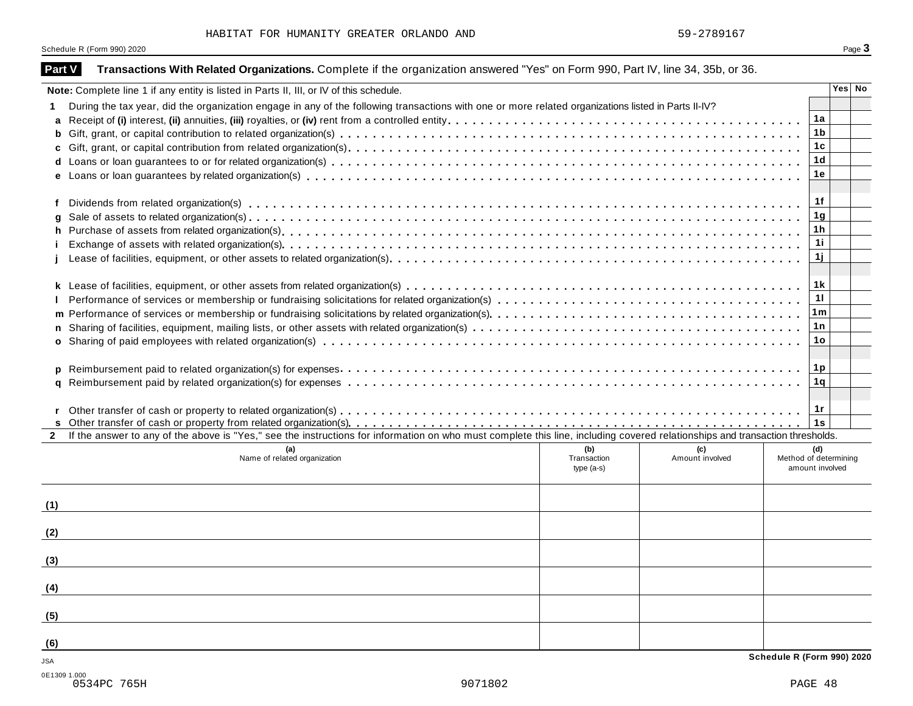HABITAT FOR HUMANITY GREATER ORLANDO AND 59-2789167

Schedule R (Form 990) 2020

## Part V Transactions With Related Organizations. Complete if the organization answered "Yes" on Form 990, Part IV, line 34, 35b, or 36.

| **Note:** Complete line 1 if any entity is listed in Parts II, III, or IV of this schedule. | | Yes | No |
|---|---|---|---|
| **1** During the tax year, did the organization engage in any of the following transactions with one or more related organizations listed in Parts II-IV? | | | |
| **a** Receipt of **(i)** interest, **(ii)** annuities, **(iii)** royalties, or **(iv)** rent from a controlled entity | 1a | | |
| **b** Gift, grant, or capital contribution to related organization(s) | 1b | | |
| **c** Gift, grant, or capital contribution from related organization(s) | 1c | | |
| **d** Loans or loan guarantees to or for related organization(s) | 1d | | |
| **e** Loans or loan guarantees by related organization(s) | 1e | | |
| **f** Dividends from related organization(s) | 1f | | |
| **g** Sale of assets to related organization(s) | 1g | | |
| **h** Purchase of assets from related organization(s) | 1h | | |
| **i** Exchange of assets with related organization(s) | 1i | | |
| **j** Lease of facilities, equipment, or other assets to related organization(s) | 1j | | |
| **k** Lease of facilities, equipment, or other assets from related organization(s) | 1k | | |
| **l** Performance of services or membership or fundraising solicitations for related organization(s) | 1l | | |
| **m** Performance of services or membership or fundraising solicitations by related organization(s) | 1m | | |
| **n** Sharing of facilities, equipment, mailing lists, or other assets with related organization(s) | 1n | | |
| **o** Sharing of paid employees with related organization(s) | 1o | | |
| **p** Reimbursement paid to related organization(s) for expenses | 1p | | |
| **q** Reimbursement paid by related organization(s) for expenses | 1q | | |
| **r** Other transfer of cash or property to related organization(s) | 1r | | |
| **s** Other transfer of cash or property from related organization(s) | 1s | | |

**2** If the answer to any of the above is "Yes," see the instructions for information on who must complete this line, including covered relationships and transaction thresholds.

| | (a) Name of related organization | (b) Transaction type (a-s) | (c) Amount involved | (d) Method of determining amount involved |
|---|---|---|---|---|
| (1) | | | | |
| (2) | | | | |
| (3) | | | | |
| (4) | | | | |
| (5) | | | | |
| (6) | | | | |

Schedule R (Form 990) 2020

JSA

0E1309 1.000
0534PC 765H 9071802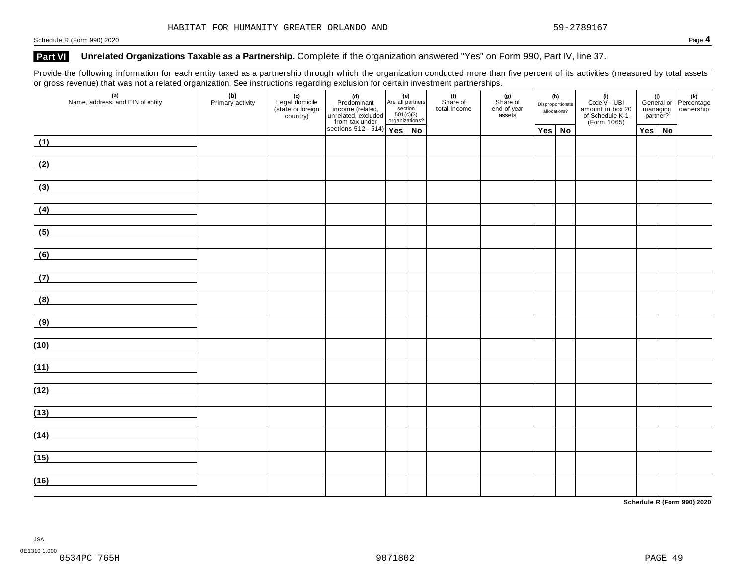## Part VI Unrelated Organizations Taxable as a Partnership. Complete if the organization answered "Yes" on Form 990, Part IV, line 37.

Provide the following information for each entity taxed as a partnership through which the organization conducted more than five percent of its activities (measured by total assets or gross revenue) that was not a related organization. See instructions regarding exclusion for certain investment partnerships.

| (a) Name, address, and EIN of entity | (b) Primary activity | (c) Legal domicile (state or foreign country) | (d) Predominant income (related, unrelated, excluded from tax under sections 512 - 514) | (e) Are all partners section 501(c)(3) organizations? | | (f) Share of total income | (g) Share of end-of-year assets | (h) Disproportionate allocations? | | (i) Code V - UBI amount in box 20 of Schedule K-1 (Form 1065) | (j) General or managing partner? | | (k) Percentage ownership |
|---|---|---|---|---|---|---|---|---|---|---|---|---|---|
| | | | | Yes | No | | | Yes | No | | Yes | No | |
| (1) | | | | | | | | | | | | | |
| (2) | | | | | | | | | | | | | |
| (3) | | | | | | | | | | | | | |
| (4) | | | | | | | | | | | | | |
| (5) | | | | | | | | | | | | | |
| (6) | | | | | | | | | | | | | |
| (7) | | | | | | | | | | | | | |
| (8) | | | | | | | | | | | | | |
| (9) | | | | | | | | | | | | | |
| (10) | | | | | | | | | | | | | |
| (11) | | | | | | | | | | | | | |
| (12) | | | | | | | | | | | | | |
| (13) | | | | | | | | | | | | | |
| (14) | | | | | | | | | | | | | |
| (15) | | | | | | | | | | | | | |
| (16) | | | | | | | | | | | | | |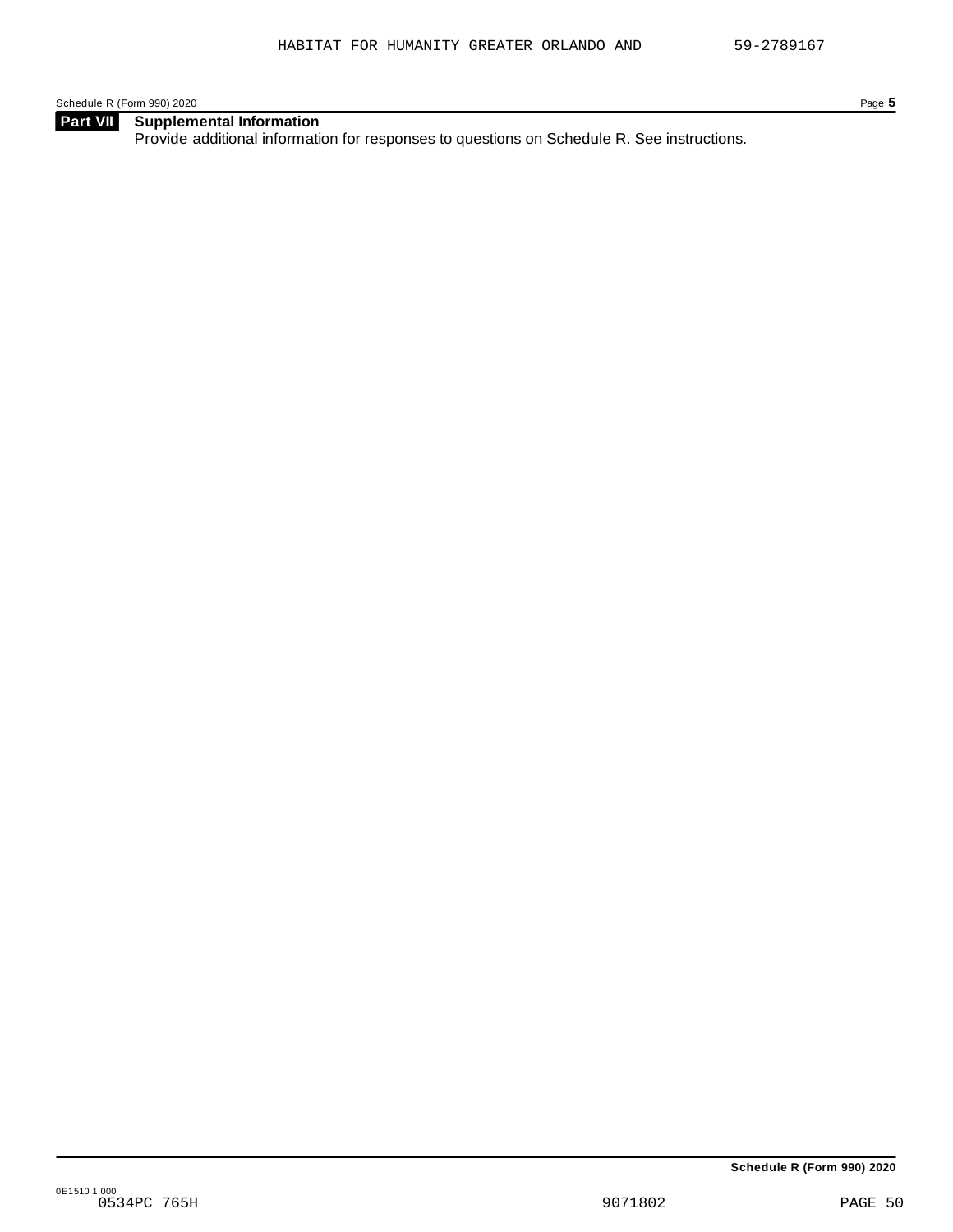## Part VII Supplemental Information

Provide additional information for responses to questions on Schedule R. See instructions.